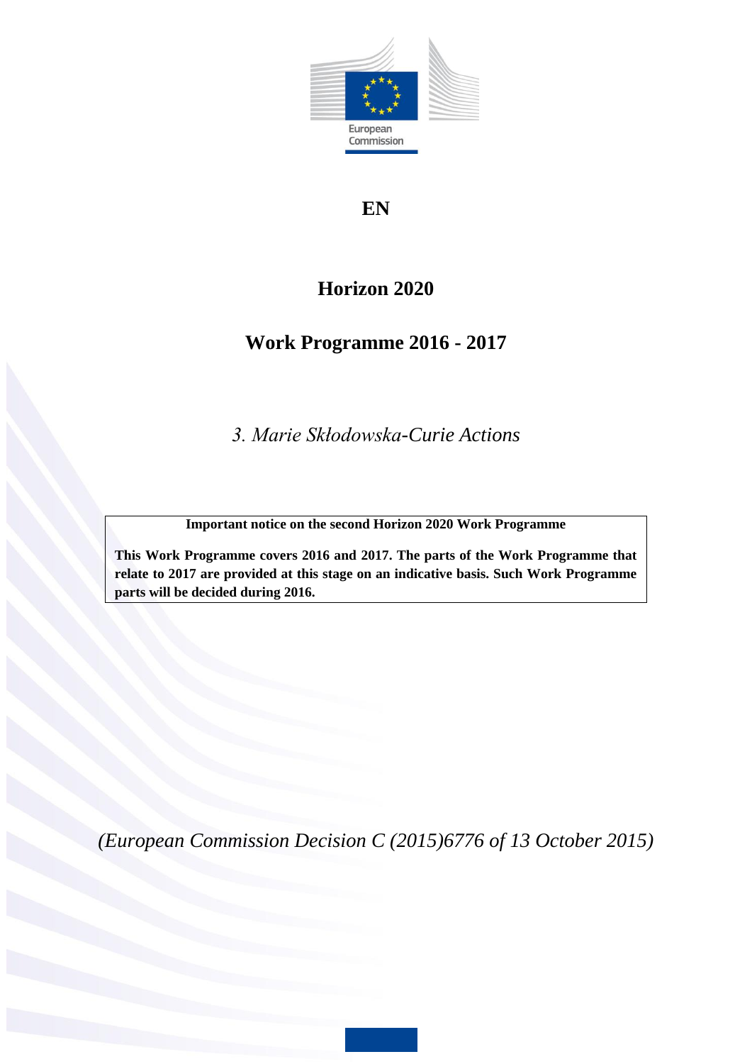European Commission

**EN**

# Horizon 2020

# Work Programme 2016 - 2017

*3. Marie Skłodowska-Curie Actions*

**Important notice on the second Horizon 2020 Work Programme**

**This Work Programme covers 2016 and 2017. The parts of the Work Programme that relate to 2017 are provided at this stage on an indicative basis. Such Work Programme parts will be decided during 2016.**

*(European Commission Decision C (2015)6776 of 13 October 2015)*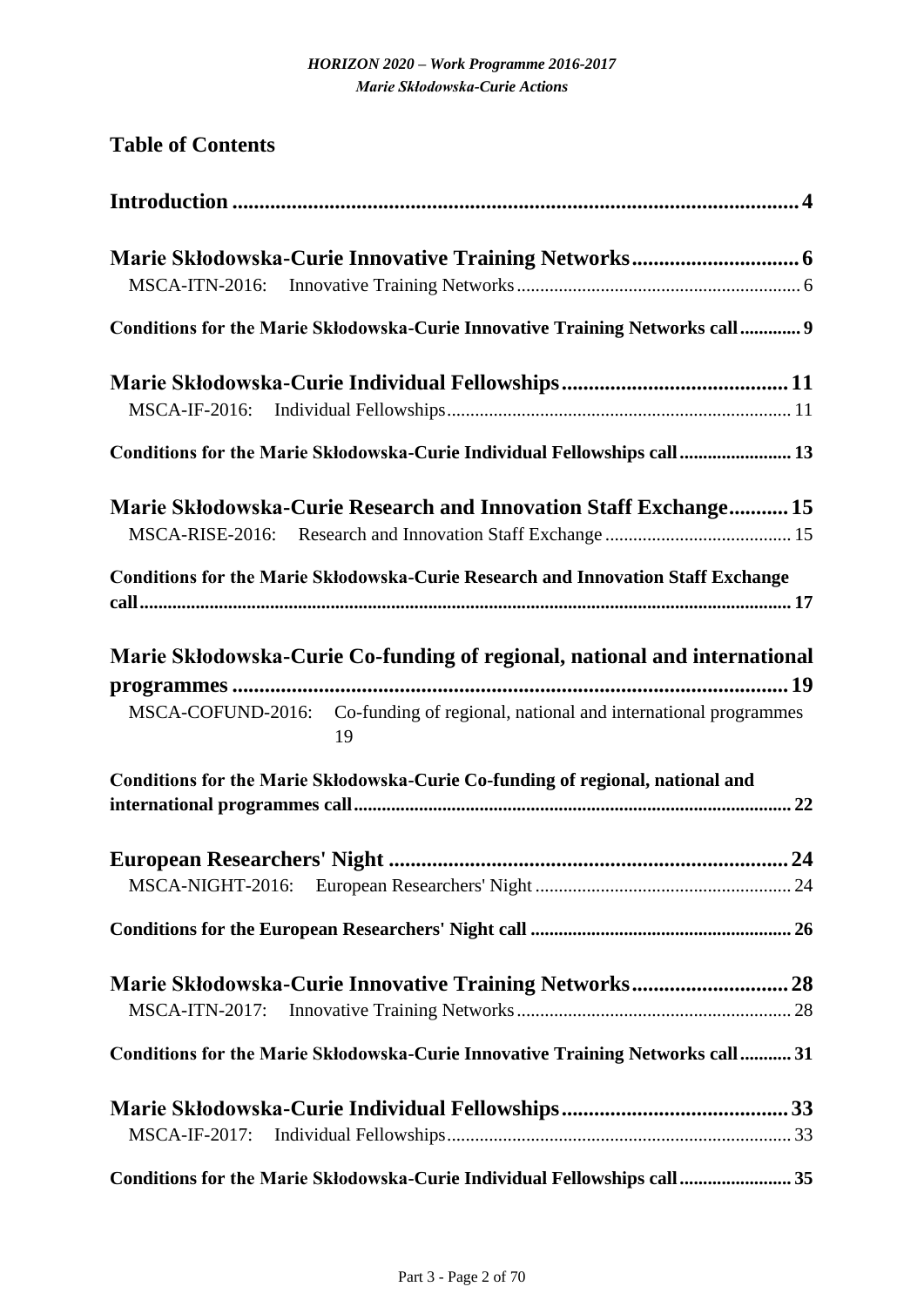## Table of Contents

**Introduction** ........................................................................................................ **4**

**Marie Skłodowska-Curie Innovative Training Networks** .............................. **6**

MSCA-ITN-2016: Innovative Training Networks ............................................................ 6

**Conditions for the Marie Skłodowska-Curie Innovative Training Networks call** ............ **9**

**Marie Skłodowska-Curie Individual Fellowships** ......................................... **11**

MSCA-IF-2016: Individual Fellowships ......................................................................... 11

**Conditions for the Marie Skłodowska-Curie Individual Fellowships call** ....................... **13**

**Marie Skłodowska-Curie Research and Innovation Staff Exchange** ........... **15**

MSCA-RISE-2016: Research and Innovation Staff Exchange ....................................... 15

**Conditions for the Marie Skłodowska-Curie Research and Innovation Staff Exchange call** ........................................................................................................................................ **17**

**Marie Skłodowska-Curie Co-funding of regional, national and international programmes** ................................................................................................. **19**

MSCA-COFUND-2016: Co-funding of regional, national and international programmes 19

**Conditions for the Marie Skłodowska-Curie Co-funding of regional, national and international programmes call** ............................................................................................ **22**

**European Researchers' Night** ........................................................................ **24**

MSCA-NIGHT-2016: European Researchers' Night ...................................................... 24

**Conditions for the European Researchers' Night call** ...................................................... **26**

**Marie Skłodowska-Curie Innovative Training Networks** ............................ **28**

MSCA-ITN-2017: Innovative Training Networks .......................................................... 28

**Conditions for the Marie Skłodowska-Curie Innovative Training Networks call** ........... **31**

**Marie Skłodowska-Curie Individual Fellowships** ......................................... **33**

MSCA-IF-2017: Individual Fellowships ......................................................................... 33

**Conditions for the Marie Skłodowska-Curie Individual Fellowships call** ....................... **35**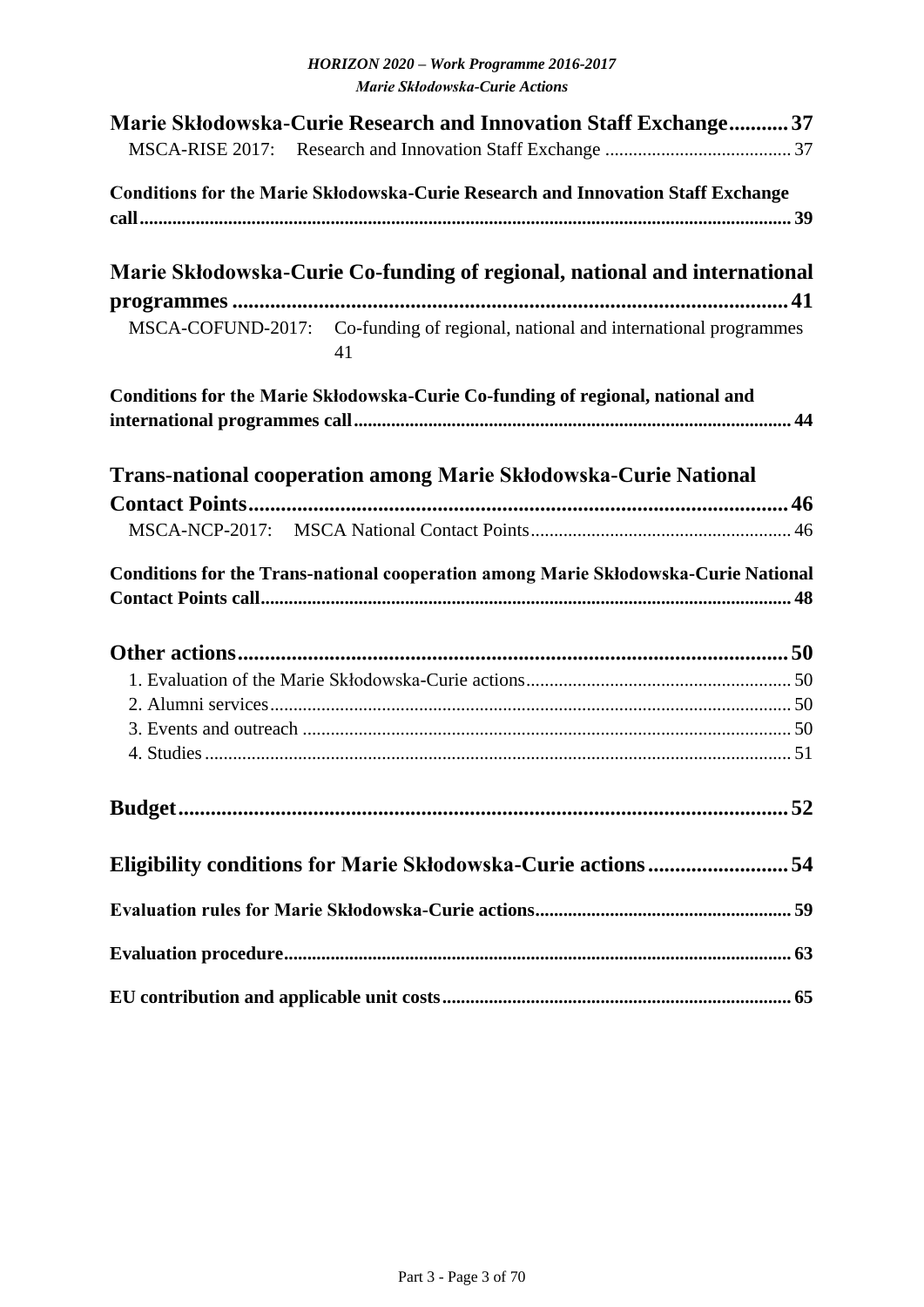Marie Skłodowska-Curie Research and Innovation Staff Exchange ........... 37

MSCA-RISE 2017: Research and Innovation Staff Exchange ........................................ 37

Conditions for the Marie Skłodowska-Curie Research and Innovation Staff Exchange call ........................................................................................................................ 39

Marie Skłodowska-Curie Co-funding of regional, national and international programmes ...................................................................................................... 41

MSCA-COFUND-2017: Co-funding of regional, national and international programmes 41

Conditions for the Marie Skłodowska-Curie Co-funding of regional, national and international programmes call ............................................................................................. 44

Trans-national cooperation among Marie Skłodowska-Curie National Contact Points ................................................................................................... 46

MSCA-NCP-2017: MSCA National Contact Points ........................................................ 46

Conditions for the Trans-national cooperation among Marie Skłodowska-Curie National Contact Points call ................................................................................................................ 48

Other actions ..................................................................................................... 50

1. Evaluation of the Marie Skłodowska-Curie actions ........................................................ 50
2. Alumni services .............................................................................................................. 50
3. Events and outreach ........................................................................................................ 50
4. Studies ............................................................................................................................ 51

Budget ................................................................................................................ 52

Eligibility conditions for Marie Skłodowska-Curie actions ......................... 54

Evaluation rules for Marie Skłodowska-Curie actions ....................................................... 59

Evaluation procedure ........................................................................................................... 63

EU contribution and applicable unit costs .......................................................................... 65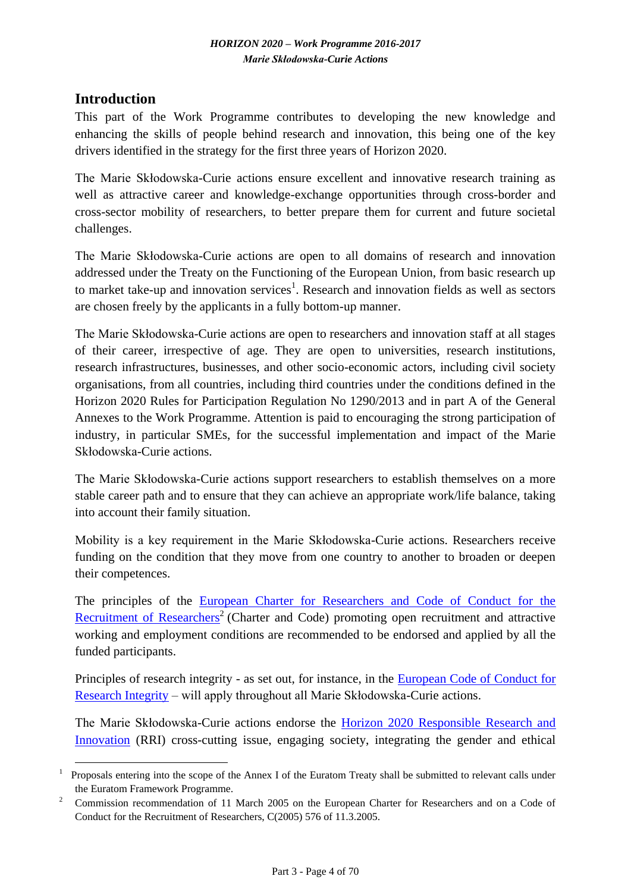## Introduction

This part of the Work Programme contributes to developing the new knowledge and enhancing the skills of people behind research and innovation, this being one of the key drivers identified in the strategy for the first three years of Horizon 2020.

The Marie Skłodowska-Curie actions ensure excellent and innovative research training as well as attractive career and knowledge-exchange opportunities through cross-border and cross-sector mobility of researchers, to better prepare them for current and future societal challenges.

The Marie Skłodowska-Curie actions are open to all domains of research and innovation addressed under the Treaty on the Functioning of the European Union, from basic research up to market take-up and innovation services[1]. Research and innovation fields as well as sectors are chosen freely by the applicants in a fully bottom-up manner.

The Marie Skłodowska-Curie actions are open to researchers and innovation staff at all stages of their career, irrespective of age. They are open to universities, research institutions, research infrastructures, businesses, and other socio-economic actors, including civil society organisations, from all countries, including third countries under the conditions defined in the Horizon 2020 Rules for Participation Regulation No 1290/2013 and in part A of the General Annexes to the Work Programme. Attention is paid to encouraging the strong participation of industry, in particular SMEs, for the successful implementation and impact of the Marie Skłodowska-Curie actions.

The Marie Skłodowska-Curie actions support researchers to establish themselves on a more stable career path and to ensure that they can achieve an appropriate work/life balance, taking into account their family situation.

Mobility is a key requirement in the Marie Skłodowska-Curie actions. Researchers receive funding on the condition that they move from one country to another to broaden or deepen their competences.

The principles of the European Charter for Researchers and Code of Conduct for the Recruitment of Researchers[2] (Charter and Code) promoting open recruitment and attractive working and employment conditions are recommended to be endorsed and applied by all the funded participants.

Principles of research integrity - as set out, for instance, in the European Code of Conduct for Research Integrity – will apply throughout all Marie Skłodowska-Curie actions.

The Marie Skłodowska-Curie actions endorse the Horizon 2020 Responsible Research and Innovation (RRI) cross-cutting issue, engaging society, integrating the gender and ethical

---

[1] Proposals entering into the scope of the Annex I of the Euratom Treaty shall be submitted to relevant calls under the Euratom Framework Programme.

[2] Commission recommendation of 11 March 2005 on the European Charter for Researchers and on a Code of Conduct for the Recruitment of Researchers, C(2005) 576 of 11.3.2005.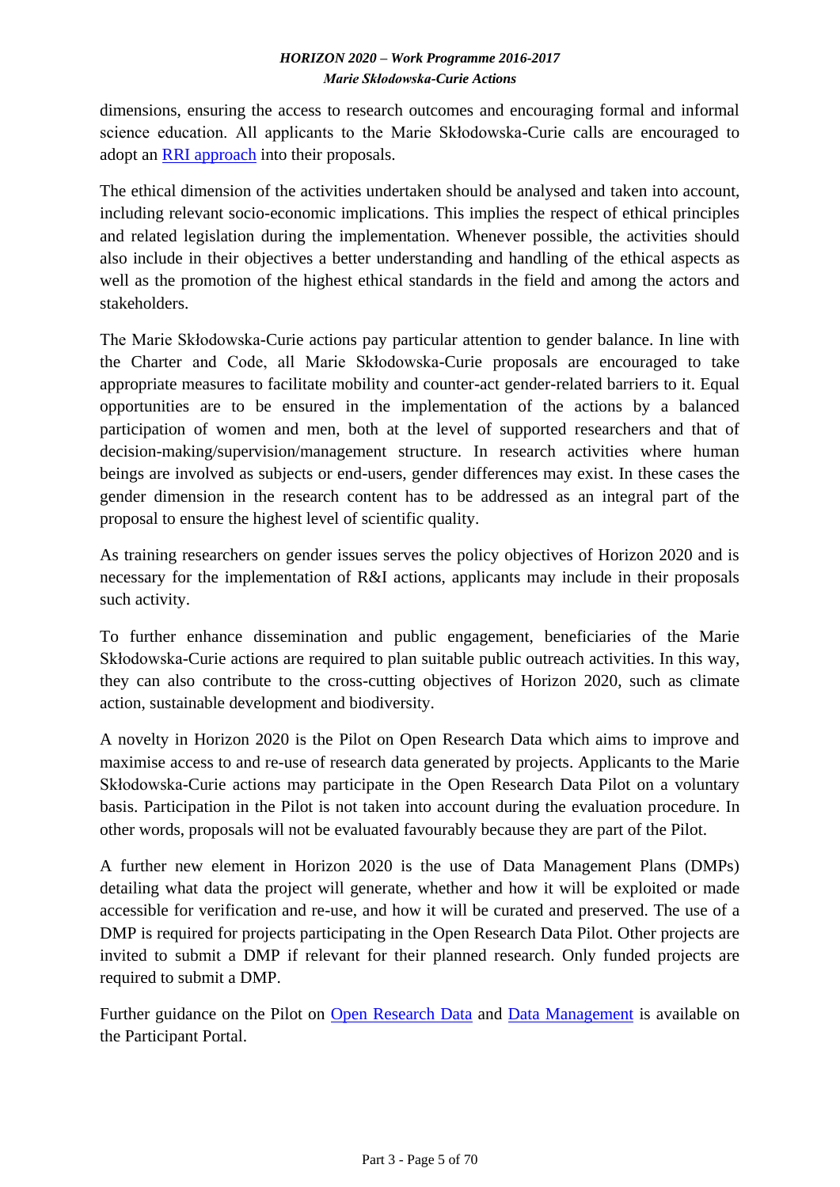dimensions, ensuring the access to research outcomes and encouraging formal and informal science education. All applicants to the Marie Skłodowska-Curie calls are encouraged to adopt an RRI approach into their proposals.

The ethical dimension of the activities undertaken should be analysed and taken into account, including relevant socio-economic implications. This implies the respect of ethical principles and related legislation during the implementation. Whenever possible, the activities should also include in their objectives a better understanding and handling of the ethical aspects as well as the promotion of the highest ethical standards in the field and among the actors and stakeholders.

The Marie Skłodowska-Curie actions pay particular attention to gender balance. In line with the Charter and Code, all Marie Skłodowska-Curie proposals are encouraged to take appropriate measures to facilitate mobility and counter-act gender-related barriers to it. Equal opportunities are to be ensured in the implementation of the actions by a balanced participation of women and men, both at the level of supported researchers and that of decision-making/supervision/management structure. In research activities where human beings are involved as subjects or end-users, gender differences may exist. In these cases the gender dimension in the research content has to be addressed as an integral part of the proposal to ensure the highest level of scientific quality.

As training researchers on gender issues serves the policy objectives of Horizon 2020 and is necessary for the implementation of R&I actions, applicants may include in their proposals such activity.

To further enhance dissemination and public engagement, beneficiaries of the Marie Skłodowska-Curie actions are required to plan suitable public outreach activities. In this way, they can also contribute to the cross-cutting objectives of Horizon 2020, such as climate action, sustainable development and biodiversity.

A novelty in Horizon 2020 is the Pilot on Open Research Data which aims to improve and maximise access to and re-use of research data generated by projects. Applicants to the Marie Skłodowska-Curie actions may participate in the Open Research Data Pilot on a voluntary basis. Participation in the Pilot is not taken into account during the evaluation procedure. In other words, proposals will not be evaluated favourably because they are part of the Pilot.

A further new element in Horizon 2020 is the use of Data Management Plans (DMPs) detailing what data the project will generate, whether and how it will be exploited or made accessible for verification and re-use, and how it will be curated and preserved. The use of a DMP is required for projects participating in the Open Research Data Pilot. Other projects are invited to submit a DMP if relevant for their planned research. Only funded projects are required to submit a DMP.

Further guidance on the Pilot on Open Research Data and Data Management is available on the Participant Portal.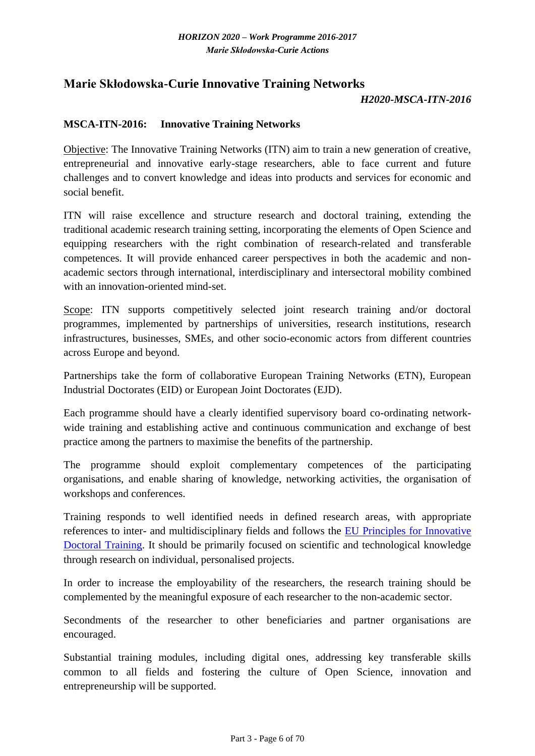## Marie Skłodowska-Curie Innovative Training Networks

***H2020-MSCA-ITN-2016***

### MSCA-ITN-2016: Innovative Training Networks

Objective: The Innovative Training Networks (ITN) aim to train a new generation of creative, entrepreneurial and innovative early-stage researchers, able to face current and future challenges and to convert knowledge and ideas into products and services for economic and social benefit.

ITN will raise excellence and structure research and doctoral training, extending the traditional academic research training setting, incorporating the elements of Open Science and equipping researchers with the right combination of research-related and transferable competences. It will provide enhanced career perspectives in both the academic and non-academic sectors through international, interdisciplinary and intersectoral mobility combined with an innovation-oriented mind-set.

Scope: ITN supports competitively selected joint research training and/or doctoral programmes, implemented by partnerships of universities, research institutions, research infrastructures, businesses, SMEs, and other socio-economic actors from different countries across Europe and beyond.

Partnerships take the form of collaborative European Training Networks (ETN), European Industrial Doctorates (EID) or European Joint Doctorates (EJD).

Each programme should have a clearly identified supervisory board co-ordinating network-wide training and establishing active and continuous communication and exchange of best practice among the partners to maximise the benefits of the partnership.

The programme should exploit complementary competences of the participating organisations, and enable sharing of knowledge, networking activities, the organisation of workshops and conferences.

Training responds to well identified needs in defined research areas, with appropriate references to inter- and multidisciplinary fields and follows the EU Principles for Innovative Doctoral Training. It should be primarily focused on scientific and technological knowledge through research on individual, personalised projects.

In order to increase the employability of the researchers, the research training should be complemented by the meaningful exposure of each researcher to the non-academic sector.

Secondments of the researcher to other beneficiaries and partner organisations are encouraged.

Substantial training modules, including digital ones, addressing key transferable skills common to all fields and fostering the culture of Open Science, innovation and entrepreneurship will be supported.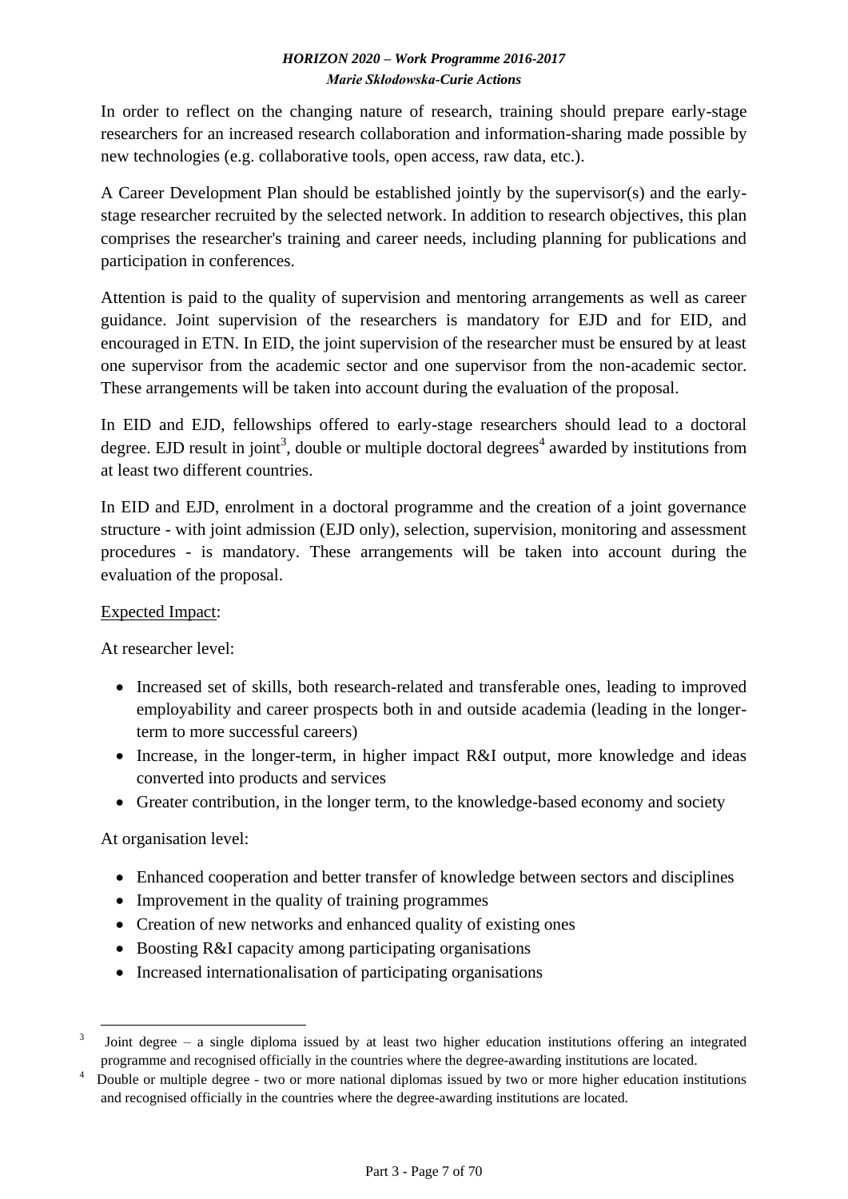In order to reflect on the changing nature of research, training should prepare early-stage researchers for an increased research collaboration and information-sharing made possible by new technologies (e.g. collaborative tools, open access, raw data, etc.).

A Career Development Plan should be established jointly by the supervisor(s) and the early-stage researcher recruited by the selected network. In addition to research objectives, this plan comprises the researcher's training and career needs, including planning for publications and participation in conferences.

Attention is paid to the quality of supervision and mentoring arrangements as well as career guidance. Joint supervision of the researchers is mandatory for EJD and for EID, and encouraged in ETN. In EID, the joint supervision of the researcher must be ensured by at least one supervisor from the academic sector and one supervisor from the non-academic sector. These arrangements will be taken into account during the evaluation of the proposal.

In EID and EJD, fellowships offered to early-stage researchers should lead to a doctoral degree. EJD result in joint[3], double or multiple doctoral degrees[4] awarded by institutions from at least two different countries.

In EID and EJD, enrolment in a doctoral programme and the creation of a joint governance structure - with joint admission (EJD only), selection, supervision, monitoring and assessment procedures - is mandatory. These arrangements will be taken into account during the evaluation of the proposal.

Expected Impact:

At researcher level:

- Increased set of skills, both research-related and transferable ones, leading to improved employability and career prospects both in and outside academia (leading in the longer-term to more successful careers)
- Increase, in the longer-term, in higher impact R&I output, more knowledge and ideas converted into products and services
- Greater contribution, in the longer term, to the knowledge-based economy and society

At organisation level:

- Enhanced cooperation and better transfer of knowledge between sectors and disciplines
- Improvement in the quality of training programmes
- Creation of new networks and enhanced quality of existing ones
- Boosting R&I capacity among participating organisations
- Increased internationalisation of participating organisations

---

[3] Joint degree – a single diploma issued by at least two higher education institutions offering an integrated programme and recognised officially in the countries where the degree-awarding institutions are located.

[4] Double or multiple degree - two or more national diplomas issued by two or more higher education institutions and recognised officially in the countries where the degree-awarding institutions are located.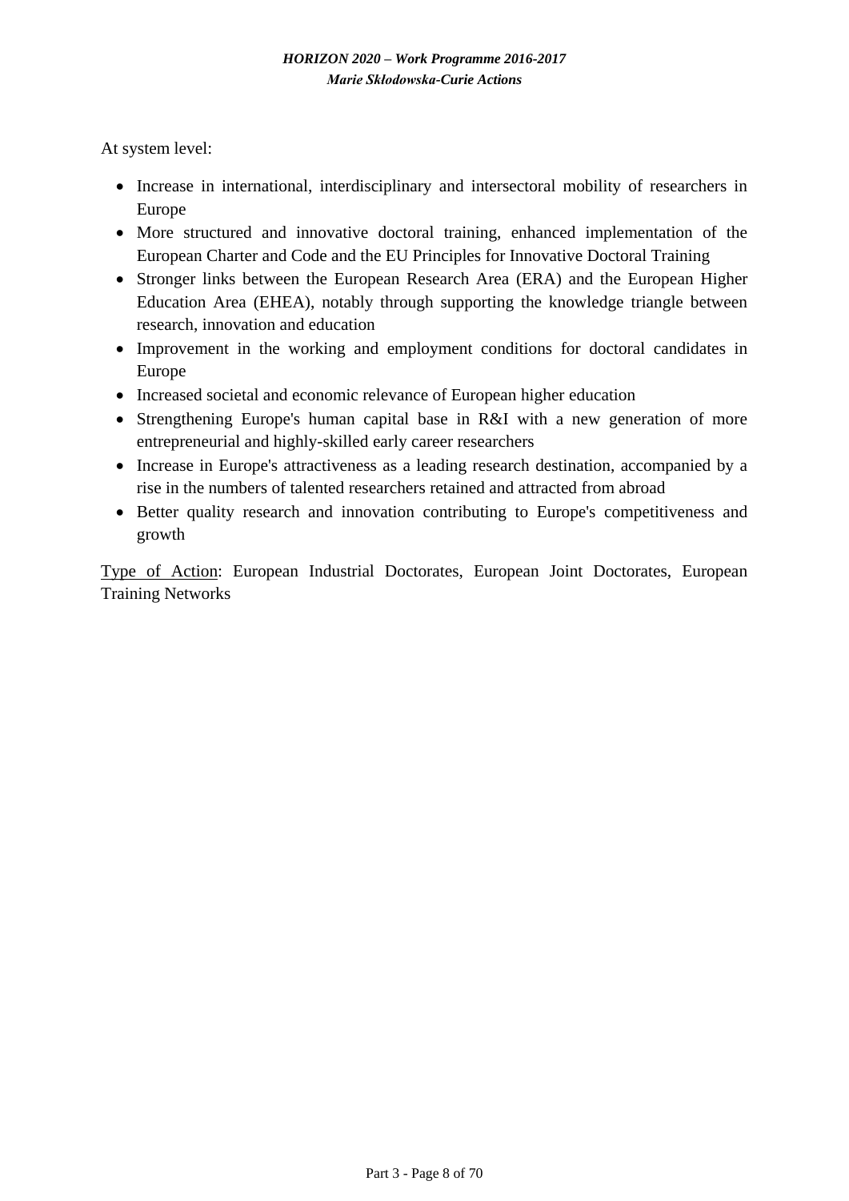At system level:

- Increase in international, interdisciplinary and intersectoral mobility of researchers in Europe
- More structured and innovative doctoral training, enhanced implementation of the European Charter and Code and the EU Principles for Innovative Doctoral Training
- Stronger links between the European Research Area (ERA) and the European Higher Education Area (EHEA), notably through supporting the knowledge triangle between research, innovation and education
- Improvement in the working and employment conditions for doctoral candidates in Europe
- Increased societal and economic relevance of European higher education
- Strengthening Europe's human capital base in R&I with a new generation of more entrepreneurial and highly-skilled early career researchers
- Increase in Europe's attractiveness as a leading research destination, accompanied by a rise in the numbers of talented researchers retained and attracted from abroad
- Better quality research and innovation contributing to Europe's competitiveness and growth

<u>Type of Action</u>: European Industrial Doctorates, European Joint Doctorates, European Training Networks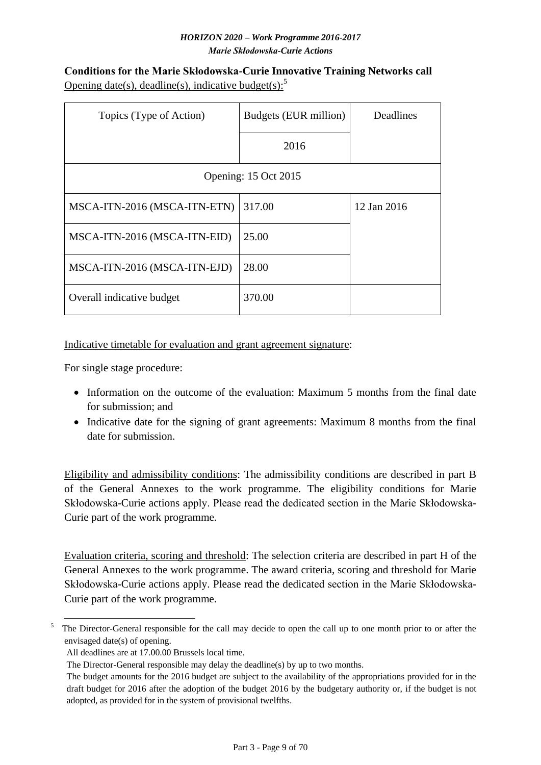**Conditions for the Marie Skłodowska-Curie Innovative Training Networks call**

Opening date(s), deadline(s), indicative budget(s):[5]

| Topics (Type of Action) | Budgets (EUR million) | Deadlines |
| --- | --- | --- |
| | 2016 | |
| Opening: 15 Oct 2015 | | |
| MSCA-ITN-2016 (MSCA-ITN-ETN) | 317.00 | 12 Jan 2016 |
| MSCA-ITN-2016 (MSCA-ITN-EID) | 25.00 | |
| MSCA-ITN-2016 (MSCA-ITN-EJD) | 28.00 | |
| Overall indicative budget | 370.00 | |

Indicative timetable for evaluation and grant agreement signature:

For single stage procedure:

- Information on the outcome of the evaluation: Maximum 5 months from the final date for submission; and
- Indicative date for the signing of grant agreements: Maximum 8 months from the final date for submission.

Eligibility and admissibility conditions: The admissibility conditions are described in part B of the General Annexes to the work programme. The eligibility conditions for Marie Skłodowska-Curie actions apply. Please read the dedicated section in the Marie Skłodowska-Curie part of the work programme.

Evaluation criteria, scoring and threshold: The selection criteria are described in part H of the General Annexes to the work programme. The award criteria, scoring and threshold for Marie Skłodowska-Curie actions apply. Please read the dedicated section in the Marie Skłodowska-Curie part of the work programme.

---

[5] The Director-General responsible for the call may decide to open the call up to one month prior to or after the envisaged date(s) of opening.

All deadlines are at 17.00.00 Brussels local time.

The Director-General responsible may delay the deadline(s) by up to two months.

The budget amounts for the 2016 budget are subject to the availability of the appropriations provided for in the draft budget for 2016 after the adoption of the budget 2016 by the budgetary authority or, if the budget is not adopted, as provided for in the system of provisional twelfths.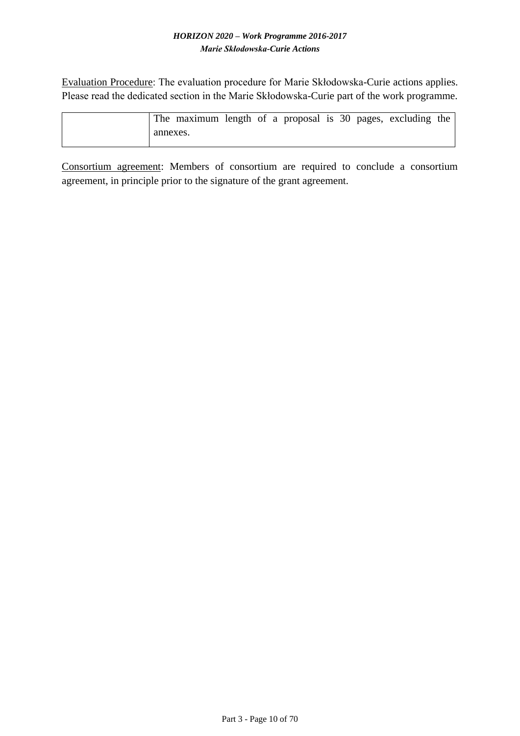Evaluation Procedure: The evaluation procedure for Marie Skłodowska-Curie actions applies. Please read the dedicated section in the Marie Skłodowska-Curie part of the work programme.

| | |
|---|---|
| | The maximum length of a proposal is 30 pages, excluding the annexes. |

Consortium agreement: Members of consortium are required to conclude a consortium agreement, in principle prior to the signature of the grant agreement.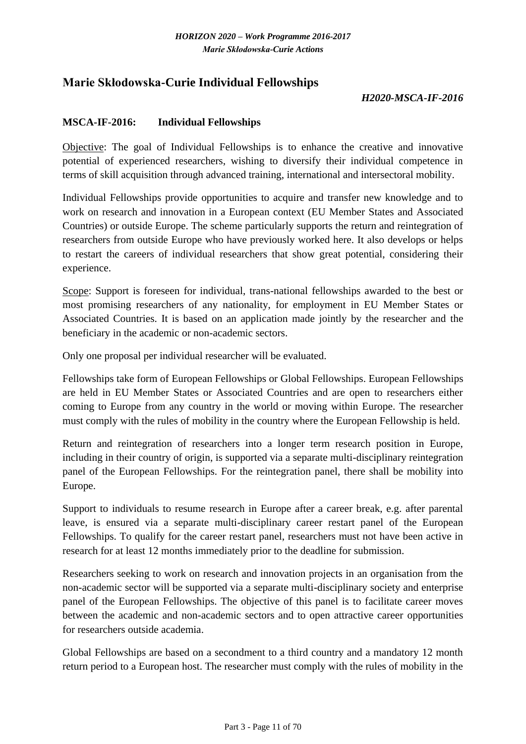## Marie Skłodowska-Curie Individual Fellowships

***H2020-MSCA-IF-2016***

### MSCA-IF-2016: Individual Fellowships

Objective: The goal of Individual Fellowships is to enhance the creative and innovative potential of experienced researchers, wishing to diversify their individual competence in terms of skill acquisition through advanced training, international and intersectoral mobility.

Individual Fellowships provide opportunities to acquire and transfer new knowledge and to work on research and innovation in a European context (EU Member States and Associated Countries) or outside Europe. The scheme particularly supports the return and reintegration of researchers from outside Europe who have previously worked here. It also develops or helps to restart the careers of individual researchers that show great potential, considering their experience.

Scope: Support is foreseen for individual, trans-national fellowships awarded to the best or most promising researchers of any nationality, for employment in EU Member States or Associated Countries. It is based on an application made jointly by the researcher and the beneficiary in the academic or non-academic sectors.

Only one proposal per individual researcher will be evaluated.

Fellowships take form of European Fellowships or Global Fellowships. European Fellowships are held in EU Member States or Associated Countries and are open to researchers either coming to Europe from any country in the world or moving within Europe. The researcher must comply with the rules of mobility in the country where the European Fellowship is held.

Return and reintegration of researchers into a longer term research position in Europe, including in their country of origin, is supported via a separate multi-disciplinary reintegration panel of the European Fellowships. For the reintegration panel, there shall be mobility into Europe.

Support to individuals to resume research in Europe after a career break, e.g. after parental leave, is ensured via a separate multi-disciplinary career restart panel of the European Fellowships. To qualify for the career restart panel, researchers must not have been active in research for at least 12 months immediately prior to the deadline for submission.

Researchers seeking to work on research and innovation projects in an organisation from the non-academic sector will be supported via a separate multi-disciplinary society and enterprise panel of the European Fellowships. The objective of this panel is to facilitate career moves between the academic and non-academic sectors and to open attractive career opportunities for researchers outside academia.

Global Fellowships are based on a secondment to a third country and a mandatory 12 month return period to a European host. The researcher must comply with the rules of mobility in the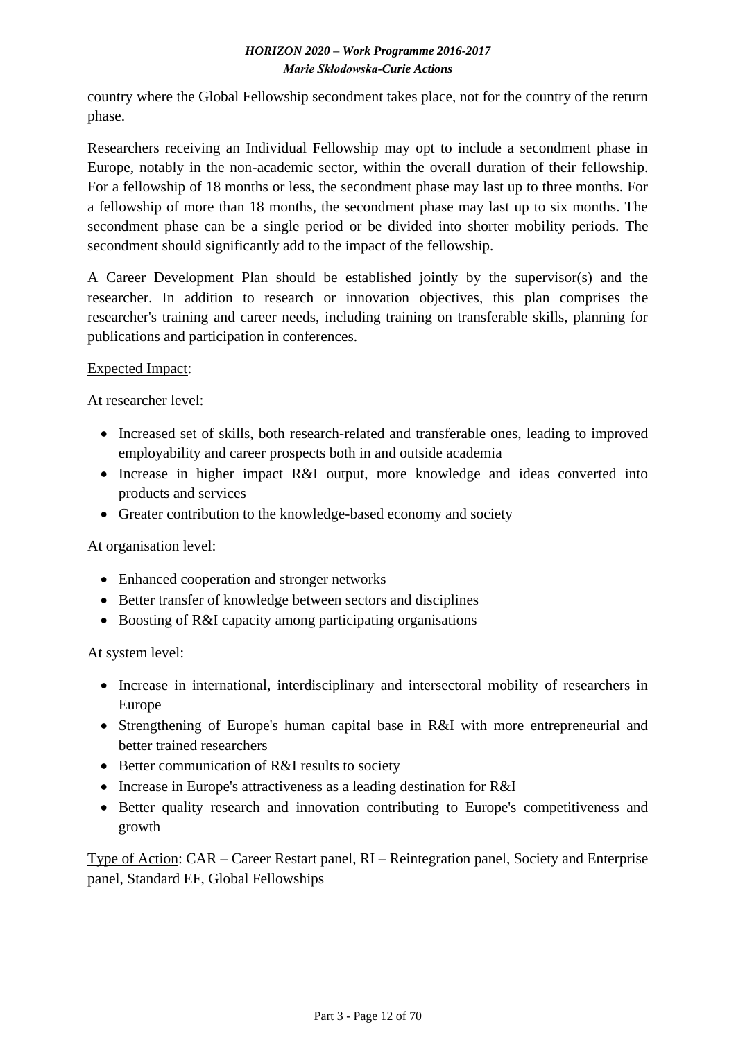country where the Global Fellowship secondment takes place, not for the country of the return phase.

Researchers receiving an Individual Fellowship may opt to include a secondment phase in Europe, notably in the non-academic sector, within the overall duration of their fellowship. For a fellowship of 18 months or less, the secondment phase may last up to three months. For a fellowship of more than 18 months, the secondment phase may last up to six months. The secondment phase can be a single period or be divided into shorter mobility periods. The secondment should significantly add to the impact of the fellowship.

A Career Development Plan should be established jointly by the supervisor(s) and the researcher. In addition to research or innovation objectives, this plan comprises the researcher's training and career needs, including training on transferable skills, planning for publications and participation in conferences.

Expected Impact:

At researcher level:

- Increased set of skills, both research-related and transferable ones, leading to improved employability and career prospects both in and outside academia
- Increase in higher impact R&I output, more knowledge and ideas converted into products and services
- Greater contribution to the knowledge-based economy and society

At organisation level:

- Enhanced cooperation and stronger networks
- Better transfer of knowledge between sectors and disciplines
- Boosting of R&I capacity among participating organisations

At system level:

- Increase in international, interdisciplinary and intersectoral mobility of researchers in Europe
- Strengthening of Europe's human capital base in R&I with more entrepreneurial and better trained researchers
- Better communication of R&I results to society
- Increase in Europe's attractiveness as a leading destination for R&I
- Better quality research and innovation contributing to Europe's competitiveness and growth

Type of Action: CAR – Career Restart panel, RI – Reintegration panel, Society and Enterprise panel, Standard EF, Global Fellowships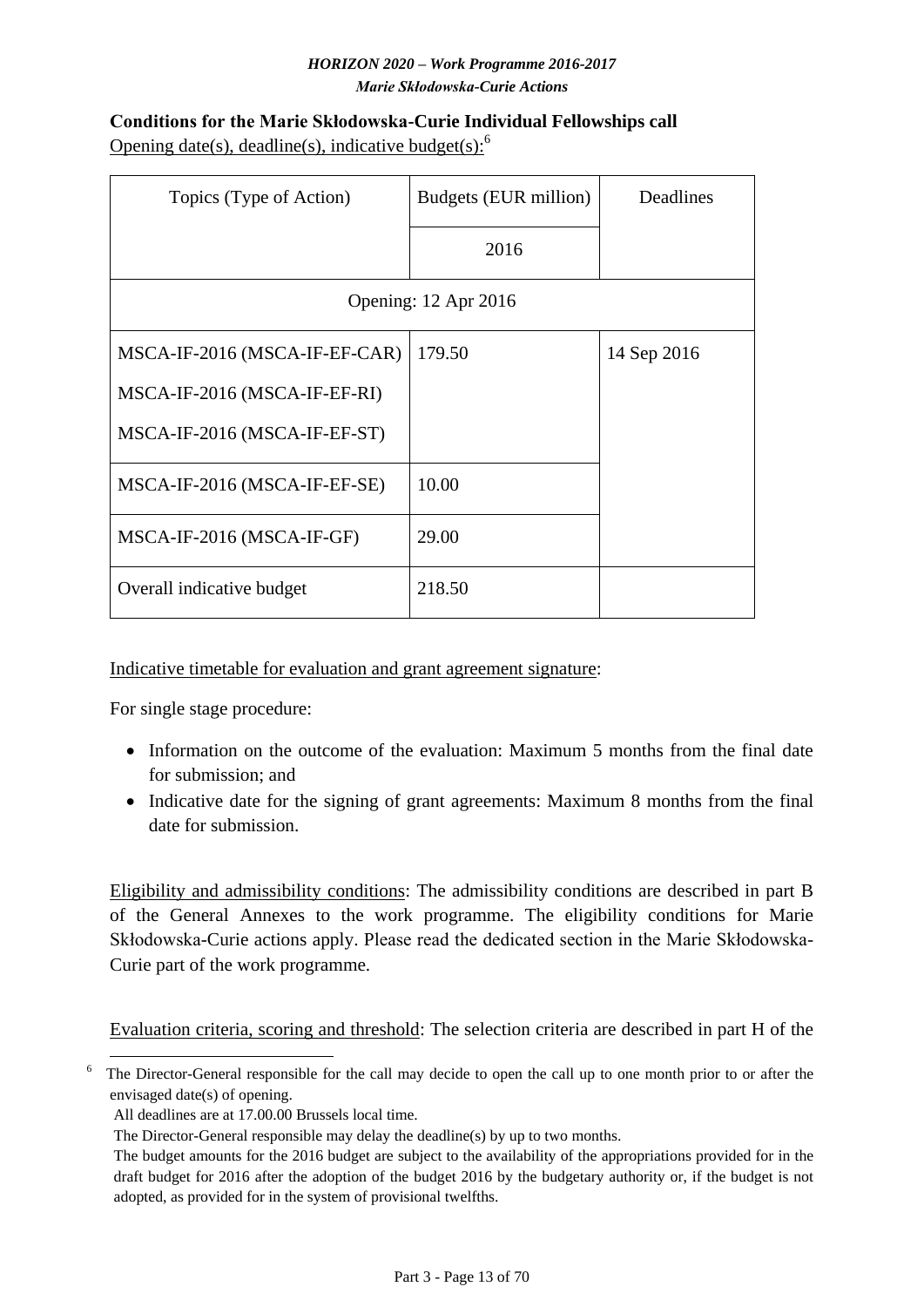**Conditions for the Marie Skłodowska-Curie Individual Fellowships call**

Opening date(s), deadline(s), indicative budget(s):[6]

| Topics (Type of Action) | Budgets (EUR million) | Deadlines |
|---|---|---|
| | 2016 | |
| Opening: 12 Apr 2016 | | |
| MSCA-IF-2016 (MSCA-IF-EF-CAR)<br>MSCA-IF-2016 (MSCA-IF-EF-RI)<br>MSCA-IF-2016 (MSCA-IF-EF-ST) | 179.50 | 14 Sep 2016 |
| MSCA-IF-2016 (MSCA-IF-EF-SE) | 10.00 | |
| MSCA-IF-2016 (MSCA-IF-GF) | 29.00 | |
| Overall indicative budget | 218.50 | |

Indicative timetable for evaluation and grant agreement signature:

For single stage procedure:

- Information on the outcome of the evaluation: Maximum 5 months from the final date for submission; and
- Indicative date for the signing of grant agreements: Maximum 8 months from the final date for submission.

Eligibility and admissibility conditions: The admissibility conditions are described in part B of the General Annexes to the work programme. The eligibility conditions for Marie Skłodowska-Curie actions apply. Please read the dedicated section in the Marie Skłodowska-Curie part of the work programme.

Evaluation criteria, scoring and threshold: The selection criteria are described in part H of the

[6] The Director-General responsible for the call may decide to open the call up to one month prior to or after the envisaged date(s) of opening.
All deadlines are at 17.00.00 Brussels local time.
The Director-General responsible may delay the deadline(s) by up to two months.
The budget amounts for the 2016 budget are subject to the availability of the appropriations provided for in the draft budget for 2016 after the adoption of the budget 2016 by the budgetary authority or, if the budget is not adopted, as provided for in the system of provisional twelfths.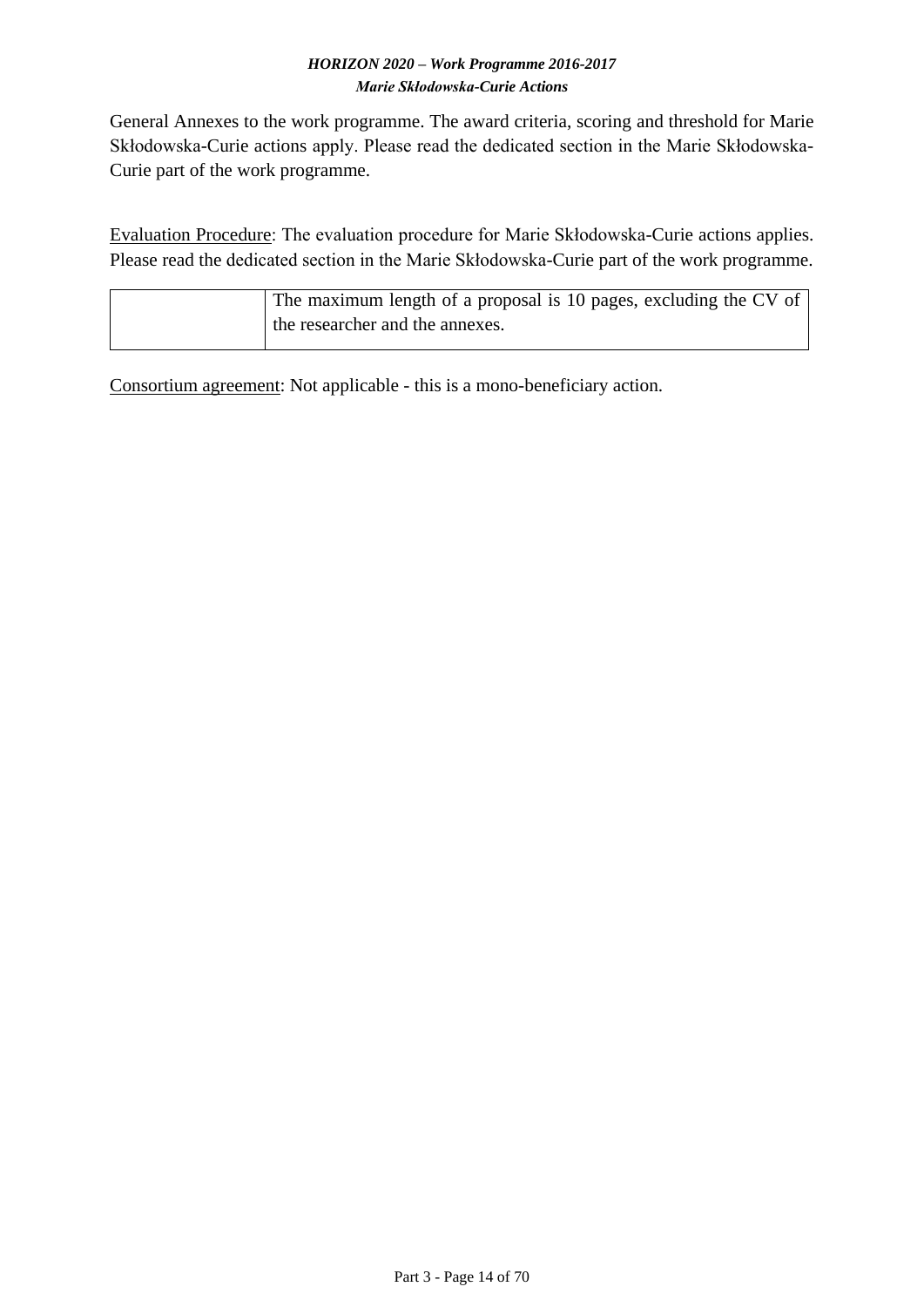General Annexes to the work programme. The award criteria, scoring and threshold for Marie Skłodowska-Curie actions apply. Please read the dedicated section in the Marie Skłodowska-Curie part of the work programme.

<u>Evaluation Procedure</u>: The evaluation procedure for Marie Skłodowska-Curie actions applies. Please read the dedicated section in the Marie Skłodowska-Curie part of the work programme.

| | |
|---|---|
| | The maximum length of a proposal is 10 pages, excluding the CV of the researcher and the annexes. |

<u>Consortium agreement</u>: Not applicable - this is a mono-beneficiary action.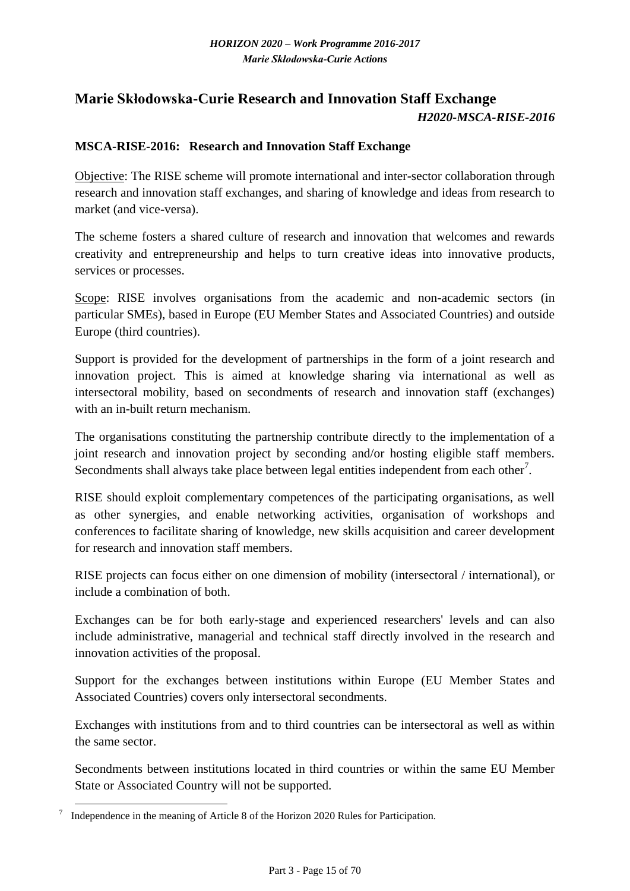## Marie Skłodowska-Curie Research and Innovation Staff Exchange

***H2020-MSCA-RISE-2016***

### MSCA-RISE-2016: Research and Innovation Staff Exchange

Objective: The RISE scheme will promote international and inter-sector collaboration through research and innovation staff exchanges, and sharing of knowledge and ideas from research to market (and vice-versa).

The scheme fosters a shared culture of research and innovation that welcomes and rewards creativity and entrepreneurship and helps to turn creative ideas into innovative products, services or processes.

Scope: RISE involves organisations from the academic and non-academic sectors (in particular SMEs), based in Europe (EU Member States and Associated Countries) and outside Europe (third countries).

Support is provided for the development of partnerships in the form of a joint research and innovation project. This is aimed at knowledge sharing via international as well as intersectoral mobility, based on secondments of research and innovation staff (exchanges) with an in-built return mechanism.

The organisations constituting the partnership contribute directly to the implementation of a joint research and innovation project by seconding and/or hosting eligible staff members. Secondments shall always take place between legal entities independent from each other[7].

RISE should exploit complementary competences of the participating organisations, as well as other synergies, and enable networking activities, organisation of workshops and conferences to facilitate sharing of knowledge, new skills acquisition and career development for research and innovation staff members.

RISE projects can focus either on one dimension of mobility (intersectoral / international), or include a combination of both.

Exchanges can be for both early-stage and experienced researchers' levels and can also include administrative, managerial and technical staff directly involved in the research and innovation activities of the proposal.

Support for the exchanges between institutions within Europe (EU Member States and Associated Countries) covers only intersectoral secondments.

Exchanges with institutions from and to third countries can be intersectoral as well as within the same sector.

Secondments between institutions located in third countries or within the same EU Member State or Associated Country will not be supported.

[7] Independence in the meaning of Article 8 of the Horizon 2020 Rules for Participation.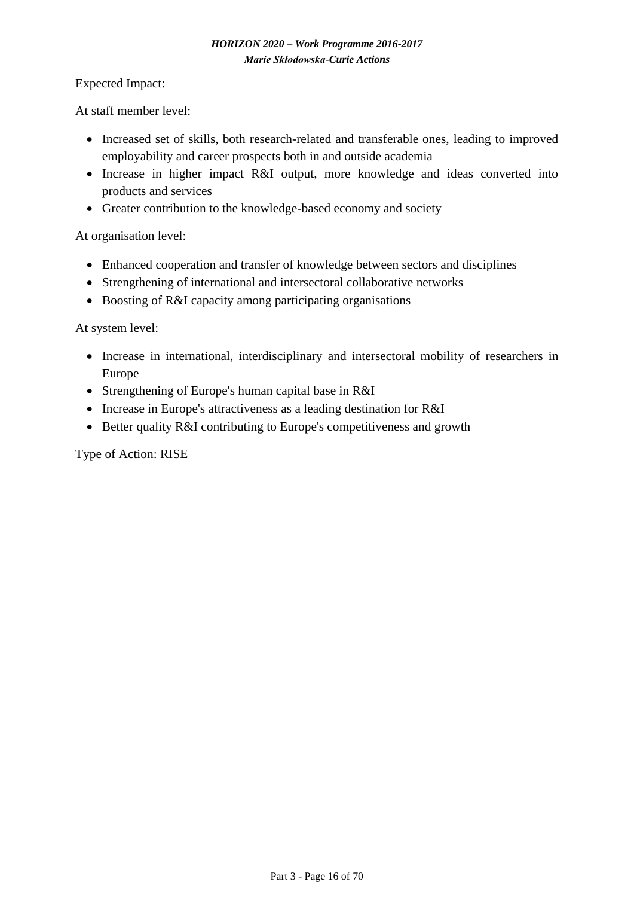<u>Expected Impact</u>:

At staff member level:

- Increased set of skills, both research-related and transferable ones, leading to improved employability and career prospects both in and outside academia
- Increase in higher impact R&I output, more knowledge and ideas converted into products and services
- Greater contribution to the knowledge-based economy and society

At organisation level:

- Enhanced cooperation and transfer of knowledge between sectors and disciplines
- Strengthening of international and intersectoral collaborative networks
- Boosting of R&I capacity among participating organisations

At system level:

- Increase in international, interdisciplinary and intersectoral mobility of researchers in Europe
- Strengthening of Europe's human capital base in R&I
- Increase in Europe's attractiveness as a leading destination for R&I
- Better quality R&I contributing to Europe's competitiveness and growth

<u>Type of Action</u>: RISE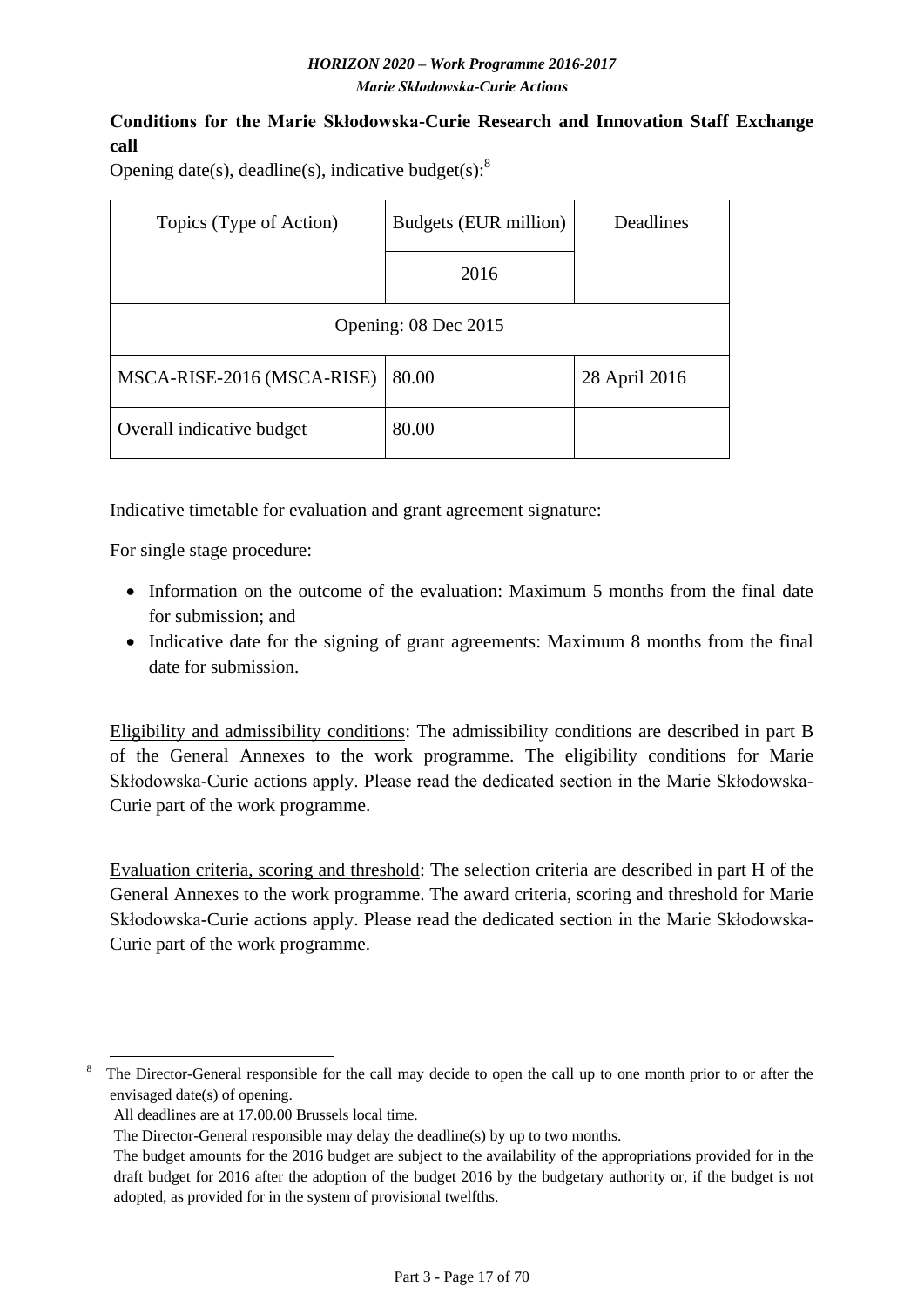**Conditions for the Marie Skłodowska-Curie Research and Innovation Staff Exchange call**

Opening date(s), deadline(s), indicative budget(s):[8]

| Topics (Type of Action) | Budgets (EUR million) | Deadlines |
|---|---|---|
| | 2016 | |
| Opening: 08 Dec 2015 | | |
| MSCA-RISE-2016 (MSCA-RISE) | 80.00 | 28 April 2016 |
| Overall indicative budget | 80.00 | |

Indicative timetable for evaluation and grant agreement signature:

For single stage procedure:

- Information on the outcome of the evaluation: Maximum 5 months from the final date for submission; and
- Indicative date for the signing of grant agreements: Maximum 8 months from the final date for submission.

Eligibility and admissibility conditions: The admissibility conditions are described in part B of the General Annexes to the work programme. The eligibility conditions for Marie Skłodowska-Curie actions apply. Please read the dedicated section in the Marie Skłodowska-Curie part of the work programme.

Evaluation criteria, scoring and threshold: The selection criteria are described in part H of the General Annexes to the work programme. The award criteria, scoring and threshold for Marie Skłodowska-Curie actions apply. Please read the dedicated section in the Marie Skłodowska-Curie part of the work programme.

---

[8] The Director-General responsible for the call may decide to open the call up to one month prior to or after the envisaged date(s) of opening.

All deadlines are at 17.00.00 Brussels local time.

The Director-General responsible may delay the deadline(s) by up to two months.

The budget amounts for the 2016 budget are subject to the availability of the appropriations provided for in the draft budget for 2016 after the adoption of the budget 2016 by the budgetary authority or, if the budget is not adopted, as provided for in the system of provisional twelfths.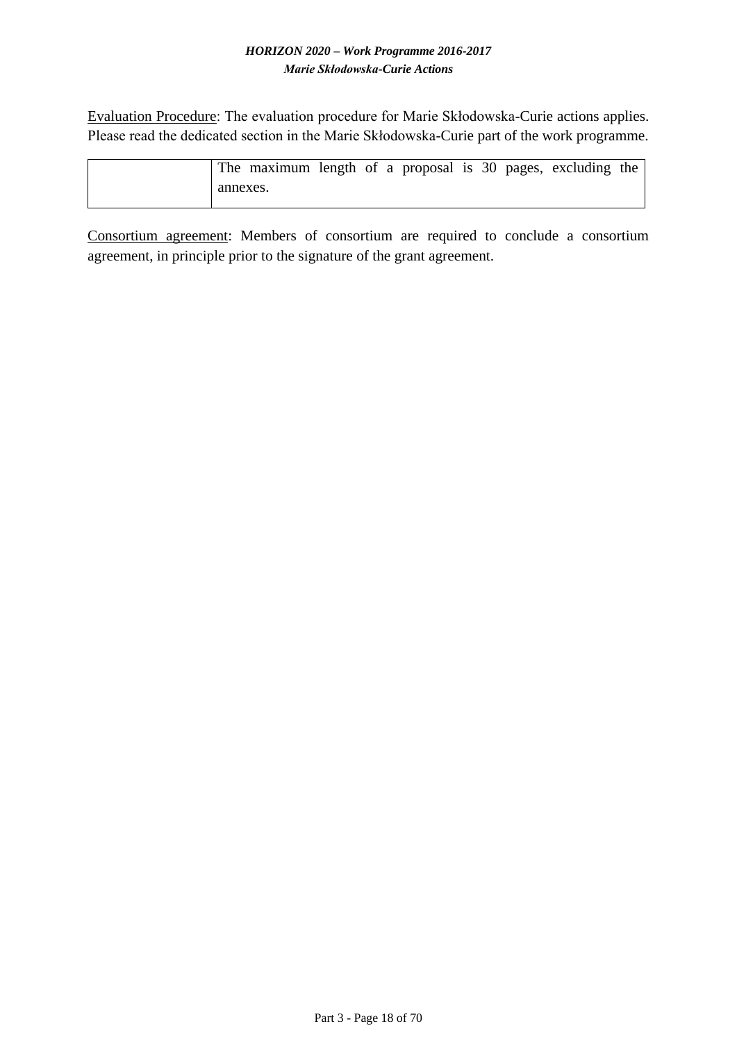Evaluation Procedure: The evaluation procedure for Marie Skłodowska-Curie actions applies. Please read the dedicated section in the Marie Skłodowska-Curie part of the work programme.

| | The maximum length of a proposal is 30 pages, excluding the annexes. |
|---|---|

Consortium agreement: Members of consortium are required to conclude a consortium agreement, in principle prior to the signature of the grant agreement.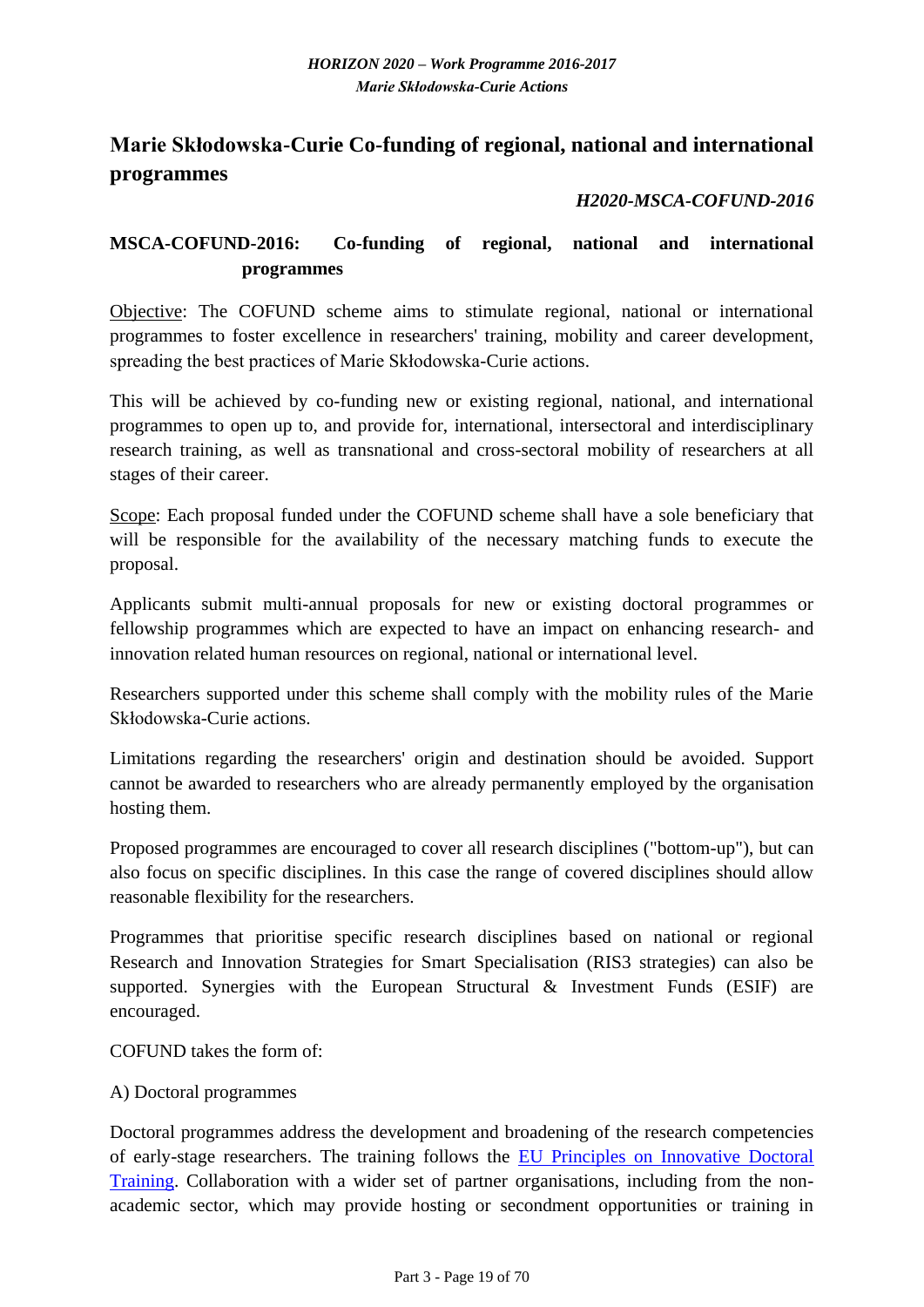# Marie Skłodowska-Curie Co-funding of regional, national and international programmes

***H2020-MSCA-COFUND-2016***

## MSCA-COFUND-2016: Co-funding of regional, national and international programmes

Objective: The COFUND scheme aims to stimulate regional, national or international programmes to foster excellence in researchers' training, mobility and career development, spreading the best practices of Marie Skłodowska-Curie actions.

This will be achieved by co-funding new or existing regional, national, and international programmes to open up to, and provide for, international, intersectoral and interdisciplinary research training, as well as transnational and cross-sectoral mobility of researchers at all stages of their career.

Scope: Each proposal funded under the COFUND scheme shall have a sole beneficiary that will be responsible for the availability of the necessary matching funds to execute the proposal.

Applicants submit multi-annual proposals for new or existing doctoral programmes or fellowship programmes which are expected to have an impact on enhancing research- and innovation related human resources on regional, national or international level.

Researchers supported under this scheme shall comply with the mobility rules of the Marie Skłodowska-Curie actions.

Limitations regarding the researchers' origin and destination should be avoided. Support cannot be awarded to researchers who are already permanently employed by the organisation hosting them.

Proposed programmes are encouraged to cover all research disciplines ("bottom-up"), but can also focus on specific disciplines. In this case the range of covered disciplines should allow reasonable flexibility for the researchers.

Programmes that prioritise specific research disciplines based on national or regional Research and Innovation Strategies for Smart Specialisation (RIS3 strategies) can also be supported. Synergies with the European Structural & Investment Funds (ESIF) are encouraged.

COFUND takes the form of:

A) Doctoral programmes

Doctoral programmes address the development and broadening of the research competencies of early-stage researchers. The training follows the EU Principles on Innovative Doctoral Training. Collaboration with a wider set of partner organisations, including from the non-academic sector, which may provide hosting or secondment opportunities or training in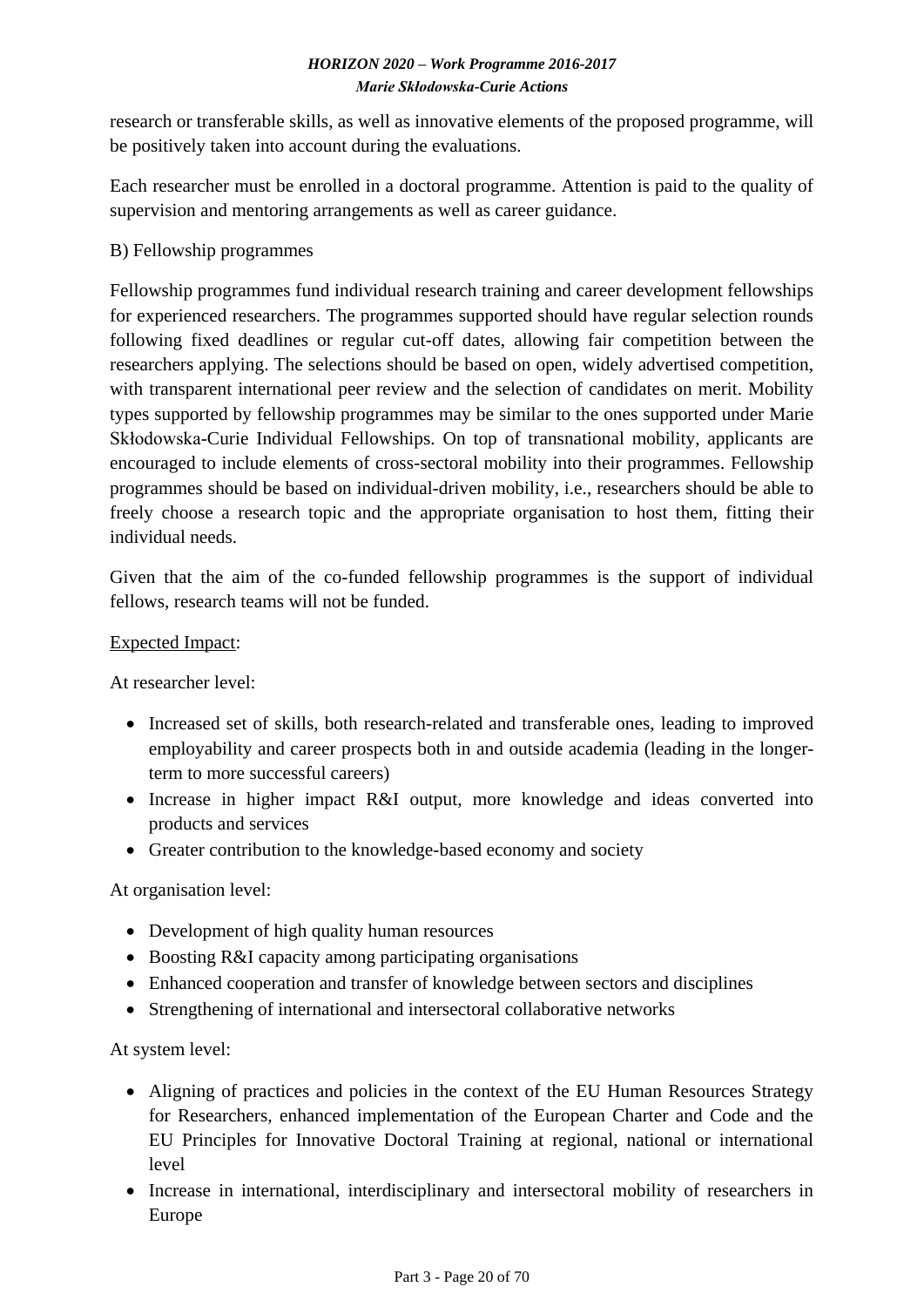research or transferable skills, as well as innovative elements of the proposed programme, will be positively taken into account during the evaluations.

Each researcher must be enrolled in a doctoral programme. Attention is paid to the quality of supervision and mentoring arrangements as well as career guidance.

B) Fellowship programmes

Fellowship programmes fund individual research training and career development fellowships for experienced researchers. The programmes supported should have regular selection rounds following fixed deadlines or regular cut-off dates, allowing fair competition between the researchers applying. The selections should be based on open, widely advertised competition, with transparent international peer review and the selection of candidates on merit. Mobility types supported by fellowship programmes may be similar to the ones supported under Marie Skłodowska-Curie Individual Fellowships. On top of transnational mobility, applicants are encouraged to include elements of cross-sectoral mobility into their programmes. Fellowship programmes should be based on individual-driven mobility, i.e., researchers should be able to freely choose a research topic and the appropriate organisation to host them, fitting their individual needs.

Given that the aim of the co-funded fellowship programmes is the support of individual fellows, research teams will not be funded.

<u>Expected Impact</u>:

At researcher level:

- Increased set of skills, both research-related and transferable ones, leading to improved employability and career prospects both in and outside academia (leading in the longer-term to more successful careers)
- Increase in higher impact R&I output, more knowledge and ideas converted into products and services
- Greater contribution to the knowledge-based economy and society

At organisation level:

- Development of high quality human resources
- Boosting R&I capacity among participating organisations
- Enhanced cooperation and transfer of knowledge between sectors and disciplines
- Strengthening of international and intersectoral collaborative networks

At system level:

- Aligning of practices and policies in the context of the EU Human Resources Strategy for Researchers, enhanced implementation of the European Charter and Code and the EU Principles for Innovative Doctoral Training at regional, national or international level
- Increase in international, interdisciplinary and intersectoral mobility of researchers in Europe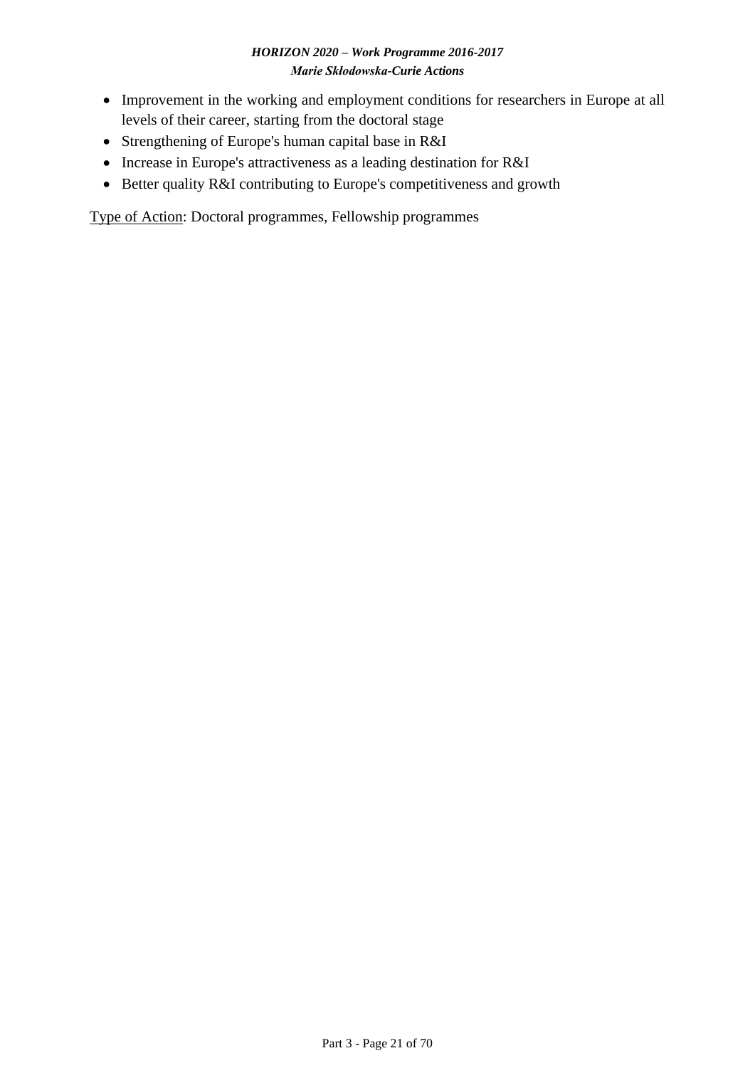- Improvement in the working and employment conditions for researchers in Europe at all levels of their career, starting from the doctoral stage
- Strengthening of Europe's human capital base in R&I
- Increase in Europe's attractiveness as a leading destination for R&I
- Better quality R&I contributing to Europe's competitiveness and growth

<u>Type of Action</u>: Doctoral programmes, Fellowship programmes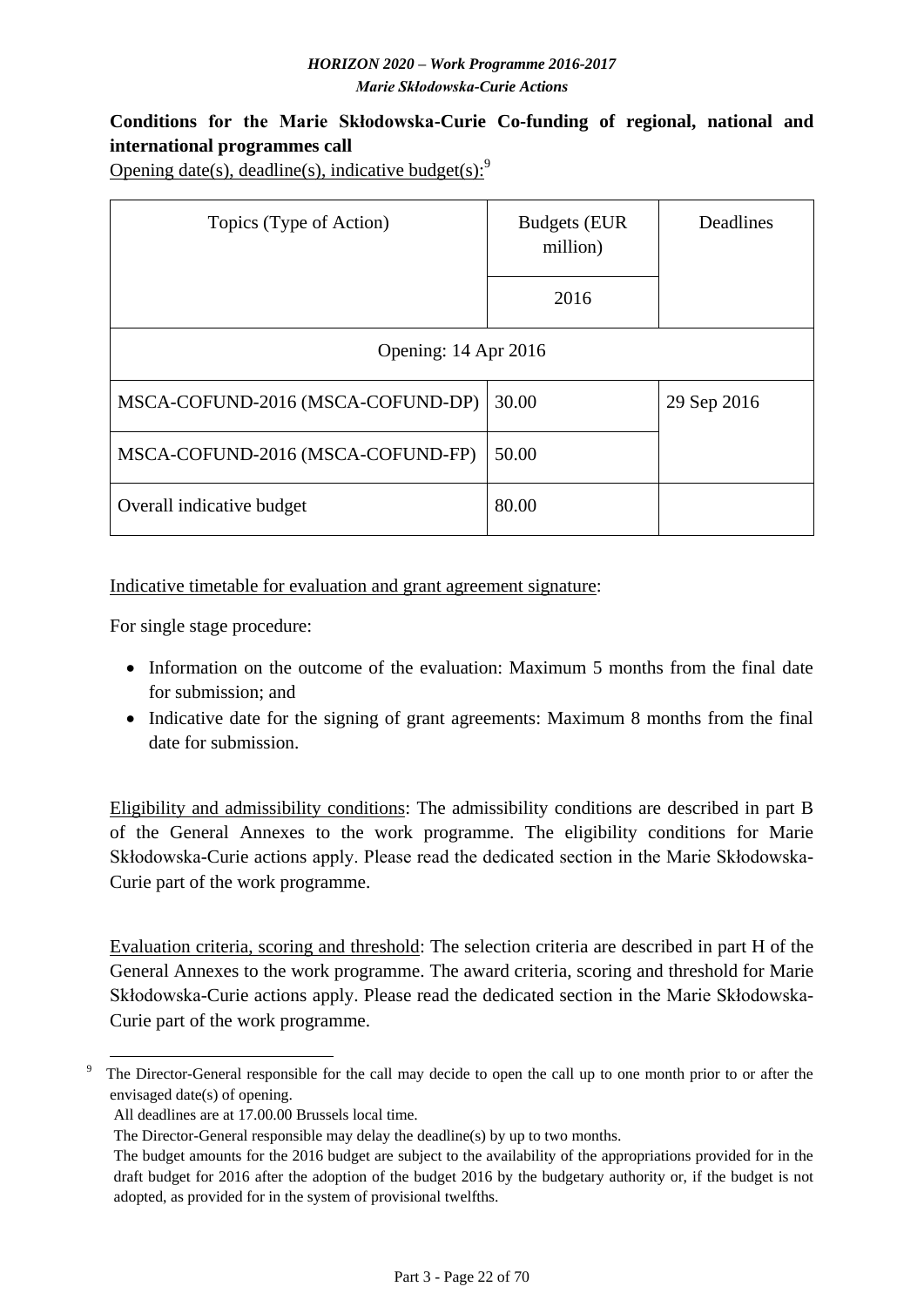**Conditions for the Marie Skłodowska-Curie Co-funding of regional, national and international programmes call**

Opening date(s), deadline(s), indicative budget(s):[9]

| Topics (Type of Action) | Budgets (EUR million) | Deadlines |
|---|---|---|
| | 2016 | |
| Opening: 14 Apr 2016 | | |
| MSCA-COFUND-2016 (MSCA-COFUND-DP) | 30.00 | 29 Sep 2016 |
| MSCA-COFUND-2016 (MSCA-COFUND-FP) | 50.00 | |
| Overall indicative budget | 80.00 | |

Indicative timetable for evaluation and grant agreement signature:

For single stage procedure:

- Information on the outcome of the evaluation: Maximum 5 months from the final date for submission; and
- Indicative date for the signing of grant agreements: Maximum 8 months from the final date for submission.

Eligibility and admissibility conditions: The admissibility conditions are described in part B of the General Annexes to the work programme. The eligibility conditions for Marie Skłodowska-Curie actions apply. Please read the dedicated section in the Marie Skłodowska-Curie part of the work programme.

Evaluation criteria, scoring and threshold: The selection criteria are described in part H of the General Annexes to the work programme. The award criteria, scoring and threshold for Marie Skłodowska-Curie actions apply. Please read the dedicated section in the Marie Skłodowska-Curie part of the work programme.

---

[9] The Director-General responsible for the call may decide to open the call up to one month prior to or after the envisaged date(s) of opening.

All deadlines are at 17.00.00 Brussels local time.

The Director-General responsible may delay the deadline(s) by up to two months.

The budget amounts for the 2016 budget are subject to the availability of the appropriations provided for in the draft budget for 2016 after the adoption of the budget 2016 by the budgetary authority or, if the budget is not adopted, as provided for in the system of provisional twelfths.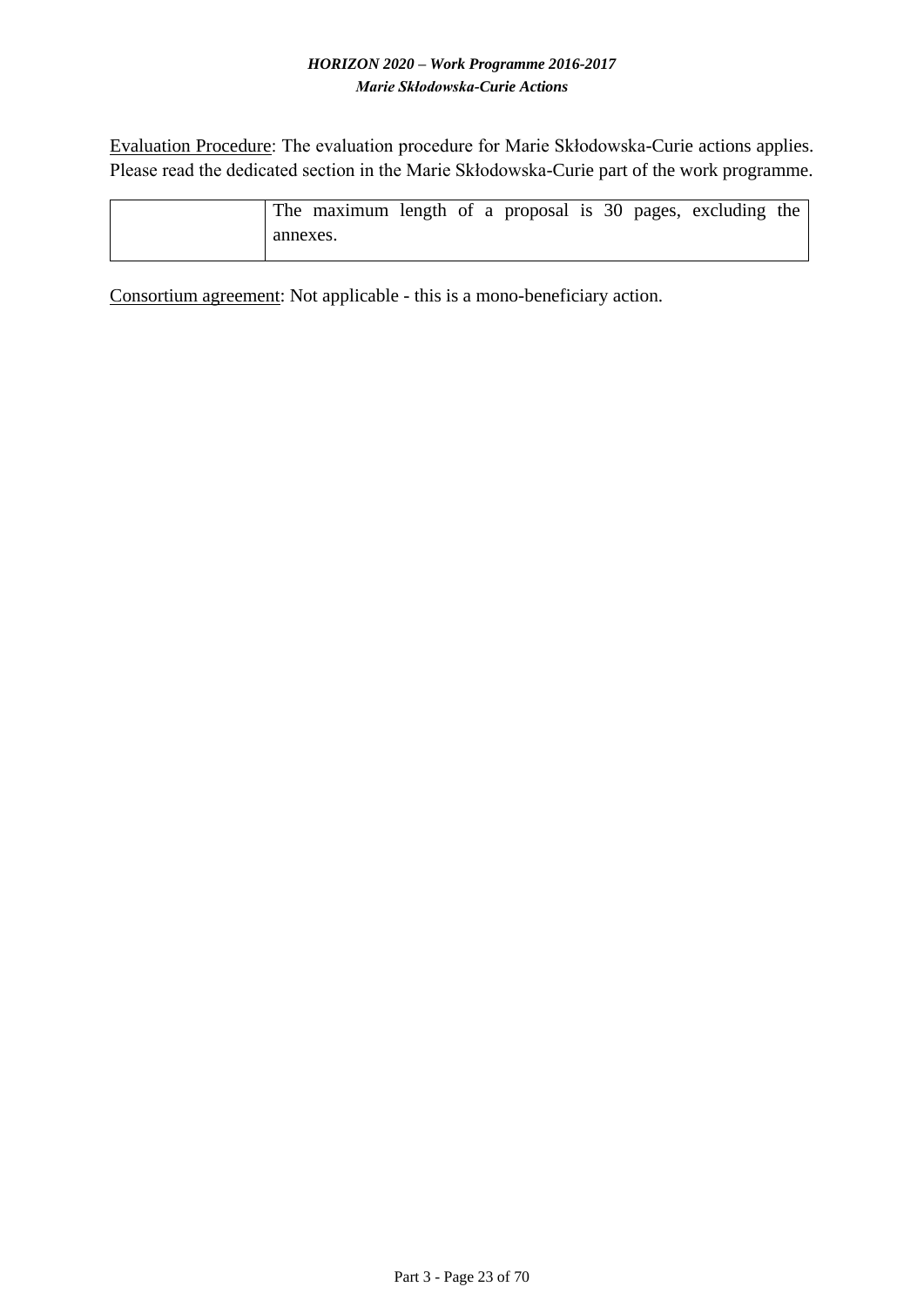Evaluation Procedure: The evaluation procedure for Marie Skłodowska-Curie actions applies. Please read the dedicated section in the Marie Skłodowska-Curie part of the work programme.

| | |
|---|---|
| | The maximum length of a proposal is 30 pages, excluding the annexes. |

Consortium agreement: Not applicable - this is a mono-beneficiary action.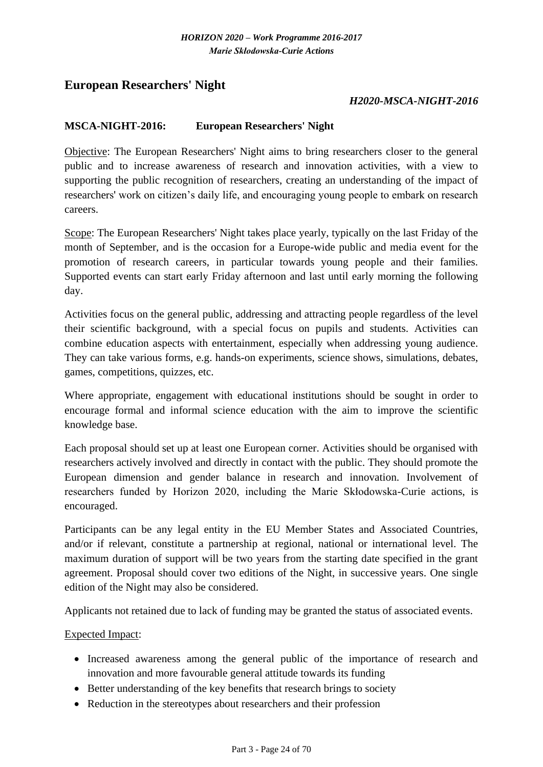## European Researchers' Night

***H2020-MSCA-NIGHT-2016***

**MSCA-NIGHT-2016: European Researchers' Night**

Objective: The European Researchers' Night aims to bring researchers closer to the general public and to increase awareness of research and innovation activities, with a view to supporting the public recognition of researchers, creating an understanding of the impact of researchers' work on citizen's daily life, and encouraging young people to embark on research careers.

Scope: The European Researchers' Night takes place yearly, typically on the last Friday of the month of September, and is the occasion for a Europe-wide public and media event for the promotion of research careers, in particular towards young people and their families. Supported events can start early Friday afternoon and last until early morning the following day.

Activities focus on the general public, addressing and attracting people regardless of the level their scientific background, with a special focus on pupils and students. Activities can combine education aspects with entertainment, especially when addressing young audience. They can take various forms, e.g. hands-on experiments, science shows, simulations, debates, games, competitions, quizzes, etc.

Where appropriate, engagement with educational institutions should be sought in order to encourage formal and informal science education with the aim to improve the scientific knowledge base.

Each proposal should set up at least one European corner. Activities should be organised with researchers actively involved and directly in contact with the public. They should promote the European dimension and gender balance in research and innovation. Involvement of researchers funded by Horizon 2020, including the Marie Skłodowska-Curie actions, is encouraged.

Participants can be any legal entity in the EU Member States and Associated Countries, and/or if relevant, constitute a partnership at regional, national or international level. The maximum duration of support will be two years from the starting date specified in the grant agreement. Proposal should cover two editions of the Night, in successive years. One single edition of the Night may also be considered.

Applicants not retained due to lack of funding may be granted the status of associated events.

Expected Impact:

- Increased awareness among the general public of the importance of research and innovation and more favourable general attitude towards its funding
- Better understanding of the key benefits that research brings to society
- Reduction in the stereotypes about researchers and their profession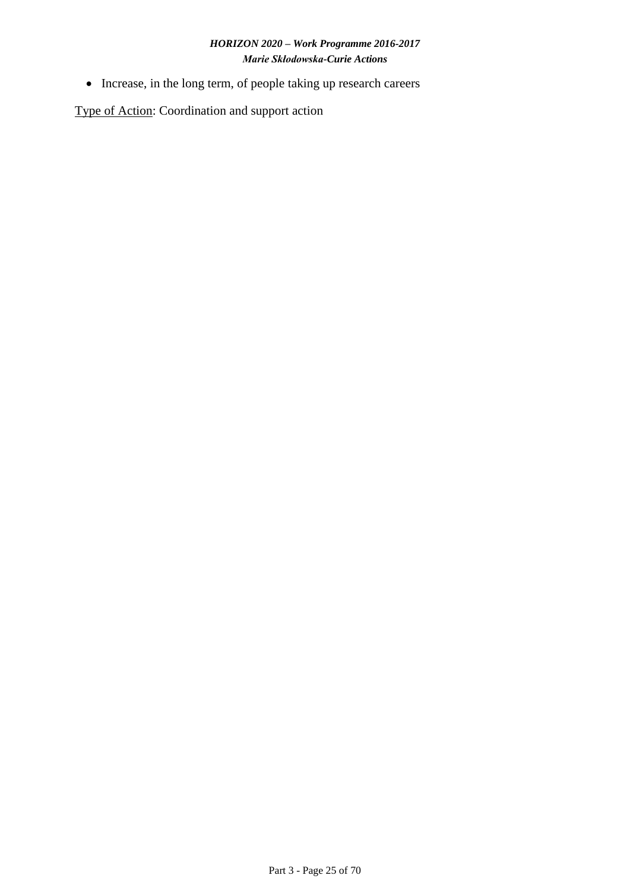- Increase, in the long term, of people taking up research careers

<u>Type of Action</u>: Coordination and support action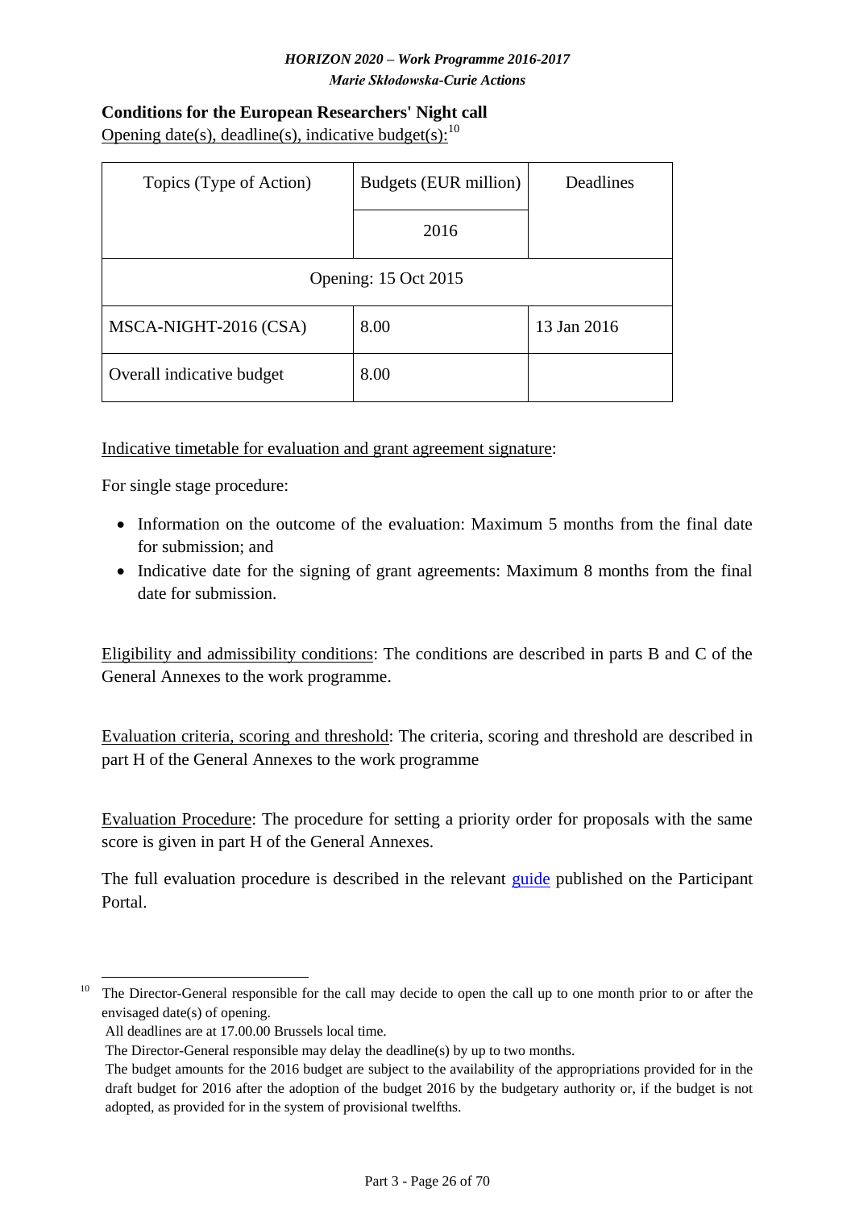**Conditions for the European Researchers' Night call**

Opening date(s), deadline(s), indicative budget(s):[10]

| Topics (Type of Action) | Budgets (EUR million) | Deadlines |
|---|---|---|
| | 2016 | |
| Opening: 15 Oct 2015 | | |
| MSCA-NIGHT-2016 (CSA) | 8.00 | 13 Jan 2016 |
| Overall indicative budget | 8.00 | |

Indicative timetable for evaluation and grant agreement signature:

For single stage procedure:

- Information on the outcome of the evaluation: Maximum 5 months from the final date for submission; and
- Indicative date for the signing of grant agreements: Maximum 8 months from the final date for submission.

Eligibility and admissibility conditions: The conditions are described in parts B and C of the General Annexes to the work programme.

Evaluation criteria, scoring and threshold: The criteria, scoring and threshold are described in part H of the General Annexes to the work programme

Evaluation Procedure: The procedure for setting a priority order for proposals with the same score is given in part H of the General Annexes.

The full evaluation procedure is described in the relevant guide published on the Participant Portal.

[10] The Director-General responsible for the call may decide to open the call up to one month prior to or after the envisaged date(s) of opening.

All deadlines are at 17.00.00 Brussels local time.

The Director-General responsible may delay the deadline(s) by up to two months.

The budget amounts for the 2016 budget are subject to the availability of the appropriations provided for in the draft budget for 2016 after the adoption of the budget 2016 by the budgetary authority or, if the budget is not adopted, as provided for in the system of provisional twelfths.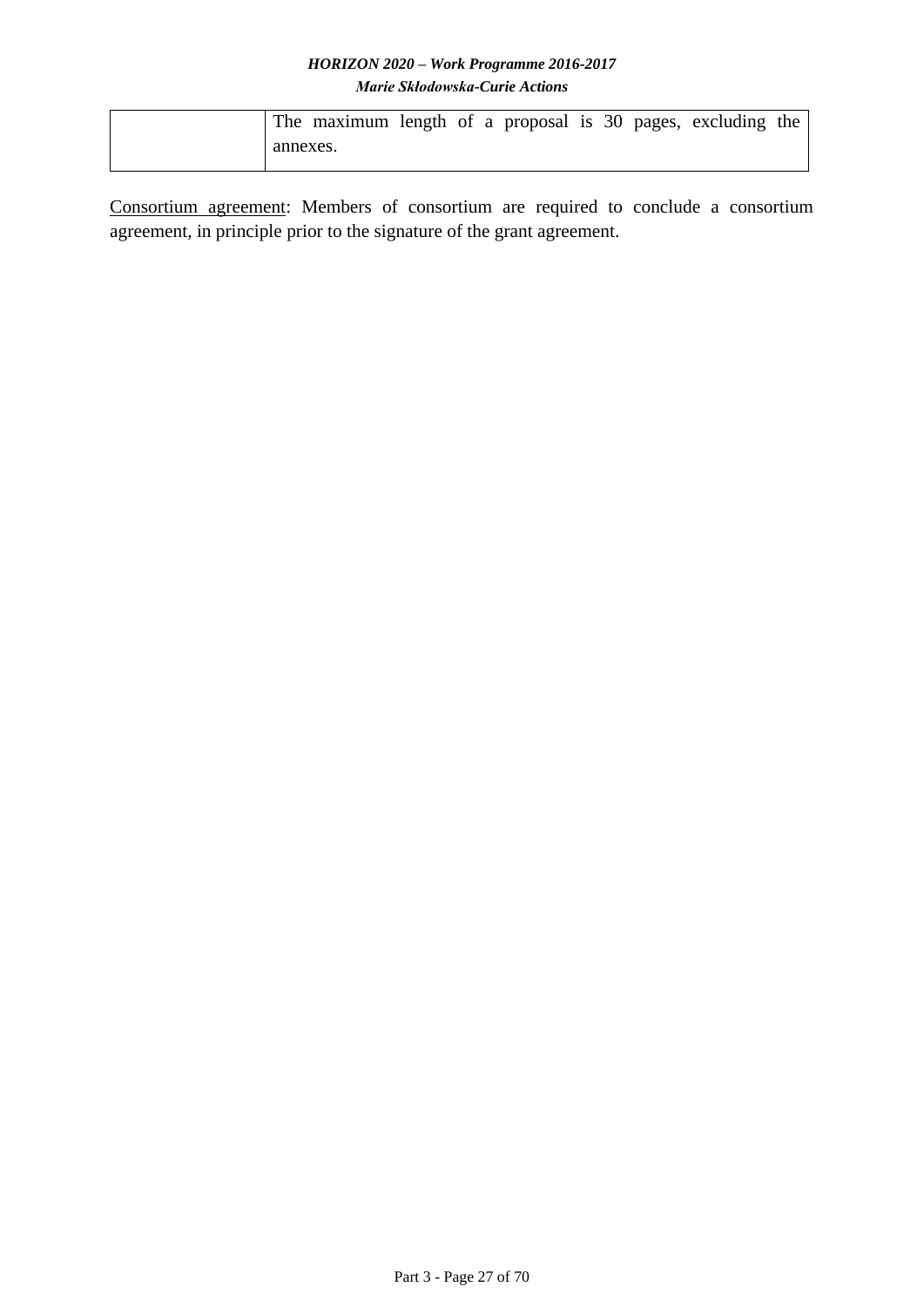| | |
|---|---|
| | The maximum length of a proposal is 30 pages, excluding the annexes. |

Consortium agreement: Members of consortium are required to conclude a consortium agreement, in principle prior to the signature of the grant agreement.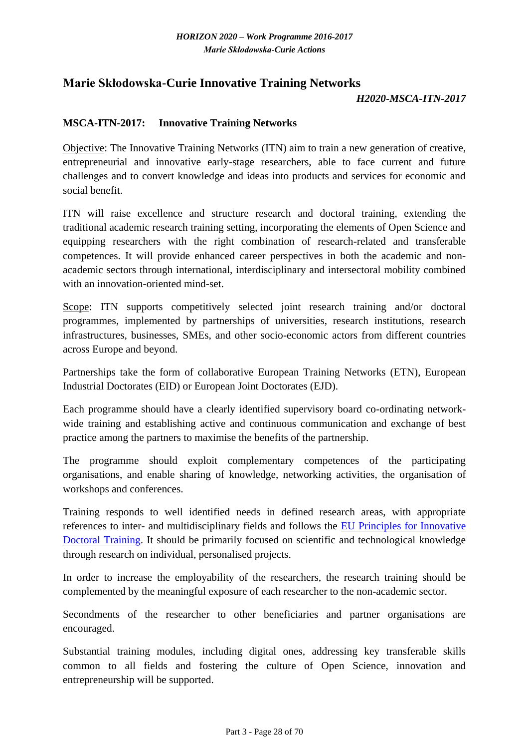## Marie Skłodowska-Curie Innovative Training Networks

***H2020-MSCA-ITN-2017***

### MSCA-ITN-2017: Innovative Training Networks

Objective: The Innovative Training Networks (ITN) aim to train a new generation of creative, entrepreneurial and innovative early-stage researchers, able to face current and future challenges and to convert knowledge and ideas into products and services for economic and social benefit.

ITN will raise excellence and structure research and doctoral training, extending the traditional academic research training setting, incorporating the elements of Open Science and equipping researchers with the right combination of research-related and transferable competences. It will provide enhanced career perspectives in both the academic and non-academic sectors through international, interdisciplinary and intersectoral mobility combined with an innovation-oriented mind-set.

Scope: ITN supports competitively selected joint research training and/or doctoral programmes, implemented by partnerships of universities, research institutions, research infrastructures, businesses, SMEs, and other socio-economic actors from different countries across Europe and beyond.

Partnerships take the form of collaborative European Training Networks (ETN), European Industrial Doctorates (EID) or European Joint Doctorates (EJD).

Each programme should have a clearly identified supervisory board co-ordinating network-wide training and establishing active and continuous communication and exchange of best practice among the partners to maximise the benefits of the partnership.

The programme should exploit complementary competences of the participating organisations, and enable sharing of knowledge, networking activities, the organisation of workshops and conferences.

Training responds to well identified needs in defined research areas, with appropriate references to inter- and multidisciplinary fields and follows the EU Principles for Innovative Doctoral Training. It should be primarily focused on scientific and technological knowledge through research on individual, personalised projects.

In order to increase the employability of the researchers, the research training should be complemented by the meaningful exposure of each researcher to the non-academic sector.

Secondments of the researcher to other beneficiaries and partner organisations are encouraged.

Substantial training modules, including digital ones, addressing key transferable skills common to all fields and fostering the culture of Open Science, innovation and entrepreneurship will be supported.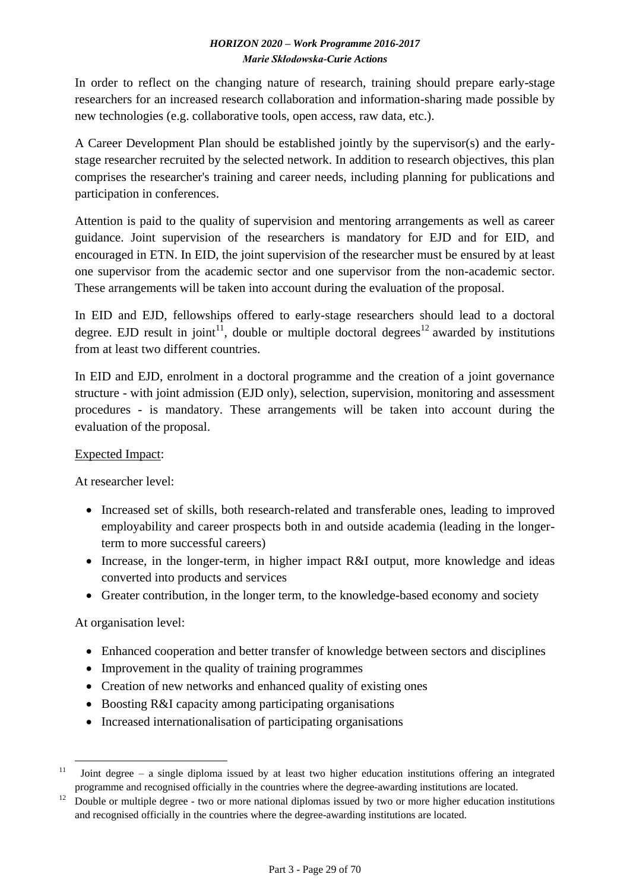In order to reflect on the changing nature of research, training should prepare early-stage researchers for an increased research collaboration and information-sharing made possible by new technologies (e.g. collaborative tools, open access, raw data, etc.).

A Career Development Plan should be established jointly by the supervisor(s) and the early-stage researcher recruited by the selected network. In addition to research objectives, this plan comprises the researcher's training and career needs, including planning for publications and participation in conferences.

Attention is paid to the quality of supervision and mentoring arrangements as well as career guidance. Joint supervision of the researchers is mandatory for EJD and for EID, and encouraged in ETN. In EID, the joint supervision of the researcher must be ensured by at least one supervisor from the academic sector and one supervisor from the non-academic sector. These arrangements will be taken into account during the evaluation of the proposal.

In EID and EJD, fellowships offered to early-stage researchers should lead to a doctoral degree. EJD result in joint[11], double or multiple doctoral degrees[12] awarded by institutions from at least two different countries.

In EID and EJD, enrolment in a doctoral programme and the creation of a joint governance structure - with joint admission (EJD only), selection, supervision, monitoring and assessment procedures - is mandatory. These arrangements will be taken into account during the evaluation of the proposal.

Expected Impact:

At researcher level:

- Increased set of skills, both research-related and transferable ones, leading to improved employability and career prospects both in and outside academia (leading in the longer-term to more successful careers)
- Increase, in the longer-term, in higher impact R&I output, more knowledge and ideas converted into products and services
- Greater contribution, in the longer term, to the knowledge-based economy and society

At organisation level:

- Enhanced cooperation and better transfer of knowledge between sectors and disciplines
- Improvement in the quality of training programmes
- Creation of new networks and enhanced quality of existing ones
- Boosting R&I capacity among participating organisations
- Increased internationalisation of participating organisations

---

[11] Joint degree – a single diploma issued by at least two higher education institutions offering an integrated programme and recognised officially in the countries where the degree-awarding institutions are located.

[12] Double or multiple degree - two or more national diplomas issued by two or more higher education institutions and recognised officially in the countries where the degree-awarding institutions are located.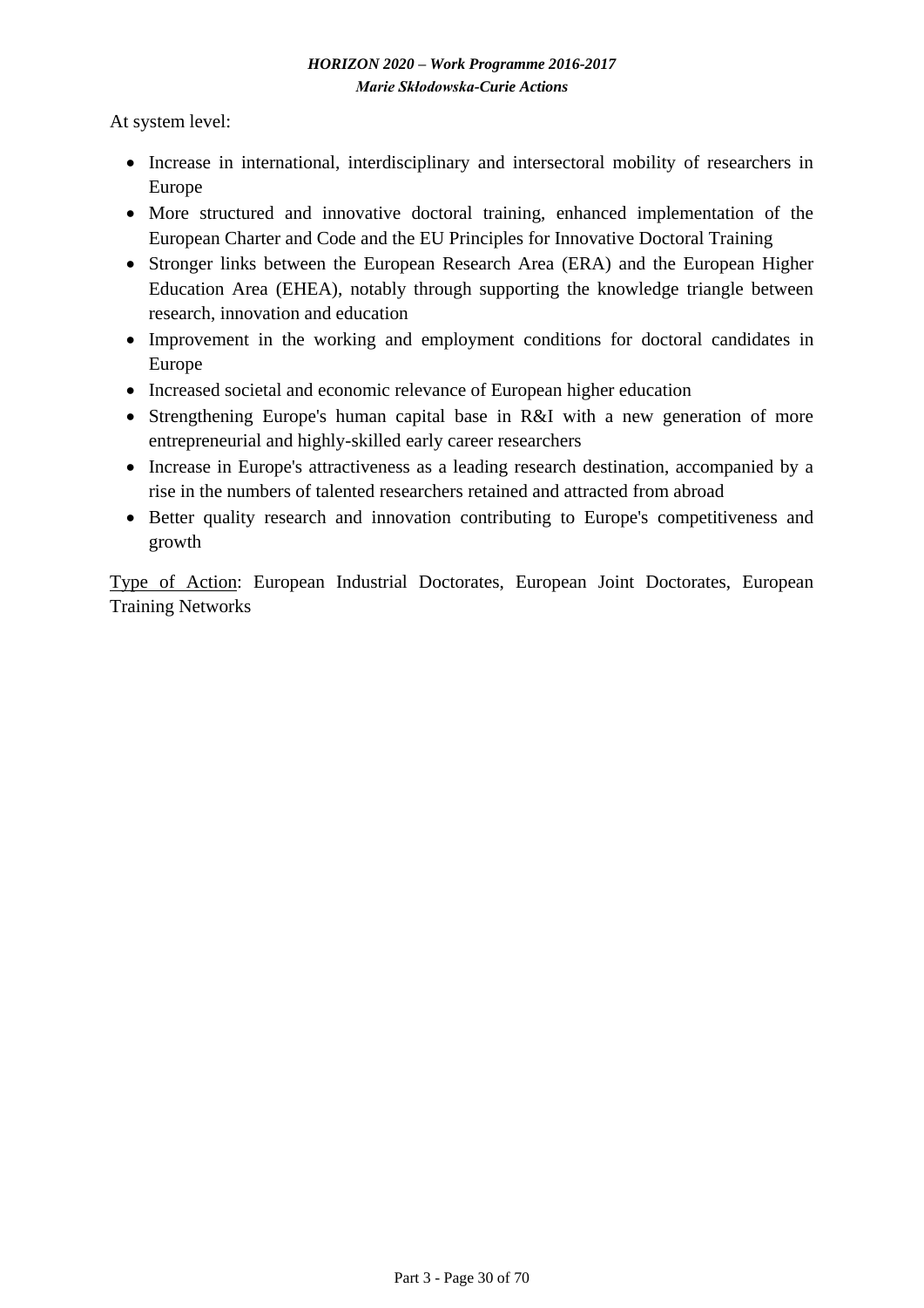At system level:

- Increase in international, interdisciplinary and intersectoral mobility of researchers in Europe
- More structured and innovative doctoral training, enhanced implementation of the European Charter and Code and the EU Principles for Innovative Doctoral Training
- Stronger links between the European Research Area (ERA) and the European Higher Education Area (EHEA), notably through supporting the knowledge triangle between research, innovation and education
- Improvement in the working and employment conditions for doctoral candidates in Europe
- Increased societal and economic relevance of European higher education
- Strengthening Europe's human capital base in R&I with a new generation of more entrepreneurial and highly-skilled early career researchers
- Increase in Europe's attractiveness as a leading research destination, accompanied by a rise in the numbers of talented researchers retained and attracted from abroad
- Better quality research and innovation contributing to Europe's competitiveness and growth

Type of Action: European Industrial Doctorates, European Joint Doctorates, European Training Networks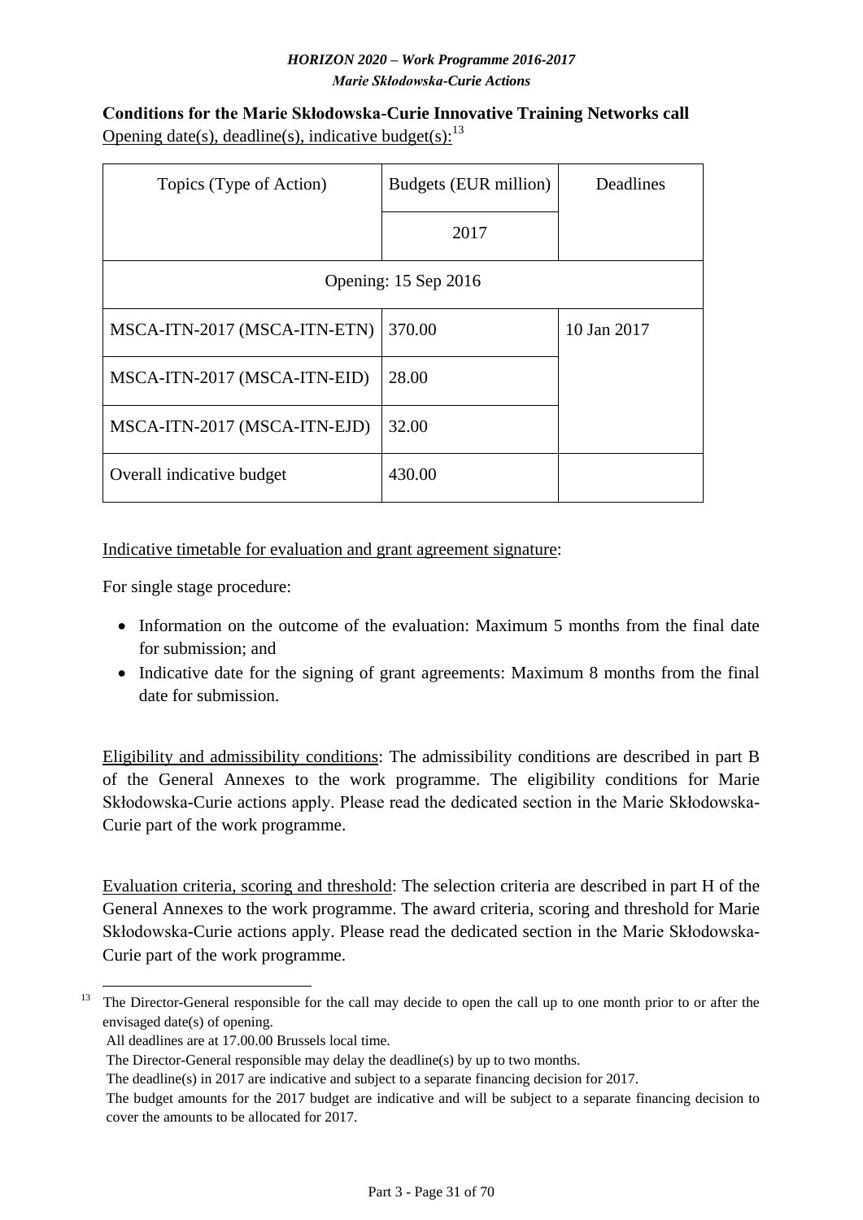**Conditions for the Marie Skłodowska-Curie Innovative Training Networks call**

Opening date(s), deadline(s), indicative budget(s):[13]

| Topics (Type of Action) | Budgets (EUR million) | Deadlines |
|---|---|---|
| | 2017 | |
| Opening: 15 Sep 2016 | | |
| MSCA-ITN-2017 (MSCA-ITN-ETN) | 370.00 | 10 Jan 2017 |
| MSCA-ITN-2017 (MSCA-ITN-EID) | 28.00 | |
| MSCA-ITN-2017 (MSCA-ITN-EJD) | 32.00 | |
| Overall indicative budget | 430.00 | |

Indicative timetable for evaluation and grant agreement signature:

For single stage procedure:

- Information on the outcome of the evaluation: Maximum 5 months from the final date for submission; and
- Indicative date for the signing of grant agreements: Maximum 8 months from the final date for submission.

Eligibility and admissibility conditions: The admissibility conditions are described in part B of the General Annexes to the work programme. The eligibility conditions for Marie Skłodowska-Curie actions apply. Please read the dedicated section in the Marie Skłodowska-Curie part of the work programme.

Evaluation criteria, scoring and threshold: The selection criteria are described in part H of the General Annexes to the work programme. The award criteria, scoring and threshold for Marie Skłodowska-Curie actions apply. Please read the dedicated section in the Marie Skłodowska-Curie part of the work programme.

---

[13] The Director-General responsible for the call may decide to open the call up to one month prior to or after the envisaged date(s) of opening.
All deadlines are at 17.00.00 Brussels local time.
The Director-General responsible may delay the deadline(s) by up to two months.
The deadline(s) in 2017 are indicative and subject to a separate financing decision for 2017.
The budget amounts for the 2017 budget are indicative and will be subject to a separate financing decision to cover the amounts to be allocated for 2017.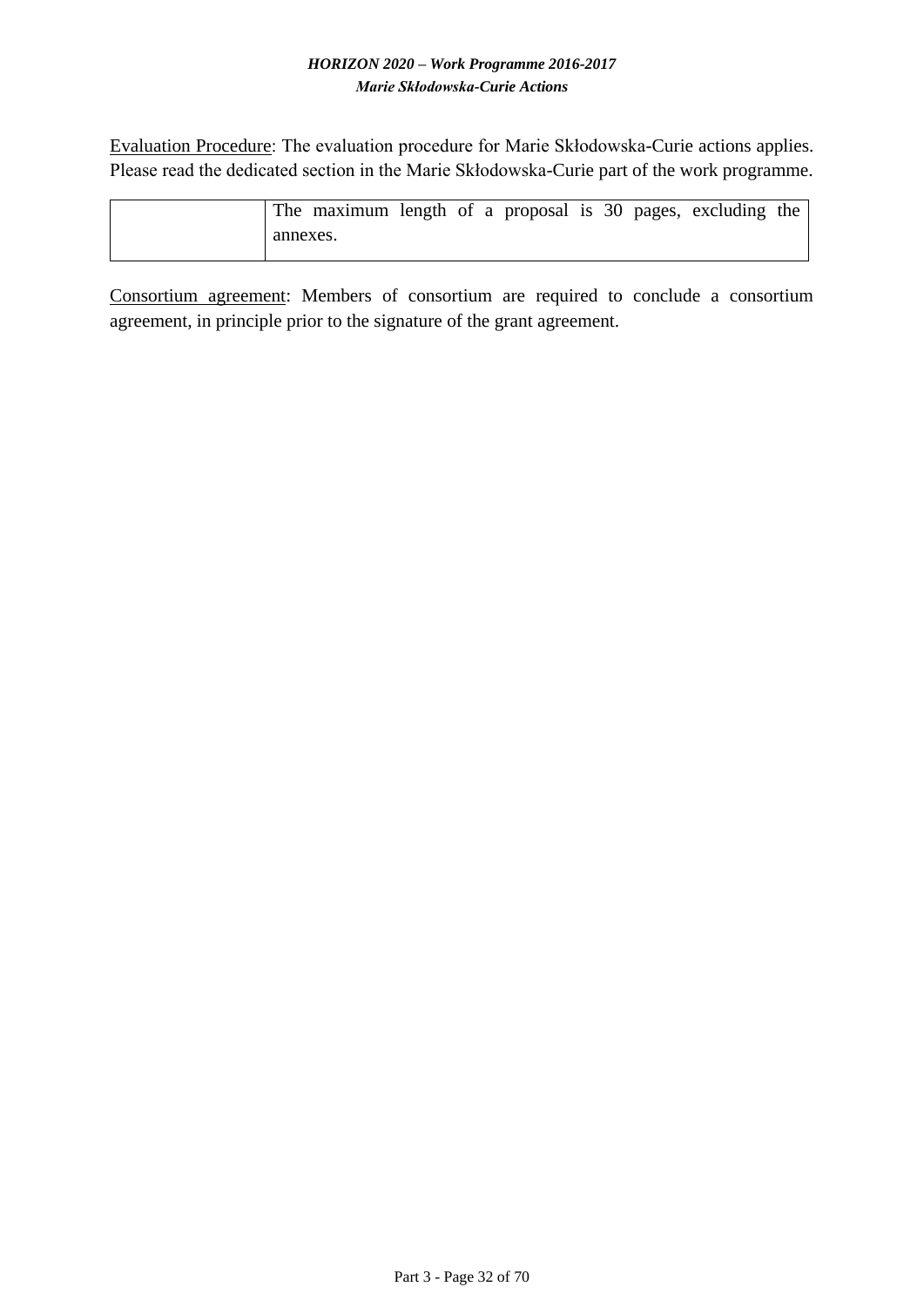Evaluation Procedure: The evaluation procedure for Marie Skłodowska-Curie actions applies. Please read the dedicated section in the Marie Skłodowska-Curie part of the work programme.

| | |
|---|---|
| | The maximum length of a proposal is 30 pages, excluding the annexes. |

Consortium agreement: Members of consortium are required to conclude a consortium agreement, in principle prior to the signature of the grant agreement.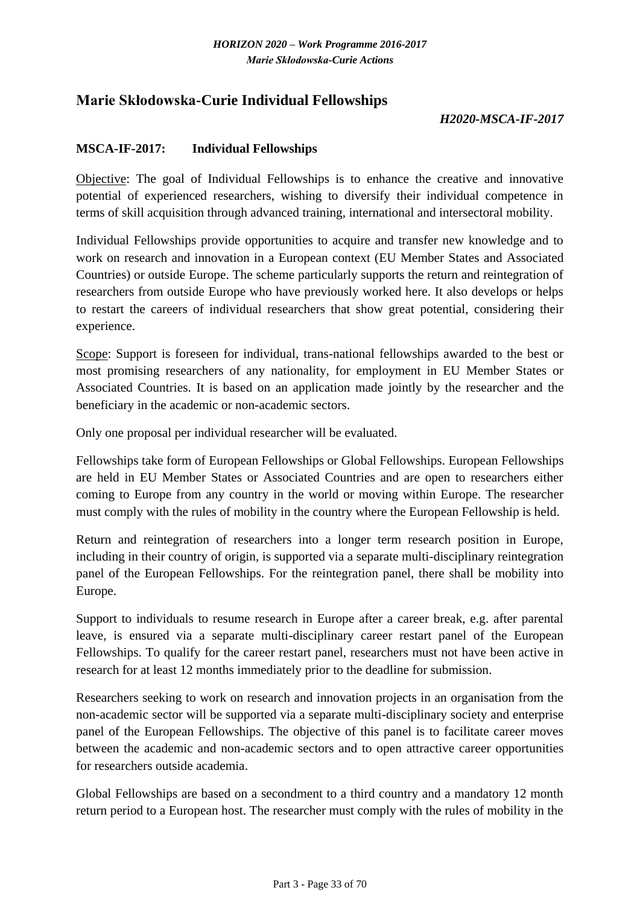## Marie Skłodowska-Curie Individual Fellowships

***H2020-MSCA-IF-2017***

### MSCA-IF-2017: Individual Fellowships

Objective: The goal of Individual Fellowships is to enhance the creative and innovative potential of experienced researchers, wishing to diversify their individual competence in terms of skill acquisition through advanced training, international and intersectoral mobility.

Individual Fellowships provide opportunities to acquire and transfer new knowledge and to work on research and innovation in a European context (EU Member States and Associated Countries) or outside Europe. The scheme particularly supports the return and reintegration of researchers from outside Europe who have previously worked here. It also develops or helps to restart the careers of individual researchers that show great potential, considering their experience.

Scope: Support is foreseen for individual, trans-national fellowships awarded to the best or most promising researchers of any nationality, for employment in EU Member States or Associated Countries. It is based on an application made jointly by the researcher and the beneficiary in the academic or non-academic sectors.

Only one proposal per individual researcher will be evaluated.

Fellowships take form of European Fellowships or Global Fellowships. European Fellowships are held in EU Member States or Associated Countries and are open to researchers either coming to Europe from any country in the world or moving within Europe. The researcher must comply with the rules of mobility in the country where the European Fellowship is held.

Return and reintegration of researchers into a longer term research position in Europe, including in their country of origin, is supported via a separate multi-disciplinary reintegration panel of the European Fellowships. For the reintegration panel, there shall be mobility into Europe.

Support to individuals to resume research in Europe after a career break, e.g. after parental leave, is ensured via a separate multi-disciplinary career restart panel of the European Fellowships. To qualify for the career restart panel, researchers must not have been active in research for at least 12 months immediately prior to the deadline for submission.

Researchers seeking to work on research and innovation projects in an organisation from the non-academic sector will be supported via a separate multi-disciplinary society and enterprise panel of the European Fellowships. The objective of this panel is to facilitate career moves between the academic and non-academic sectors and to open attractive career opportunities for researchers outside academia.

Global Fellowships are based on a secondment to a third country and a mandatory 12 month return period to a European host. The researcher must comply with the rules of mobility in the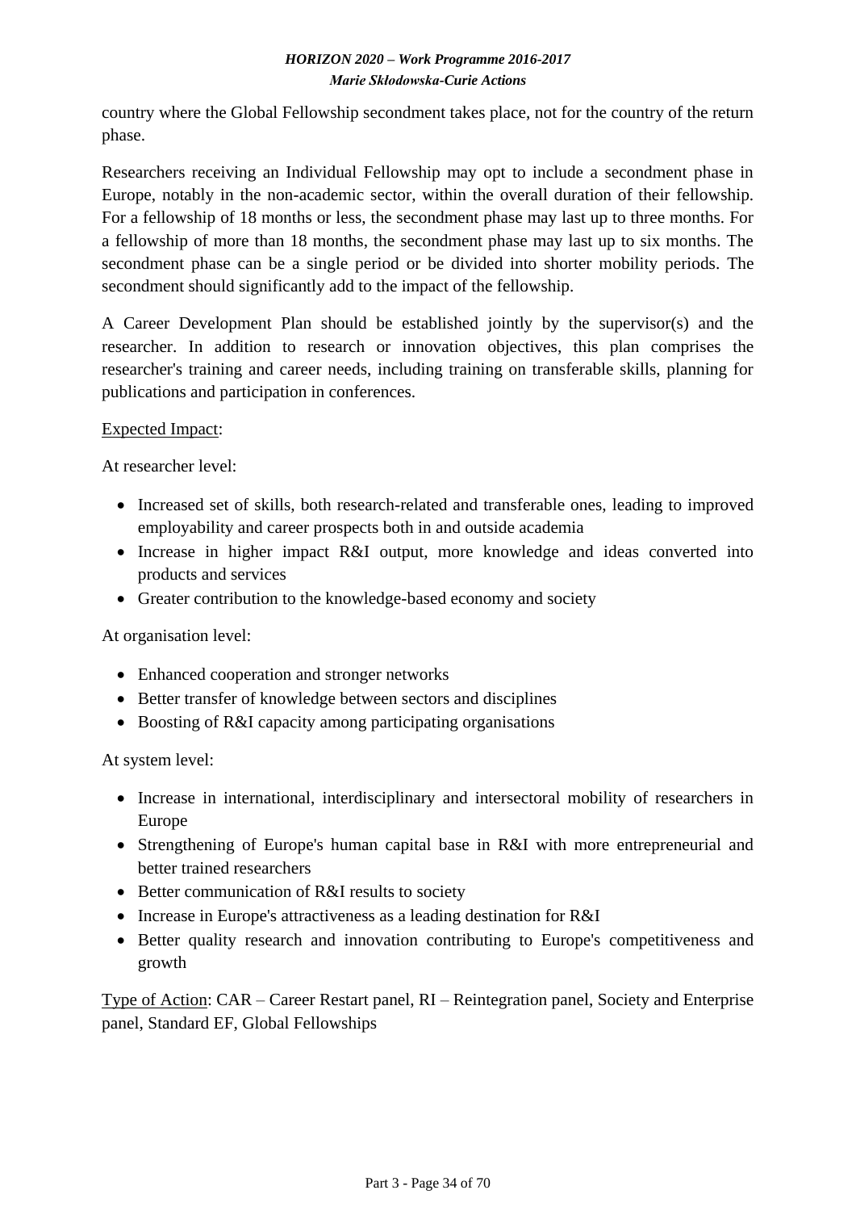country where the Global Fellowship secondment takes place, not for the country of the return phase.

Researchers receiving an Individual Fellowship may opt to include a secondment phase in Europe, notably in the non-academic sector, within the overall duration of their fellowship. For a fellowship of 18 months or less, the secondment phase may last up to three months. For a fellowship of more than 18 months, the secondment phase may last up to six months. The secondment phase can be a single period or be divided into shorter mobility periods. The secondment should significantly add to the impact of the fellowship.

A Career Development Plan should be established jointly by the supervisor(s) and the researcher. In addition to research or innovation objectives, this plan comprises the researcher's training and career needs, including training on transferable skills, planning for publications and participation in conferences.

Expected Impact:

At researcher level:

- Increased set of skills, both research-related and transferable ones, leading to improved employability and career prospects both in and outside academia
- Increase in higher impact R&I output, more knowledge and ideas converted into products and services
- Greater contribution to the knowledge-based economy and society

At organisation level:

- Enhanced cooperation and stronger networks
- Better transfer of knowledge between sectors and disciplines
- Boosting of R&I capacity among participating organisations

At system level:

- Increase in international, interdisciplinary and intersectoral mobility of researchers in Europe
- Strengthening of Europe's human capital base in R&I with more entrepreneurial and better trained researchers
- Better communication of R&I results to society
- Increase in Europe's attractiveness as a leading destination for R&I
- Better quality research and innovation contributing to Europe's competitiveness and growth

Type of Action: CAR – Career Restart panel, RI – Reintegration panel, Society and Enterprise panel, Standard EF, Global Fellowships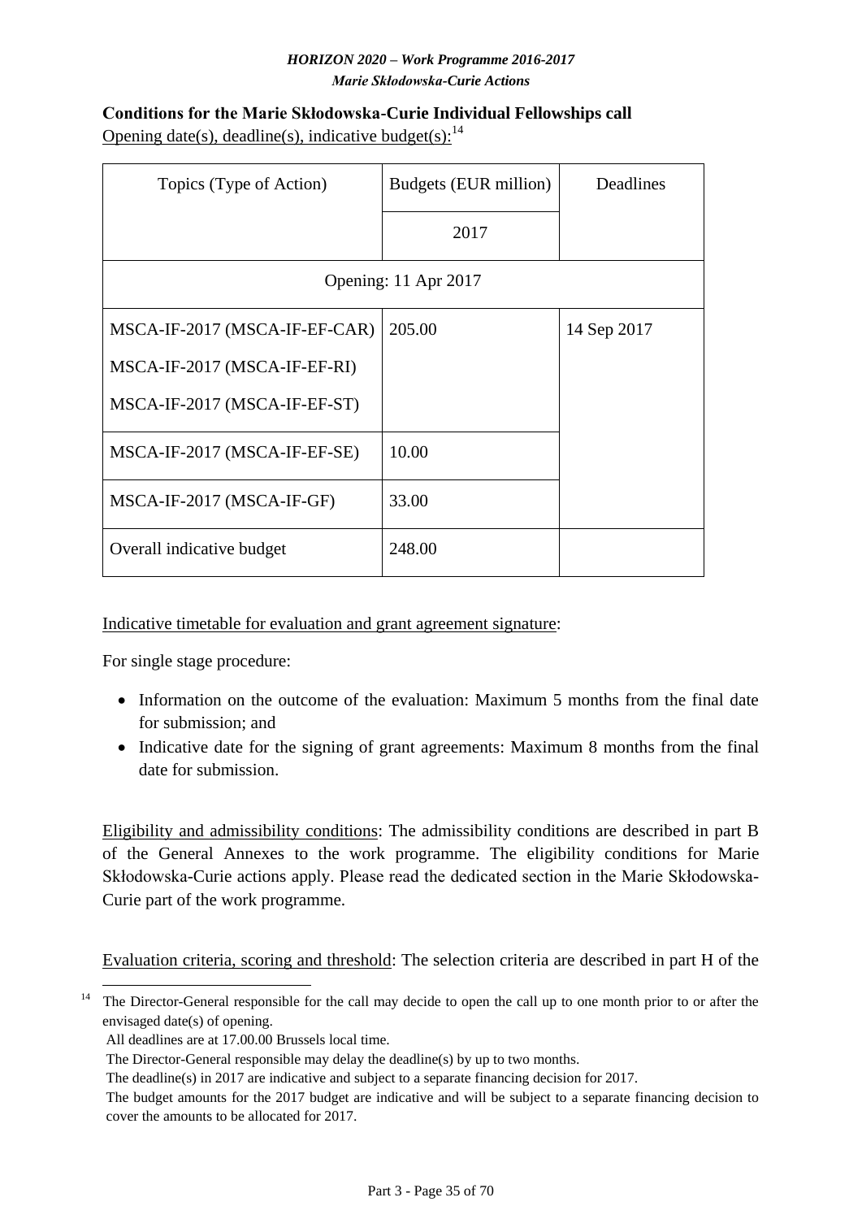**Conditions for the Marie Skłodowska-Curie Individual Fellowships call**

Opening date(s), deadline(s), indicative budget(s):[14]

| Topics (Type of Action) | Budgets (EUR million) | Deadlines |
|---|---|---|
| | 2017 | |
| Opening: 11 Apr 2017 | | |
| MSCA-IF-2017 (MSCA-IF-EF-CAR)<br>MSCA-IF-2017 (MSCA-IF-EF-RI)<br>MSCA-IF-2017 (MSCA-IF-EF-ST) | 205.00 | 14 Sep 2017 |
| MSCA-IF-2017 (MSCA-IF-EF-SE) | 10.00 | |
| MSCA-IF-2017 (MSCA-IF-GF) | 33.00 | |
| Overall indicative budget | 248.00 | |

Indicative timetable for evaluation and grant agreement signature:

For single stage procedure:

- Information on the outcome of the evaluation: Maximum 5 months from the final date for submission; and
- Indicative date for the signing of grant agreements: Maximum 8 months from the final date for submission.

Eligibility and admissibility conditions: The admissibility conditions are described in part B of the General Annexes to the work programme. The eligibility conditions for Marie Skłodowska-Curie actions apply. Please read the dedicated section in the Marie Skłodowska-Curie part of the work programme.

Evaluation criteria, scoring and threshold: The selection criteria are described in part H of the

[14] The Director-General responsible for the call may decide to open the call up to one month prior to or after the envisaged date(s) of opening.
All deadlines are at 17.00.00 Brussels local time.
The Director-General responsible may delay the deadline(s) by up to two months.
The deadline(s) in 2017 are indicative and subject to a separate financing decision for 2017.
The budget amounts for the 2017 budget are indicative and will be subject to a separate financing decision to cover the amounts to be allocated for 2017.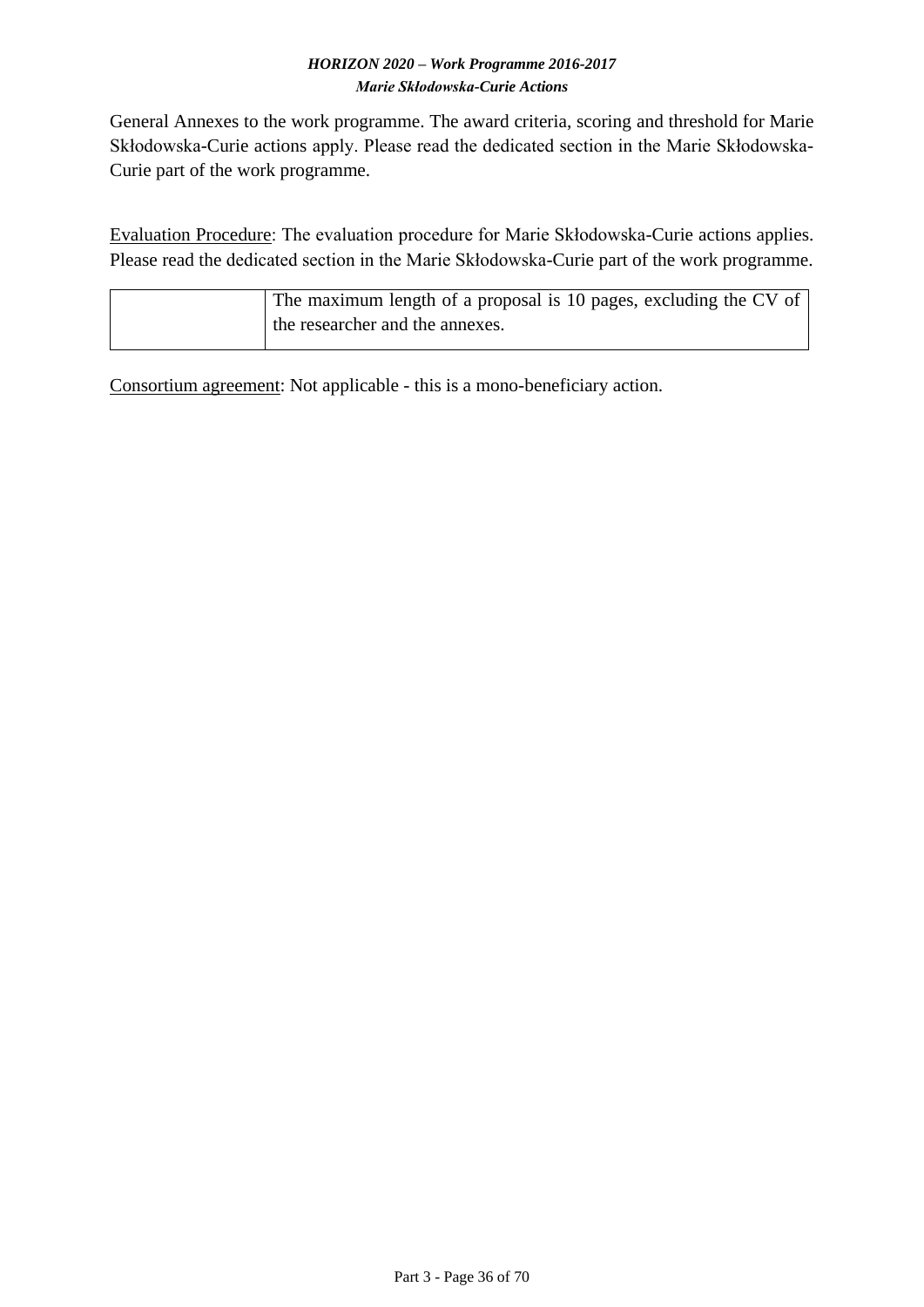General Annexes to the work programme. The award criteria, scoring and threshold for Marie Skłodowska-Curie actions apply. Please read the dedicated section in the Marie Skłodowska-Curie part of the work programme.

Evaluation Procedure: The evaluation procedure for Marie Skłodowska-Curie actions applies. Please read the dedicated section in the Marie Skłodowska-Curie part of the work programme.

| | |
|---|---|
| | The maximum length of a proposal is 10 pages, excluding the CV of the researcher and the annexes. |

Consortium agreement: Not applicable - this is a mono-beneficiary action.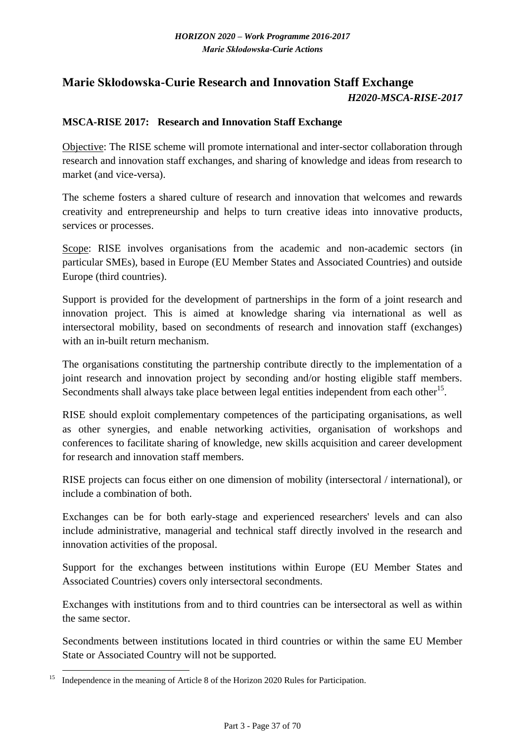## Marie Skłodowska-Curie Research and Innovation Staff Exchange

***H2020-MSCA-RISE-2017***

### MSCA-RISE 2017: Research and Innovation Staff Exchange

Objective: The RISE scheme will promote international and inter-sector collaboration through research and innovation staff exchanges, and sharing of knowledge and ideas from research to market (and vice-versa).

The scheme fosters a shared culture of research and innovation that welcomes and rewards creativity and entrepreneurship and helps to turn creative ideas into innovative products, services or processes.

Scope: RISE involves organisations from the academic and non-academic sectors (in particular SMEs), based in Europe (EU Member States and Associated Countries) and outside Europe (third countries).

Support is provided for the development of partnerships in the form of a joint research and innovation project. This is aimed at knowledge sharing via international as well as intersectoral mobility, based on secondments of research and innovation staff (exchanges) with an in-built return mechanism.

The organisations constituting the partnership contribute directly to the implementation of a joint research and innovation project by seconding and/or hosting eligible staff members. Secondments shall always take place between legal entities independent from each other[15].

RISE should exploit complementary competences of the participating organisations, as well as other synergies, and enable networking activities, organisation of workshops and conferences to facilitate sharing of knowledge, new skills acquisition and career development for research and innovation staff members.

RISE projects can focus either on one dimension of mobility (intersectoral / international), or include a combination of both.

Exchanges can be for both early-stage and experienced researchers' levels and can also include administrative, managerial and technical staff directly involved in the research and innovation activities of the proposal.

Support for the exchanges between institutions within Europe (EU Member States and Associated Countries) covers only intersectoral secondments.

Exchanges with institutions from and to third countries can be intersectoral as well as within the same sector.

Secondments between institutions located in third countries or within the same EU Member State or Associated Country will not be supported.

[15] Independence in the meaning of Article 8 of the Horizon 2020 Rules for Participation.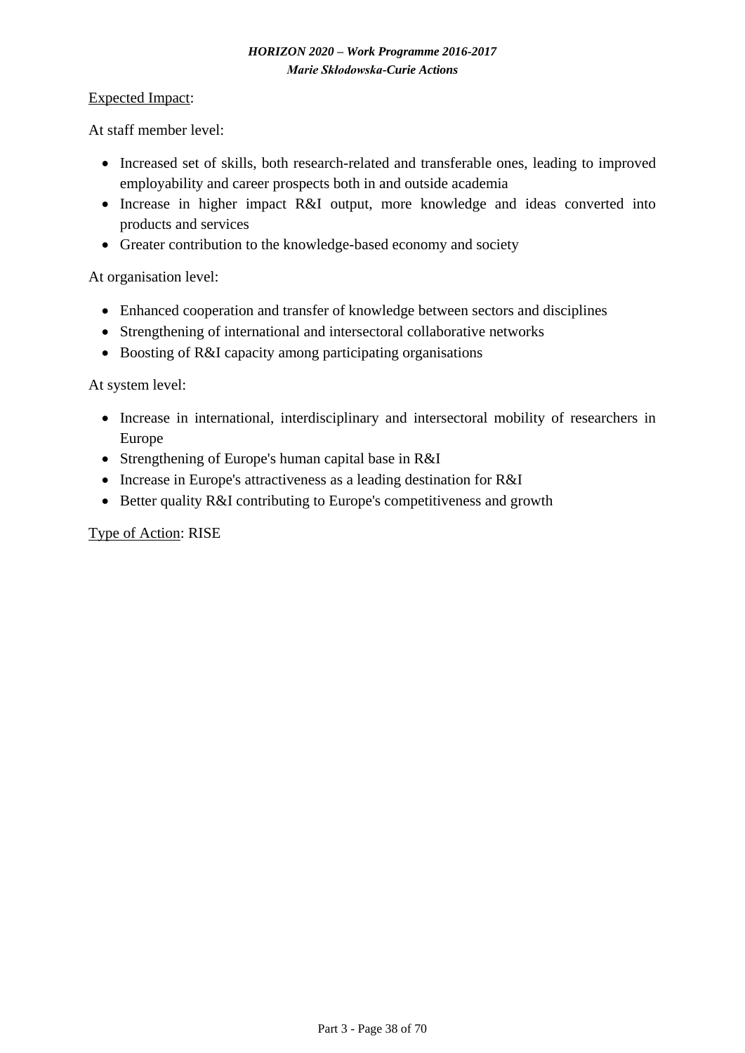<u>Expected Impact</u>:

At staff member level:

- Increased set of skills, both research-related and transferable ones, leading to improved employability and career prospects both in and outside academia
- Increase in higher impact R&I output, more knowledge and ideas converted into products and services
- Greater contribution to the knowledge-based economy and society

At organisation level:

- Enhanced cooperation and transfer of knowledge between sectors and disciplines
- Strengthening of international and intersectoral collaborative networks
- Boosting of R&I capacity among participating organisations

At system level:

- Increase in international, interdisciplinary and intersectoral mobility of researchers in Europe
- Strengthening of Europe's human capital base in R&I
- Increase in Europe's attractiveness as a leading destination for R&I
- Better quality R&I contributing to Europe's competitiveness and growth

<u>Type of Action</u>: RISE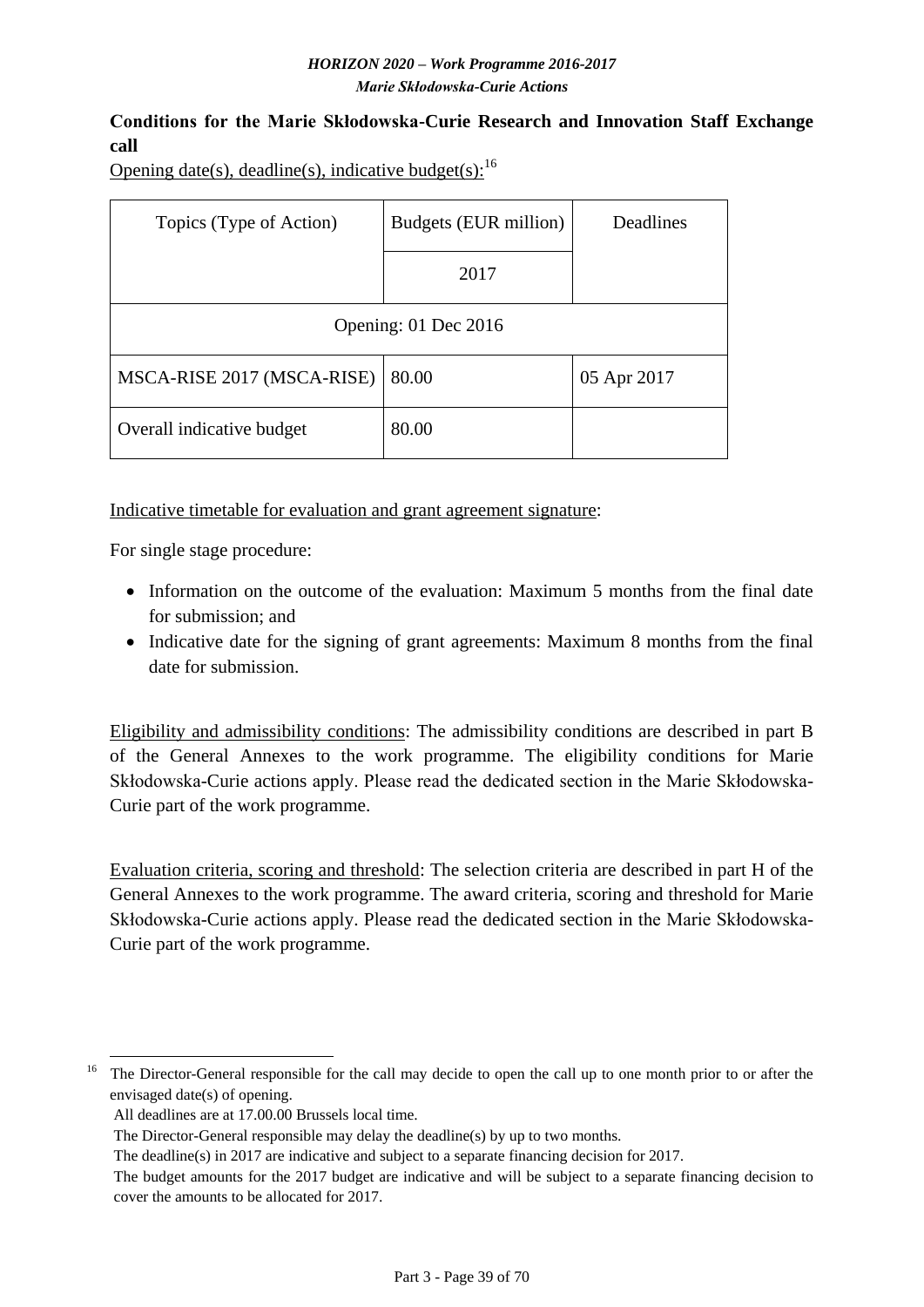**Conditions for the Marie Skłodowska-Curie Research and Innovation Staff Exchange call**

Opening date(s), deadline(s), indicative budget(s):[16]

| Topics (Type of Action) | Budgets (EUR million) | Deadlines |
|---|---|---|
| | 2017 | |
| Opening: 01 Dec 2016 | | |
| MSCA-RISE 2017 (MSCA-RISE) | 80.00 | 05 Apr 2017 |
| Overall indicative budget | 80.00 | |

Indicative timetable for evaluation and grant agreement signature:

For single stage procedure:

- Information on the outcome of the evaluation: Maximum 5 months from the final date for submission; and
- Indicative date for the signing of grant agreements: Maximum 8 months from the final date for submission.

Eligibility and admissibility conditions: The admissibility conditions are described in part B of the General Annexes to the work programme. The eligibility conditions for Marie Skłodowska-Curie actions apply. Please read the dedicated section in the Marie Skłodowska-Curie part of the work programme.

Evaluation criteria, scoring and threshold: The selection criteria are described in part H of the General Annexes to the work programme. The award criteria, scoring and threshold for Marie Skłodowska-Curie actions apply. Please read the dedicated section in the Marie Skłodowska-Curie part of the work programme.

---

[16] The Director-General responsible for the call may decide to open the call up to one month prior to or after the envisaged date(s) of opening.
All deadlines are at 17.00.00 Brussels local time.
The Director-General responsible may delay the deadline(s) by up to two months.
The deadline(s) in 2017 are indicative and subject to a separate financing decision for 2017.
The budget amounts for the 2017 budget are indicative and will be subject to a separate financing decision to cover the amounts to be allocated for 2017.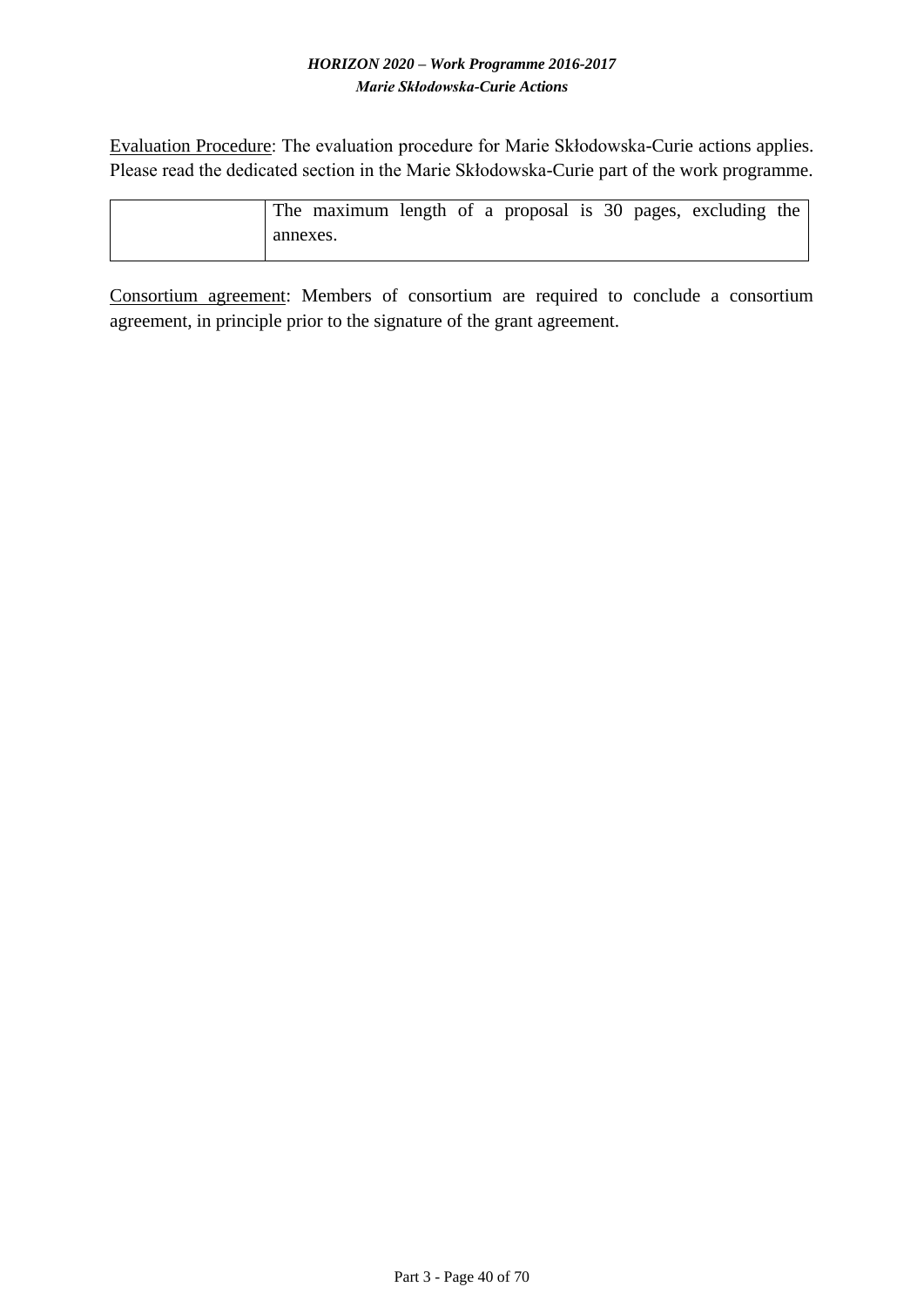Evaluation Procedure: The evaluation procedure for Marie Skłodowska-Curie actions applies. Please read the dedicated section in the Marie Skłodowska-Curie part of the work programme.

| | |
|---|---|
| | The maximum length of a proposal is 30 pages, excluding the annexes. |

Consortium agreement: Members of consortium are required to conclude a consortium agreement, in principle prior to the signature of the grant agreement.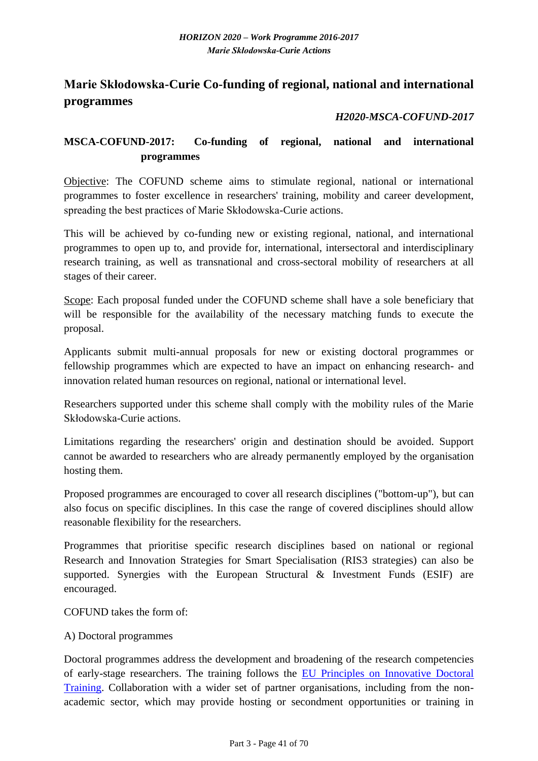## Marie Skłodowska-Curie Co-funding of regional, national and international programmes

***H2020-MSCA-COFUND-2017***

### MSCA-COFUND-2017: Co-funding of regional, national and international programmes

Objective: The COFUND scheme aims to stimulate regional, national or international programmes to foster excellence in researchers' training, mobility and career development, spreading the best practices of Marie Skłodowska-Curie actions.

This will be achieved by co-funding new or existing regional, national, and international programmes to open up to, and provide for, international, intersectoral and interdisciplinary research training, as well as transnational and cross-sectoral mobility of researchers at all stages of their career.

Scope: Each proposal funded under the COFUND scheme shall have a sole beneficiary that will be responsible for the availability of the necessary matching funds to execute the proposal.

Applicants submit multi-annual proposals for new or existing doctoral programmes or fellowship programmes which are expected to have an impact on enhancing research- and innovation related human resources on regional, national or international level.

Researchers supported under this scheme shall comply with the mobility rules of the Marie Skłodowska-Curie actions.

Limitations regarding the researchers' origin and destination should be avoided. Support cannot be awarded to researchers who are already permanently employed by the organisation hosting them.

Proposed programmes are encouraged to cover all research disciplines ("bottom-up"), but can also focus on specific disciplines. In this case the range of covered disciplines should allow reasonable flexibility for the researchers.

Programmes that prioritise specific research disciplines based on national or regional Research and Innovation Strategies for Smart Specialisation (RIS3 strategies) can also be supported. Synergies with the European Structural & Investment Funds (ESIF) are encouraged.

COFUND takes the form of:

A) Doctoral programmes

Doctoral programmes address the development and broadening of the research competencies of early-stage researchers. The training follows the EU Principles on Innovative Doctoral Training. Collaboration with a wider set of partner organisations, including from the non-academic sector, which may provide hosting or secondment opportunities or training in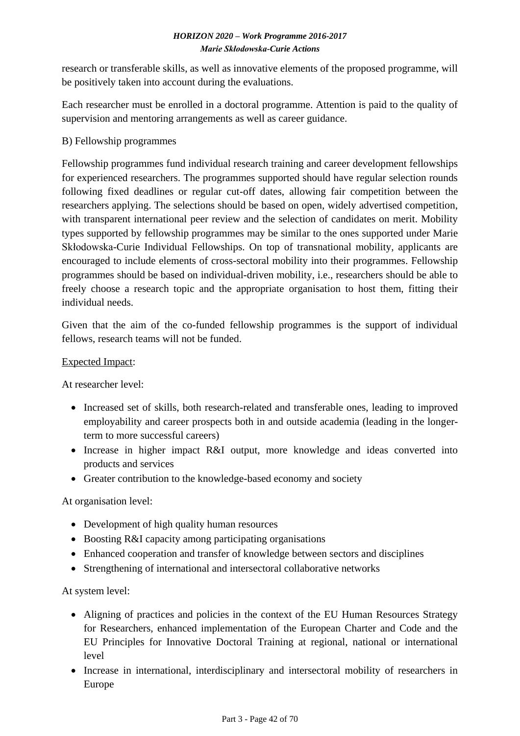research or transferable skills, as well as innovative elements of the proposed programme, will be positively taken into account during the evaluations.

Each researcher must be enrolled in a doctoral programme. Attention is paid to the quality of supervision and mentoring arrangements as well as career guidance.

B) Fellowship programmes

Fellowship programmes fund individual research training and career development fellowships for experienced researchers. The programmes supported should have regular selection rounds following fixed deadlines or regular cut-off dates, allowing fair competition between the researchers applying. The selections should be based on open, widely advertised competition, with transparent international peer review and the selection of candidates on merit. Mobility types supported by fellowship programmes may be similar to the ones supported under Marie Skłodowska-Curie Individual Fellowships. On top of transnational mobility, applicants are encouraged to include elements of cross-sectoral mobility into their programmes. Fellowship programmes should be based on individual-driven mobility, i.e., researchers should be able to freely choose a research topic and the appropriate organisation to host them, fitting their individual needs.

Given that the aim of the co-funded fellowship programmes is the support of individual fellows, research teams will not be funded.

<u>Expected Impact</u>:

At researcher level:

- Increased set of skills, both research-related and transferable ones, leading to improved employability and career prospects both in and outside academia (leading in the longer-term to more successful careers)
- Increase in higher impact R&I output, more knowledge and ideas converted into products and services
- Greater contribution to the knowledge-based economy and society

At organisation level:

- Development of high quality human resources
- Boosting R&I capacity among participating organisations
- Enhanced cooperation and transfer of knowledge between sectors and disciplines
- Strengthening of international and intersectoral collaborative networks

At system level:

- Aligning of practices and policies in the context of the EU Human Resources Strategy for Researchers, enhanced implementation of the European Charter and Code and the EU Principles for Innovative Doctoral Training at regional, national or international level
- Increase in international, interdisciplinary and intersectoral mobility of researchers in Europe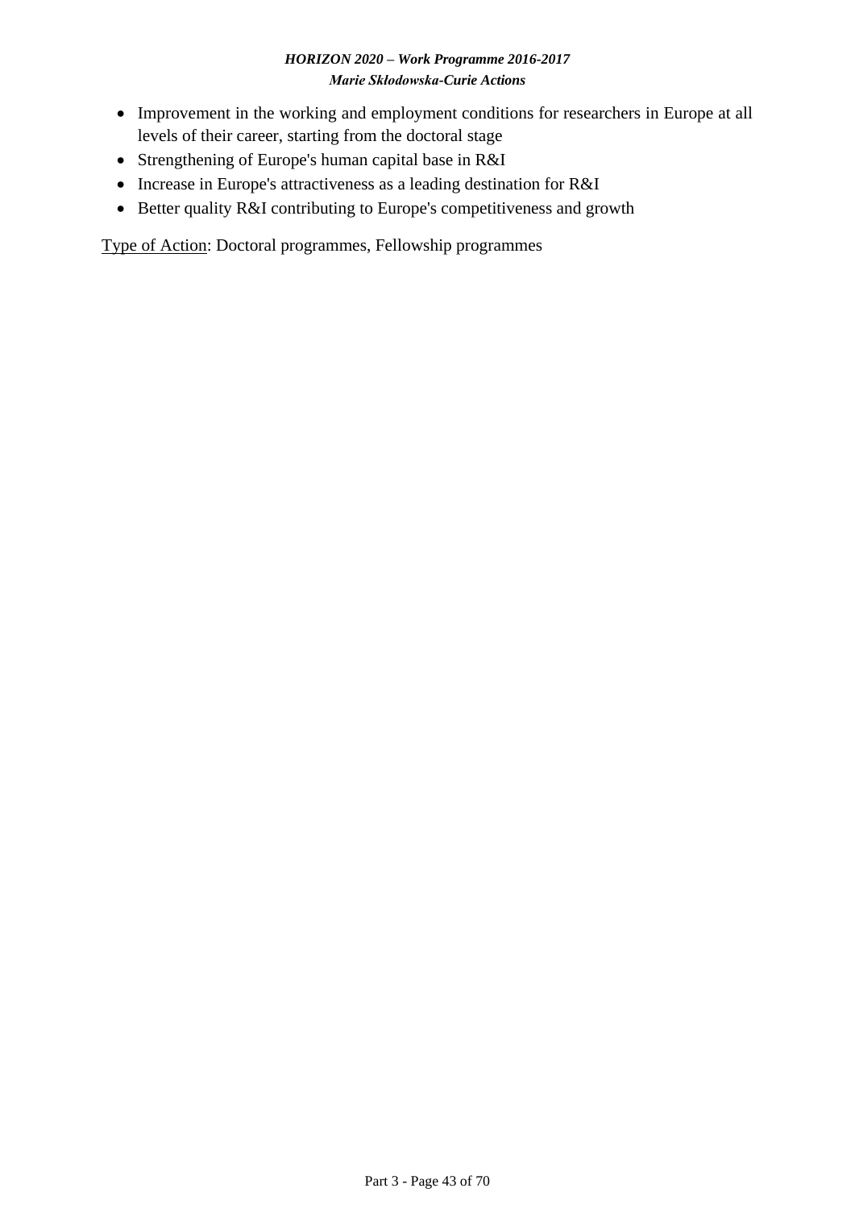- Improvement in the working and employment conditions for researchers in Europe at all levels of their career, starting from the doctoral stage
- Strengthening of Europe's human capital base in R&I
- Increase in Europe's attractiveness as a leading destination for R&I
- Better quality R&I contributing to Europe's competitiveness and growth

<u>Type of Action</u>: Doctoral programmes, Fellowship programmes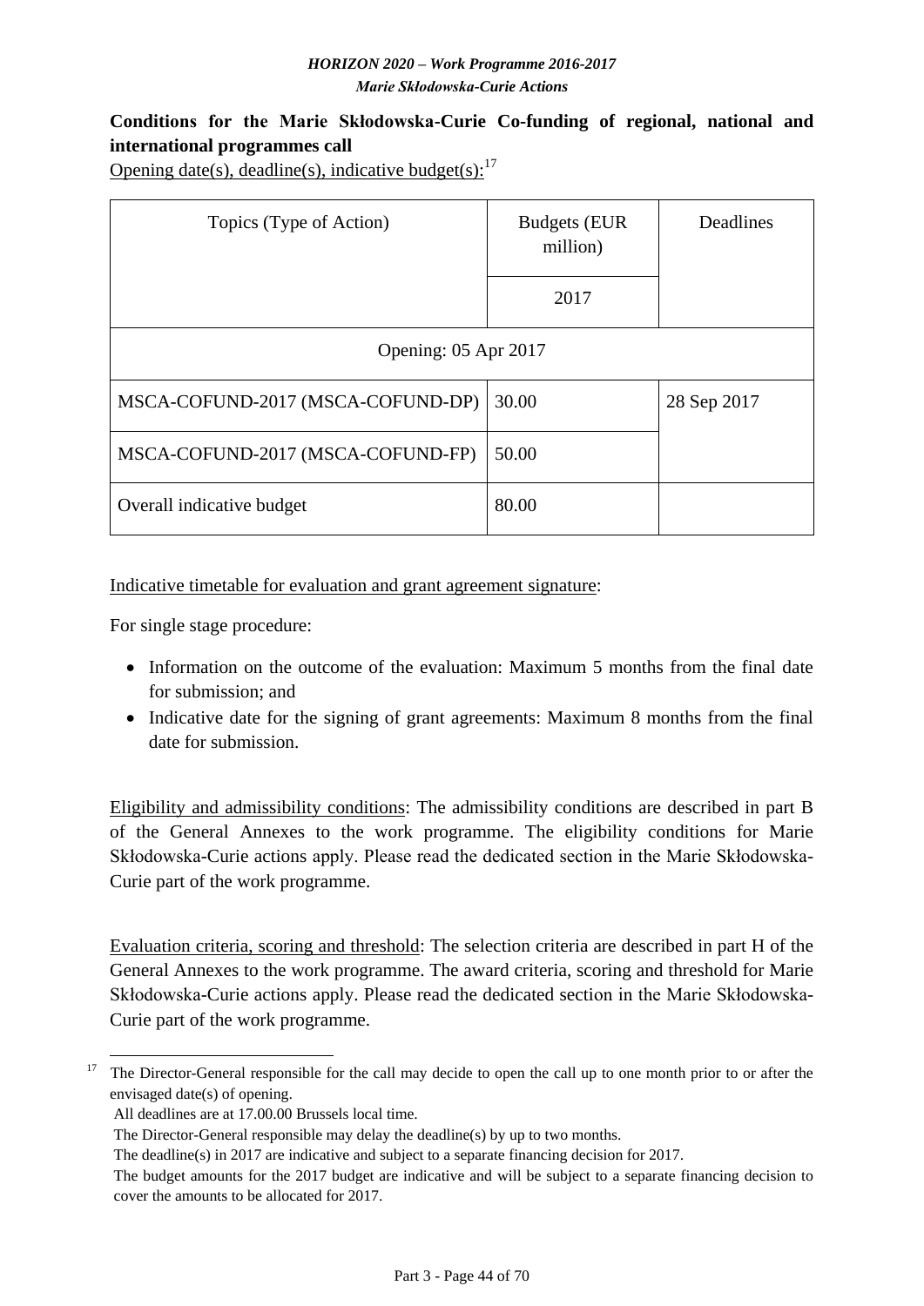**Conditions for the Marie Skłodowska-Curie Co-funding of regional, national and international programmes call**

Opening date(s), deadline(s), indicative budget(s):[17]

| Topics (Type of Action) | Budgets (EUR million) | Deadlines |
|---|---|---|
| | 2017 | |
| Opening: 05 Apr 2017 | | |
| MSCA-COFUND-2017 (MSCA-COFUND-DP) | 30.00 | 28 Sep 2017 |
| MSCA-COFUND-2017 (MSCA-COFUND-FP) | 50.00 | |
| Overall indicative budget | 80.00 | |

Indicative timetable for evaluation and grant agreement signature:

For single stage procedure:

- Information on the outcome of the evaluation: Maximum 5 months from the final date for submission; and
- Indicative date for the signing of grant agreements: Maximum 8 months from the final date for submission.

Eligibility and admissibility conditions: The admissibility conditions are described in part B of the General Annexes to the work programme. The eligibility conditions for Marie Skłodowska-Curie actions apply. Please read the dedicated section in the Marie Skłodowska-Curie part of the work programme.

Evaluation criteria, scoring and threshold: The selection criteria are described in part H of the General Annexes to the work programme. The award criteria, scoring and threshold for Marie Skłodowska-Curie actions apply. Please read the dedicated section in the Marie Skłodowska-Curie part of the work programme.

---

[17] The Director-General responsible for the call may decide to open the call up to one month prior to or after the envisaged date(s) of opening.
All deadlines are at 17.00.00 Brussels local time.
The Director-General responsible may delay the deadline(s) by up to two months.
The deadline(s) in 2017 are indicative and subject to a separate financing decision for 2017.
The budget amounts for the 2017 budget are indicative and will be subject to a separate financing decision to cover the amounts to be allocated for 2017.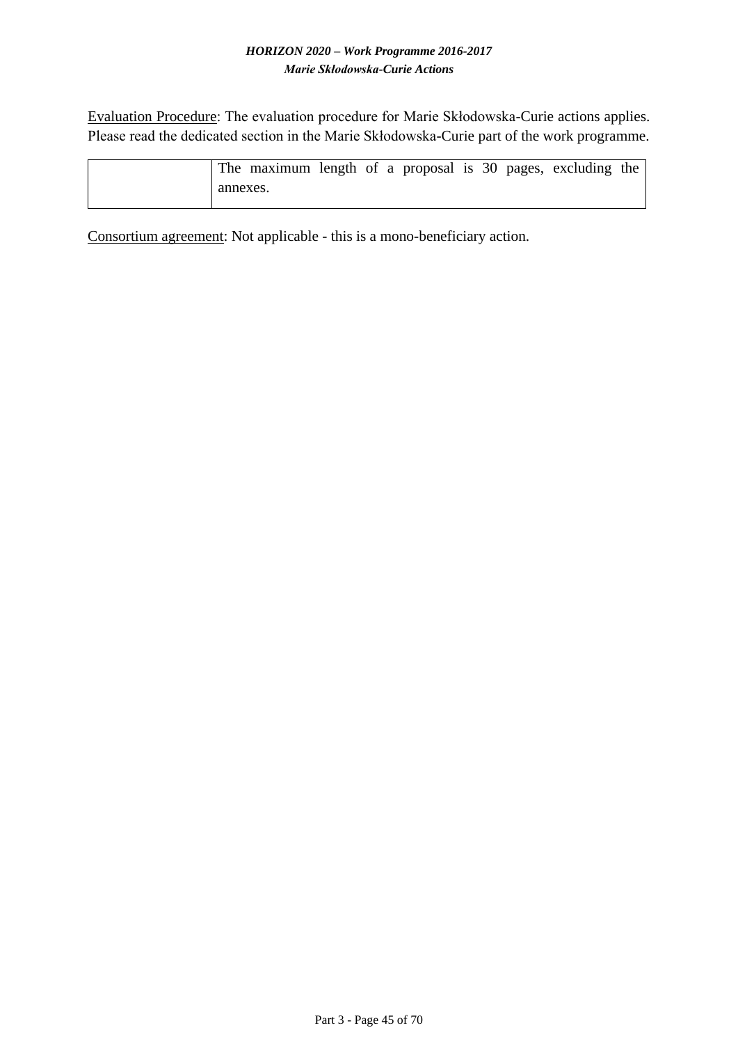Evaluation Procedure: The evaluation procedure for Marie Skłodowska-Curie actions applies. Please read the dedicated section in the Marie Skłodowska-Curie part of the work programme.

| | |
|---|---|
| | The maximum length of a proposal is 30 pages, excluding the annexes. |

Consortium agreement: Not applicable - this is a mono-beneficiary action.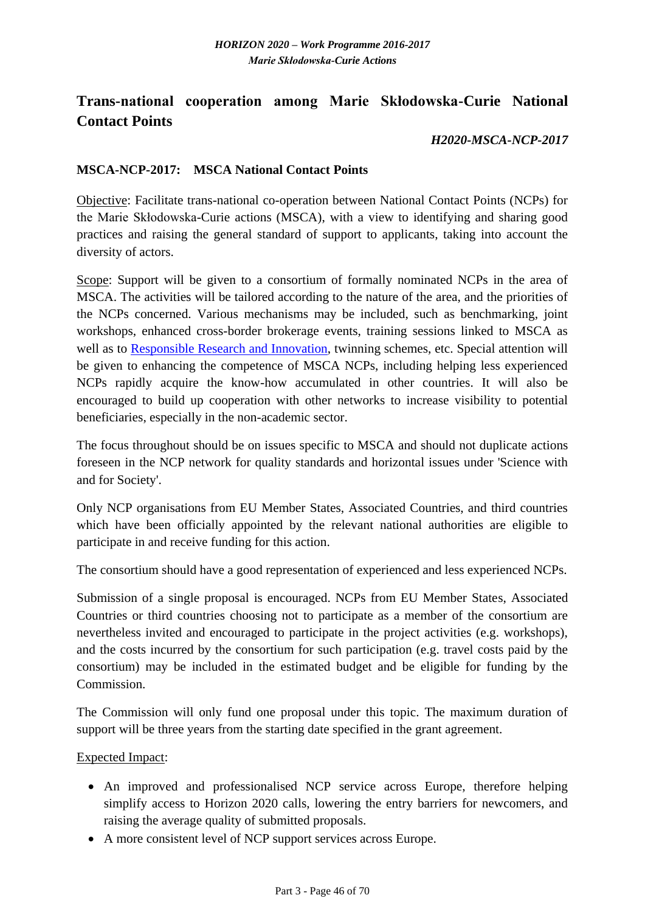## Trans-national cooperation among Marie Skłodowska-Curie National Contact Points

***H2020-MSCA-NCP-2017***

### MSCA-NCP-2017: MSCA National Contact Points

Objective: Facilitate trans-national co-operation between National Contact Points (NCPs) for the Marie Skłodowska-Curie actions (MSCA), with a view to identifying and sharing good practices and raising the general standard of support to applicants, taking into account the diversity of actors.

Scope: Support will be given to a consortium of formally nominated NCPs in the area of MSCA. The activities will be tailored according to the nature of the area, and the priorities of the NCPs concerned. Various mechanisms may be included, such as benchmarking, joint workshops, enhanced cross-border brokerage events, training sessions linked to MSCA as well as to Responsible Research and Innovation, twinning schemes, etc. Special attention will be given to enhancing the competence of MSCA NCPs, including helping less experienced NCPs rapidly acquire the know-how accumulated in other countries. It will also be encouraged to build up cooperation with other networks to increase visibility to potential beneficiaries, especially in the non-academic sector.

The focus throughout should be on issues specific to MSCA and should not duplicate actions foreseen in the NCP network for quality standards and horizontal issues under 'Science with and for Society'.

Only NCP organisations from EU Member States, Associated Countries, and third countries which have been officially appointed by the relevant national authorities are eligible to participate in and receive funding for this action.

The consortium should have a good representation of experienced and less experienced NCPs.

Submission of a single proposal is encouraged. NCPs from EU Member States, Associated Countries or third countries choosing not to participate as a member of the consortium are nevertheless invited and encouraged to participate in the project activities (e.g. workshops), and the costs incurred by the consortium for such participation (e.g. travel costs paid by the consortium) may be included in the estimated budget and be eligible for funding by the Commission.

The Commission will only fund one proposal under this topic. The maximum duration of support will be three years from the starting date specified in the grant agreement.

Expected Impact:

- An improved and professionalised NCP service across Europe, therefore helping simplify access to Horizon 2020 calls, lowering the entry barriers for newcomers, and raising the average quality of submitted proposals.
- A more consistent level of NCP support services across Europe.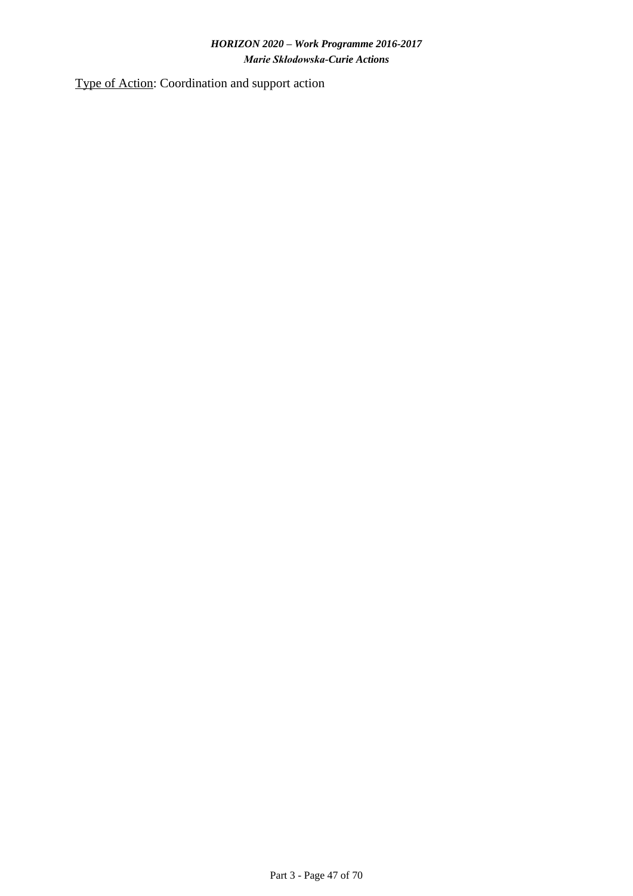Type of Action: Coordination and support action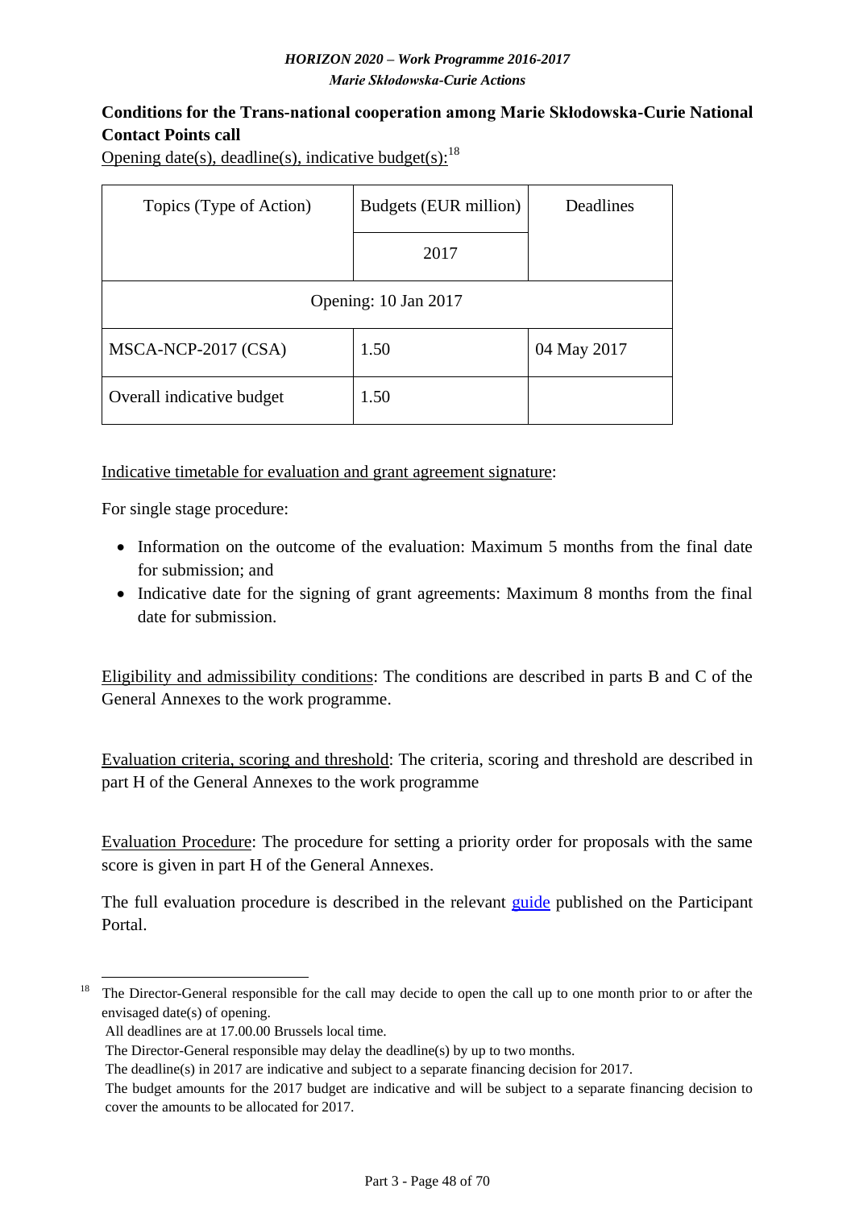**Conditions for the Trans-national cooperation among Marie Skłodowska-Curie National Contact Points call**

Opening date(s), deadline(s), indicative budget(s):[18]

| Topics (Type of Action) | Budgets (EUR million) | Deadlines |
|---|---|---|
| | 2017 | |
| Opening: 10 Jan 2017 | | |
| MSCA-NCP-2017 (CSA) | 1.50 | 04 May 2017 |
| Overall indicative budget | 1.50 | |

Indicative timetable for evaluation and grant agreement signature:

For single stage procedure:

- Information on the outcome of the evaluation: Maximum 5 months from the final date for submission; and
- Indicative date for the signing of grant agreements: Maximum 8 months from the final date for submission.

Eligibility and admissibility conditions: The conditions are described in parts B and C of the General Annexes to the work programme.

Evaluation criteria, scoring and threshold: The criteria, scoring and threshold are described in part H of the General Annexes to the work programme

Evaluation Procedure: The procedure for setting a priority order for proposals with the same score is given in part H of the General Annexes.

The full evaluation procedure is described in the relevant guide published on the Participant Portal.

---

[18] The Director-General responsible for the call may decide to open the call up to one month prior to or after the envisaged date(s) of opening.
All deadlines are at 17.00.00 Brussels local time.
The Director-General responsible may delay the deadline(s) by up to two months.
The deadline(s) in 2017 are indicative and subject to a separate financing decision for 2017.
The budget amounts for the 2017 budget are indicative and will be subject to a separate financing decision to cover the amounts to be allocated for 2017.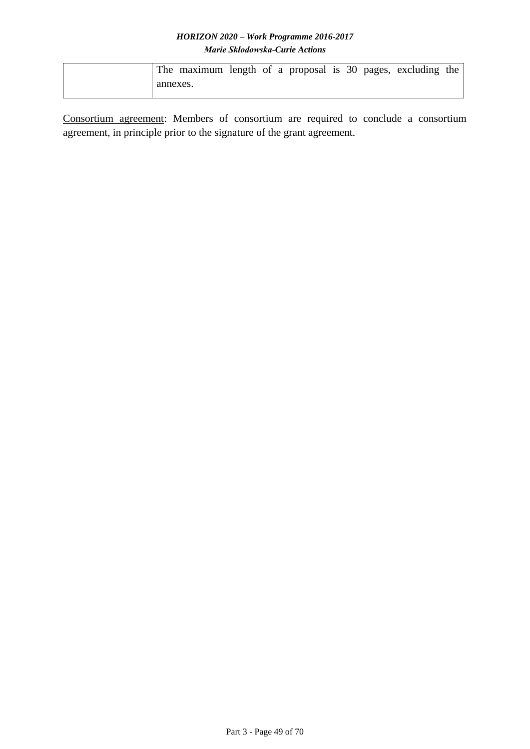| | |
|---|---|
| | The maximum length of a proposal is 30 pages, excluding the annexes. |

Consortium agreement: Members of consortium are required to conclude a consortium agreement, in principle prior to the signature of the grant agreement.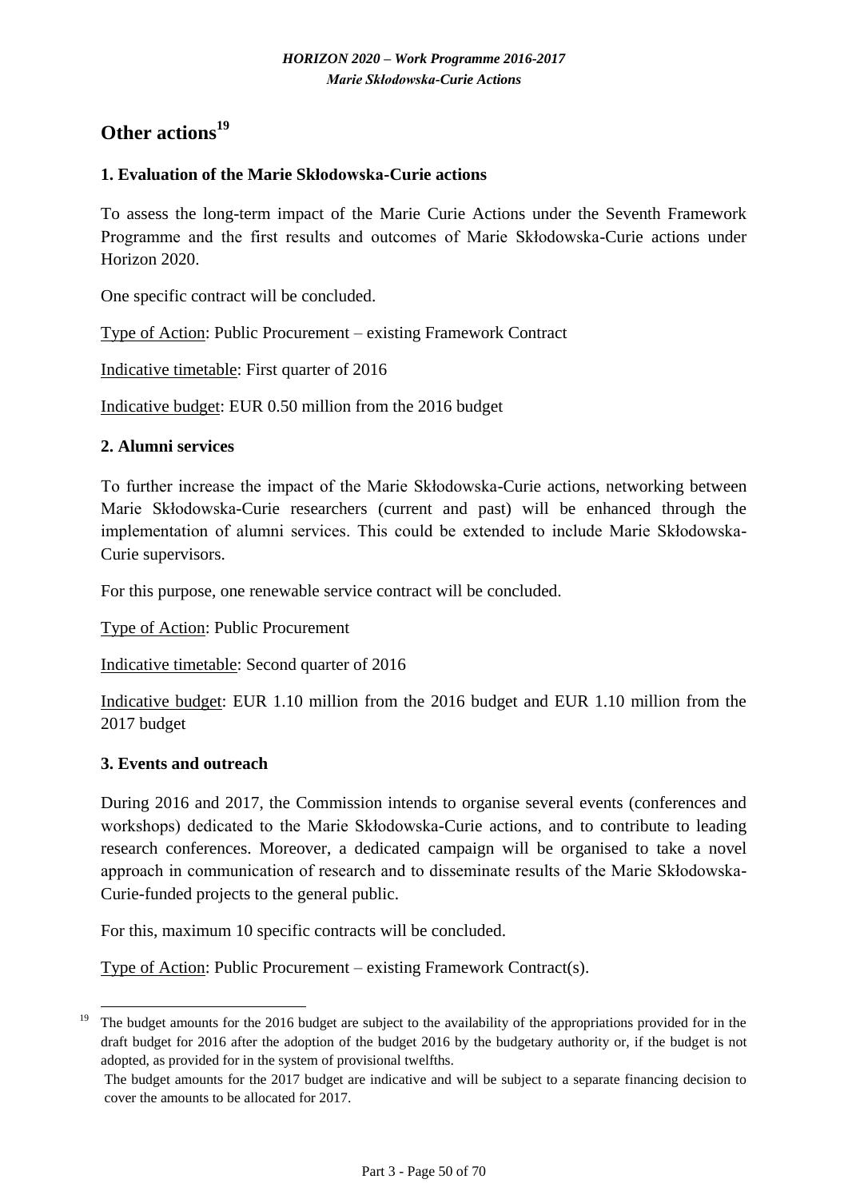# Other actions[19]

### 1. Evaluation of the Marie Skłodowska-Curie actions

To assess the long-term impact of the Marie Curie Actions under the Seventh Framework Programme and the first results and outcomes of Marie Skłodowska-Curie actions under Horizon 2020.

One specific contract will be concluded.

Type of Action: Public Procurement – existing Framework Contract

Indicative timetable: First quarter of 2016

Indicative budget: EUR 0.50 million from the 2016 budget

### 2. Alumni services

To further increase the impact of the Marie Skłodowska-Curie actions, networking between Marie Skłodowska-Curie researchers (current and past) will be enhanced through the implementation of alumni services. This could be extended to include Marie Skłodowska-Curie supervisors.

For this purpose, one renewable service contract will be concluded.

Type of Action: Public Procurement

Indicative timetable: Second quarter of 2016

Indicative budget: EUR 1.10 million from the 2016 budget and EUR 1.10 million from the 2017 budget

### 3. Events and outreach

During 2016 and 2017, the Commission intends to organise several events (conferences and workshops) dedicated to the Marie Skłodowska-Curie actions, and to contribute to leading research conferences. Moreover, a dedicated campaign will be organised to take a novel approach in communication of research and to disseminate results of the Marie Skłodowska-Curie-funded projects to the general public.

For this, maximum 10 specific contracts will be concluded.

Type of Action: Public Procurement – existing Framework Contract(s).

---

[19] The budget amounts for the 2016 budget are subject to the availability of the appropriations provided for in the draft budget for 2016 after the adoption of the budget 2016 by the budgetary authority or, if the budget is not adopted, as provided for in the system of provisional twelfths.

The budget amounts for the 2017 budget are indicative and will be subject to a separate financing decision to cover the amounts to be allocated for 2017.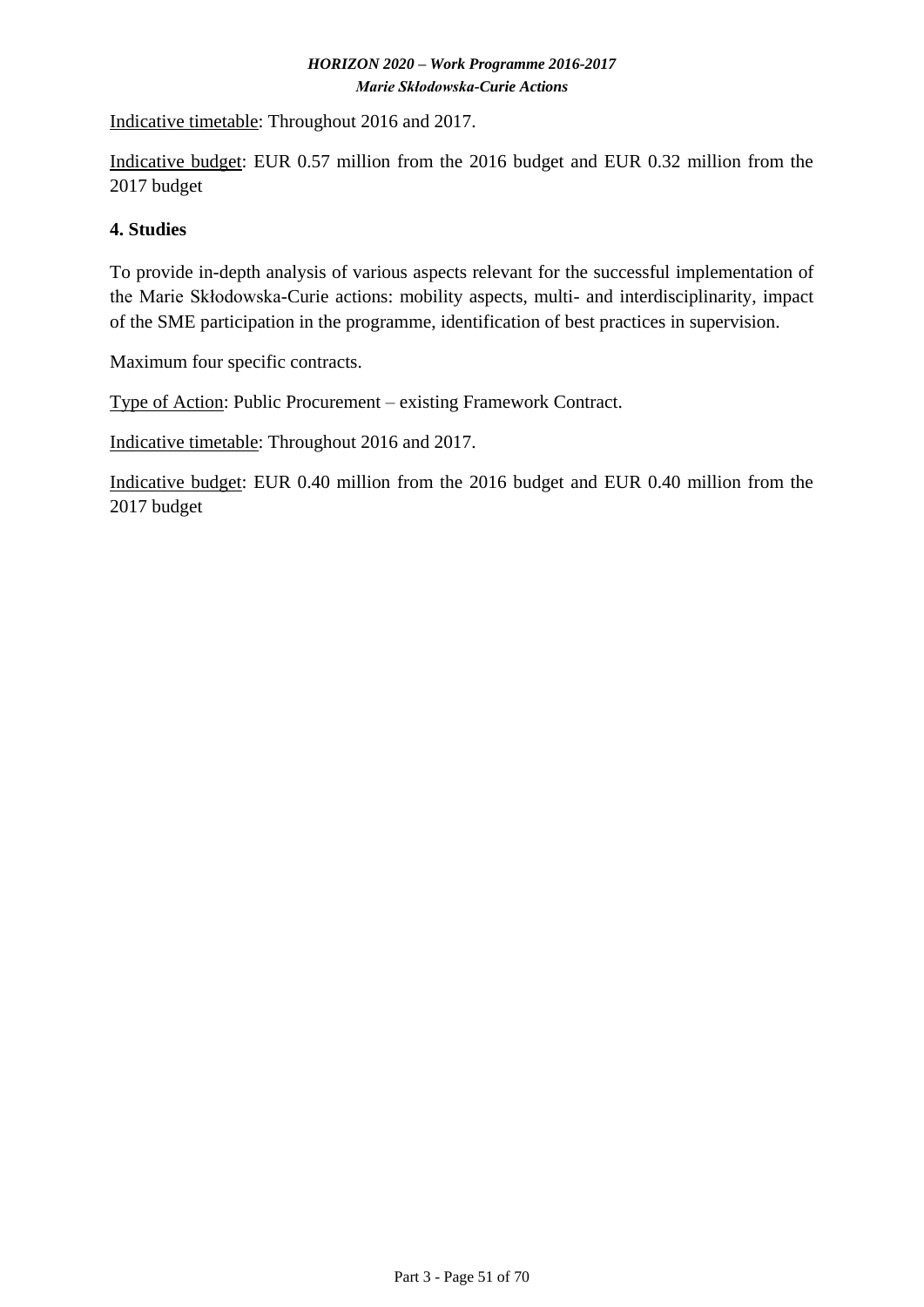Indicative timetable: Throughout 2016 and 2017.

Indicative budget: EUR 0.57 million from the 2016 budget and EUR 0.32 million from the 2017 budget

### 4. Studies

To provide in-depth analysis of various aspects relevant for the successful implementation of the Marie Skłodowska-Curie actions: mobility aspects, multi- and interdisciplinarity, impact of the SME participation in the programme, identification of best practices in supervision.

Maximum four specific contracts.

Type of Action: Public Procurement – existing Framework Contract.

Indicative timetable: Throughout 2016 and 2017.

Indicative budget: EUR 0.40 million from the 2016 budget and EUR 0.40 million from the 2017 budget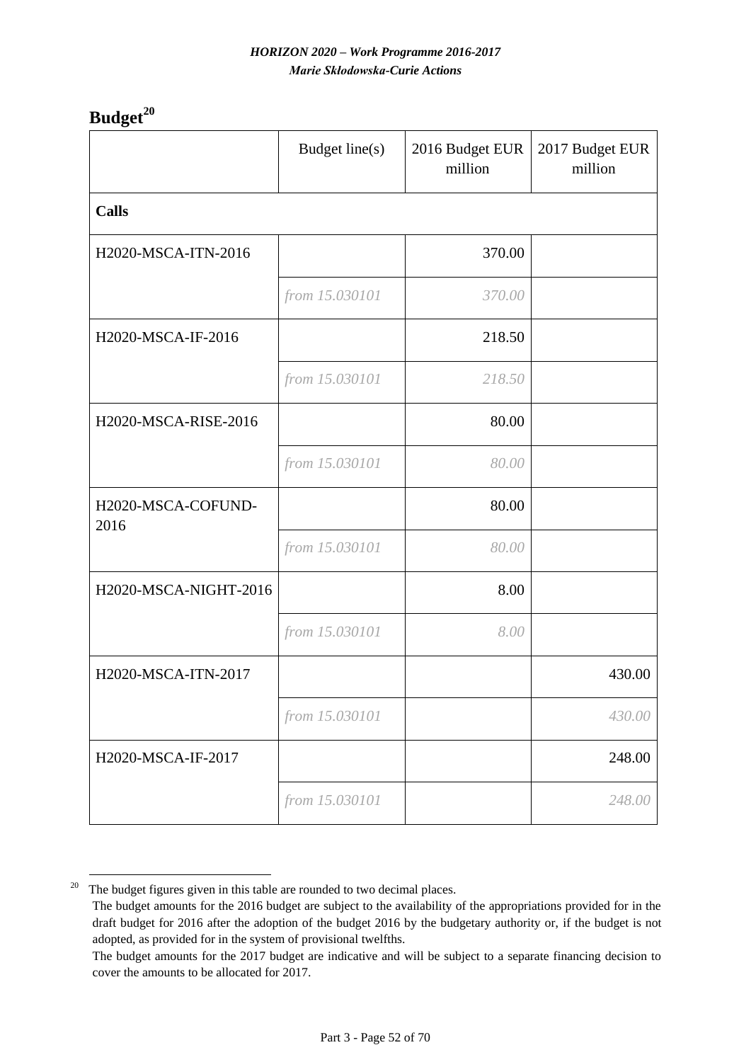# Budget[20]

| | Budget line(s) | 2016 Budget EUR million | 2017 Budget EUR million |
|---|---|---|---|
| **Calls** | | | |
| H2020-MSCA-ITN-2016 | | 370.00 | |
| | *from 15.030101* | *370.00* | |
| H2020-MSCA-IF-2016 | | 218.50 | |
| | *from 15.030101* | *218.50* | |
| H2020-MSCA-RISE-2016 | | 80.00 | |
| | *from 15.030101* | *80.00* | |
| H2020-MSCA-COFUND-2016 | | 80.00 | |
| | *from 15.030101* | *80.00* | |
| H2020-MSCA-NIGHT-2016 | | 8.00 | |
| | *from 15.030101* | *8.00* | |
| H2020-MSCA-ITN-2017 | | | 430.00 |
| | *from 15.030101* | | *430.00* |
| H2020-MSCA-IF-2017 | | | 248.00 |
| | *from 15.030101* | | *248.00* |

[20] The budget figures given in this table are rounded to two decimal places.
The budget amounts for the 2016 budget are subject to the availability of the appropriations provided for in the draft budget for 2016 after the adoption of the budget 2016 by the budgetary authority or, if the budget is not adopted, as provided for in the system of provisional twelfths.
The budget amounts for the 2017 budget are indicative and will be subject to a separate financing decision to cover the amounts to be allocated for 2017.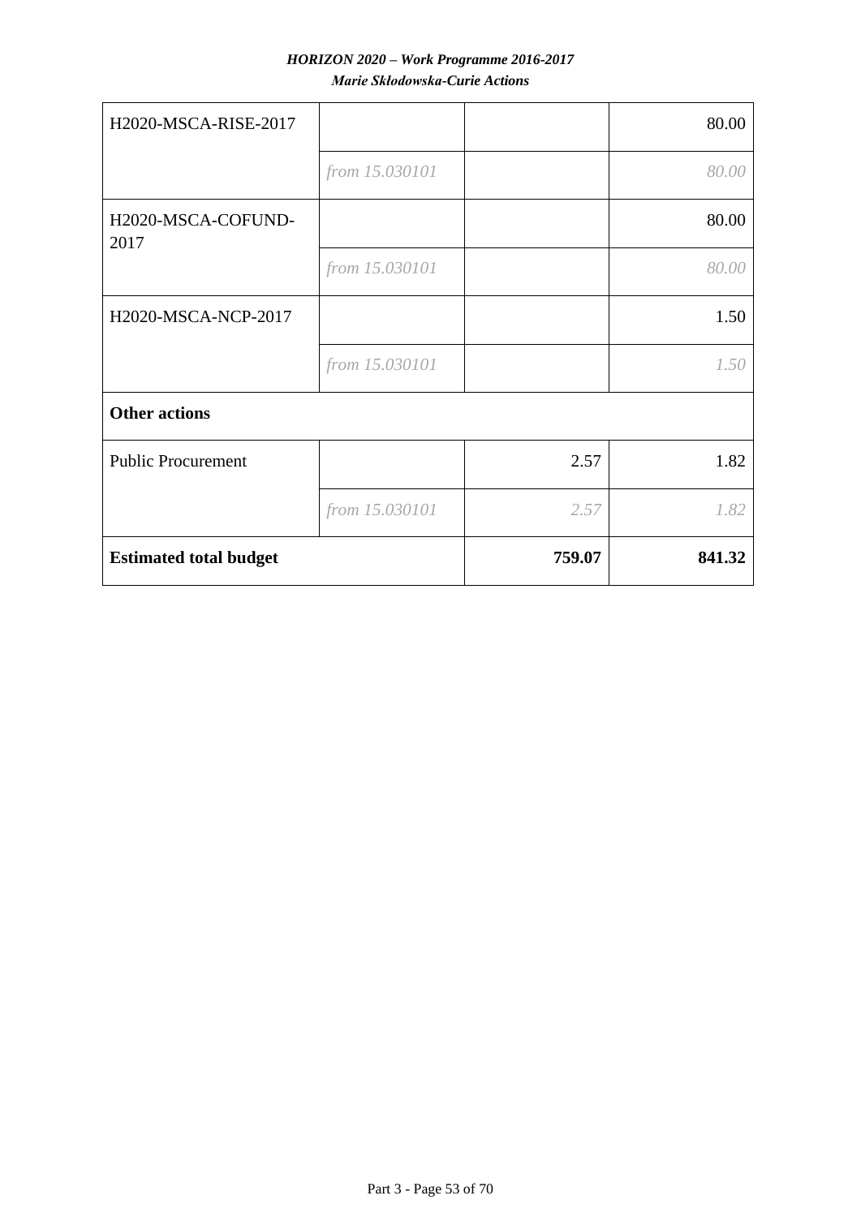| | | | |
|---|---|---|---|
| H2020-MSCA-RISE-2017 | | | 80.00 |
| | *from 15.030101* | | *80.00* |
| H2020-MSCA-COFUND-2017 | | | 80.00 |
| | *from 15.030101* | | *80.00* |
| H2020-MSCA-NCP-2017 | | | 1.50 |
| | *from 15.030101* | | *1.50* |
| **Other actions** | | | |
| Public Procurement | | 2.57 | 1.82 |
| | *from 15.030101* | *2.57* | *1.82* |
| **Estimated total budget** | | **759.07** | **841.32** |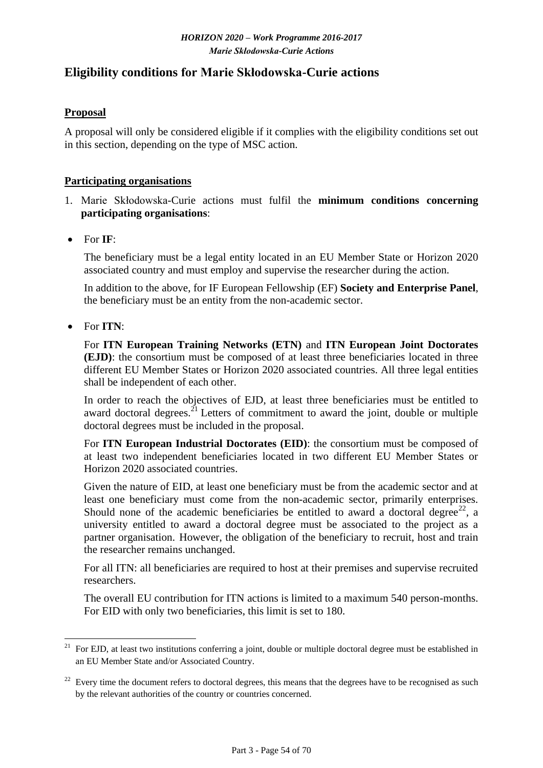## Eligibility conditions for Marie Skłodowska-Curie actions

**Proposal**

A proposal will only be considered eligible if it complies with the eligibility conditions set out in this section, depending on the type of MSC action.

**Participating organisations**

1. Marie Skłodowska-Curie actions must fulfil the **minimum conditions concerning participating organisations**:

- For **IF**:

  The beneficiary must be a legal entity located in an EU Member State or Horizon 2020 associated country and must employ and supervise the researcher during the action.

  In addition to the above, for IF European Fellowship (EF) **Society and Enterprise Panel**, the beneficiary must be an entity from the non-academic sector.

- For **ITN**:

  For **ITN European Training Networks (ETN)** and **ITN European Joint Doctorates (EJD)**: the consortium must be composed of at least three beneficiaries located in three different EU Member States or Horizon 2020 associated countries. All three legal entities shall be independent of each other.

  In order to reach the objectives of EJD, at least three beneficiaries must be entitled to award doctoral degrees.[21] Letters of commitment to award the joint, double or multiple doctoral degrees must be included in the proposal.

  For **ITN European Industrial Doctorates (EID)**: the consortium must be composed of at least two independent beneficiaries located in two different EU Member States or Horizon 2020 associated countries.

  Given the nature of EID, at least one beneficiary must be from the academic sector and at least one beneficiary must come from the non-academic sector, primarily enterprises. Should none of the academic beneficiaries be entitled to award a doctoral degree[22], a university entitled to award a doctoral degree must be associated to the project as a partner organisation. However, the obligation of the beneficiary to recruit, host and train the researcher remains unchanged.

  For all ITN: all beneficiaries are required to host at their premises and supervise recruited researchers.

  The overall EU contribution for ITN actions is limited to a maximum 540 person-months. For EID with only two beneficiaries, this limit is set to 180.

---

[21] For EJD, at least two institutions conferring a joint, double or multiple doctoral degree must be established in an EU Member State and/or Associated Country.

[22] Every time the document refers to doctoral degrees, this means that the degrees have to be recognised as such by the relevant authorities of the country or countries concerned.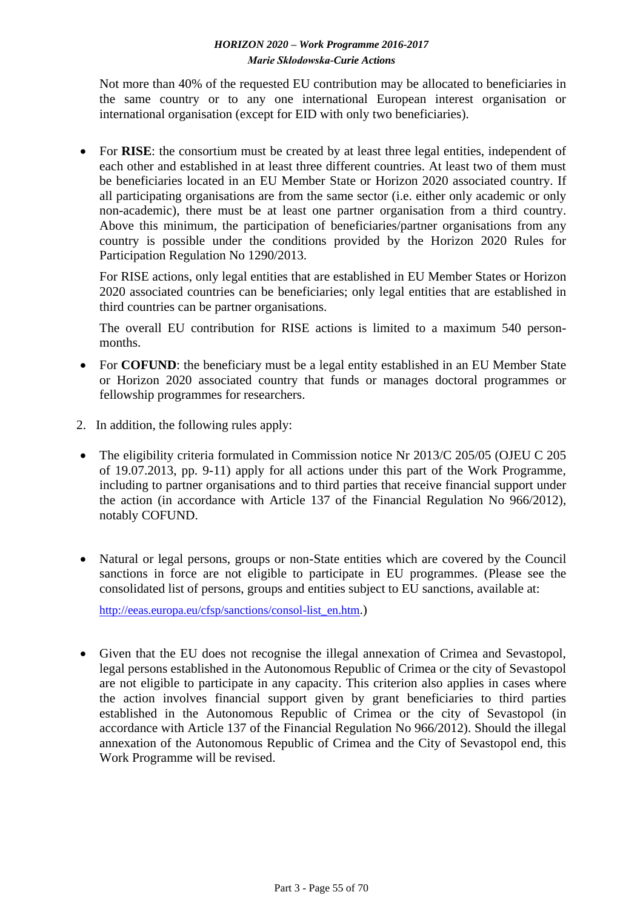Not more than 40% of the requested EU contribution may be allocated to beneficiaries in the same country or to any one international European interest organisation or international organisation (except for EID with only two beneficiaries).

- For **RISE**: the consortium must be created by at least three legal entities, independent of each other and established in at least three different countries. At least two of them must be beneficiaries located in an EU Member State or Horizon 2020 associated country. If all participating organisations are from the same sector (i.e. either only academic or only non-academic), there must be at least one partner organisation from a third country. Above this minimum, the participation of beneficiaries/partner organisations from any country is possible under the conditions provided by the Horizon 2020 Rules for Participation Regulation No 1290/2013.

  For RISE actions, only legal entities that are established in EU Member States or Horizon 2020 associated countries can be beneficiaries; only legal entities that are established in third countries can be partner organisations.

  The overall EU contribution for RISE actions is limited to a maximum 540 person-months.

- For **COFUND**: the beneficiary must be a legal entity established in an EU Member State or Horizon 2020 associated country that funds or manages doctoral programmes or fellowship programmes for researchers.

2. In addition, the following rules apply:

- The eligibility criteria formulated in Commission notice Nr 2013/C 205/05 (OJEU C 205 of 19.07.2013, pp. 9-11) apply for all actions under this part of the Work Programme, including to partner organisations and to third parties that receive financial support under the action (in accordance with Article 137 of the Financial Regulation No 966/2012), notably COFUND.

- Natural or legal persons, groups or non-State entities which are covered by the Council sanctions in force are not eligible to participate in EU programmes. (Please see the consolidated list of persons, groups and entities subject to EU sanctions, available at: http://eeas.europa.eu/cfsp/sanctions/consol-list_en.htm.)

- Given that the EU does not recognise the illegal annexation of Crimea and Sevastopol, legal persons established in the Autonomous Republic of Crimea or the city of Sevastopol are not eligible to participate in any capacity. This criterion also applies in cases where the action involves financial support given by grant beneficiaries to third parties established in the Autonomous Republic of Crimea or the city of Sevastopol (in accordance with Article 137 of the Financial Regulation No 966/2012). Should the illegal annexation of the Autonomous Republic of Crimea and the City of Sevastopol end, this Work Programme will be revised.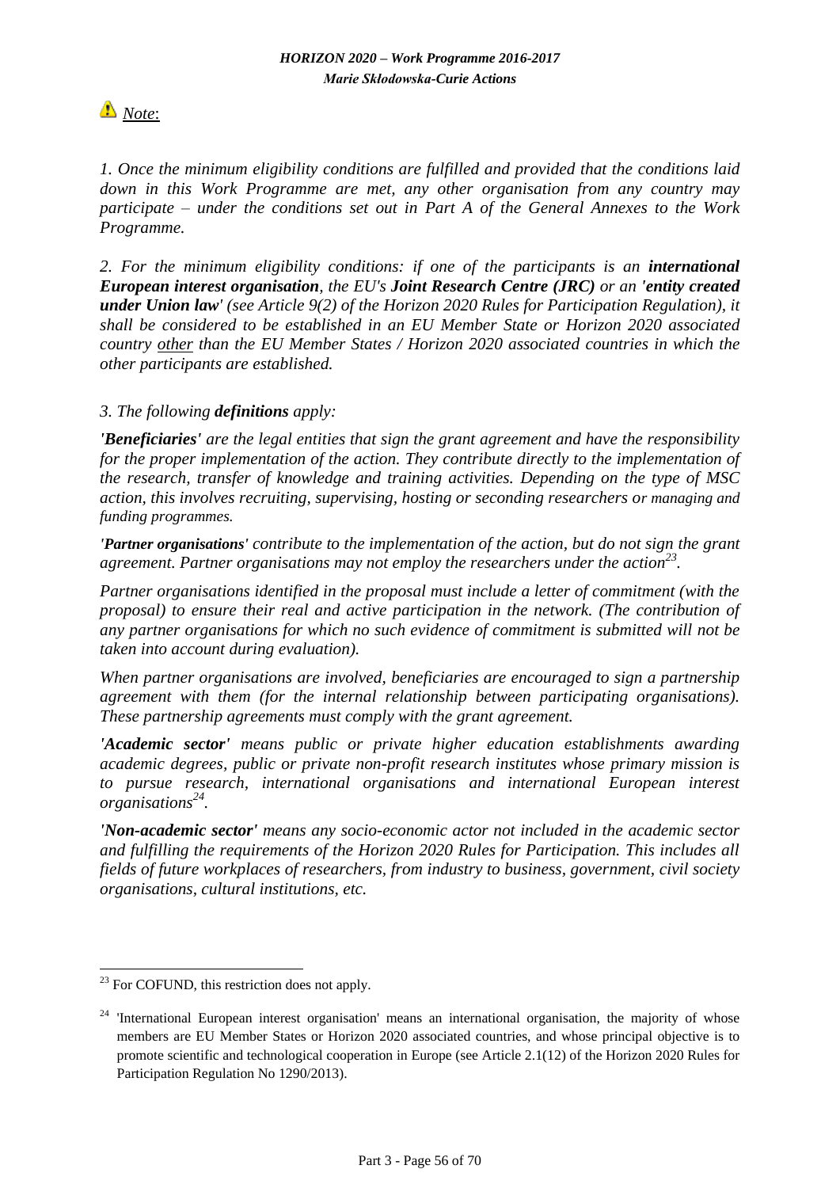⚠ *Note*:

*1. Once the minimum eligibility conditions are fulfilled and provided that the conditions laid down in this Work Programme are met, any other organisation from any country may participate – under the conditions set out in Part A of the General Annexes to the Work Programme.*

*2. For the minimum eligibility conditions: if one of the participants is an* ***international European interest organisation****, the EU's* ***Joint Research Centre (JRC)*** *or an* ***'entity created under Union law'*** *(see Article 9(2) of the Horizon 2020 Rules for Participation Regulation), it shall be considered to be established in an EU Member State or Horizon 2020 associated country other than the EU Member States / Horizon 2020 associated countries in which the other participants are established.*

*3. The following* ***definitions*** *apply:*

***'Beneficiaries'*** *are the legal entities that sign the grant agreement and have the responsibility for the proper implementation of the action. They contribute directly to the implementation of the research, transfer of knowledge and training activities. Depending on the type of MSC action, this involves recruiting, supervising, hosting or seconding researchers or managing and funding programmes.*

***'Partner organisations'*** *contribute to the implementation of the action, but do not sign the grant agreement. Partner organisations may not employ the researchers under the action*[23]*.*

*Partner organisations identified in the proposal must include a letter of commitment (with the proposal) to ensure their real and active participation in the network. (The contribution of any partner organisations for which no such evidence of commitment is submitted will not be taken into account during evaluation).*

*When partner organisations are involved, beneficiaries are encouraged to sign a partnership agreement with them (for the internal relationship between participating organisations). These partnership agreements must comply with the grant agreement.*

***'Academic sector'*** *means public or private higher education establishments awarding academic degrees, public or private non-profit research institutes whose primary mission is to pursue research, international organisations and international European interest organisations*[24]*.*

***'Non-academic sector'*** *means any socio-economic actor not included in the academic sector and fulfilling the requirements of the Horizon 2020 Rules for Participation. This includes all fields of future workplaces of researchers, from industry to business, government, civil society organisations, cultural institutions, etc.*

---

[23] For COFUND, this restriction does not apply.

[24] 'International European interest organisation' means an international organisation, the majority of whose members are EU Member States or Horizon 2020 associated countries, and whose principal objective is to promote scientific and technological cooperation in Europe (see Article 2.1(12) of the Horizon 2020 Rules for Participation Regulation No 1290/2013).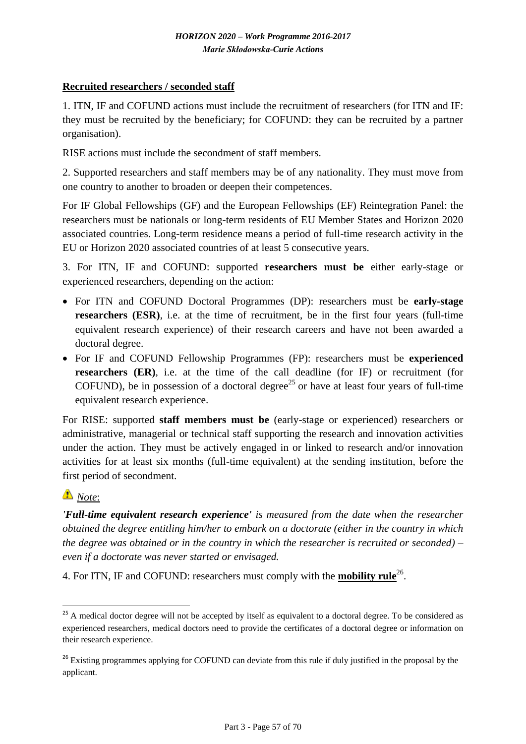**Recruited researchers / seconded staff**

1. ITN, IF and COFUND actions must include the recruitment of researchers (for ITN and IF: they must be recruited by the beneficiary; for COFUND: they can be recruited by a partner organisation).

RISE actions must include the secondment of staff members.

2. Supported researchers and staff members may be of any nationality. They must move from one country to another to broaden or deepen their competences.

For IF Global Fellowships (GF) and the European Fellowships (EF) Reintegration Panel: the researchers must be nationals or long-term residents of EU Member States and Horizon 2020 associated countries. Long-term residence means a period of full-time research activity in the EU or Horizon 2020 associated countries of at least 5 consecutive years.

3. For ITN, IF and COFUND: supported **researchers must be** either early-stage or experienced researchers, depending on the action:

- For ITN and COFUND Doctoral Programmes (DP): researchers must be **early-stage researchers (ESR)**, i.e. at the time of recruitment, be in the first four years (full-time equivalent research experience) of their research careers and have not been awarded a doctoral degree.
- For IF and COFUND Fellowship Programmes (FP): researchers must be **experienced researchers (ER)**, i.e. at the time of the call deadline (for IF) or recruitment (for COFUND), be in possession of a doctoral degree[25] or have at least four years of full-time equivalent research experience.

For RISE: supported **staff members must be** (early-stage or experienced) researchers or administrative, managerial or technical staff supporting the research and innovation activities under the action. They must be actively engaged in or linked to research and/or innovation activities for at least six months (full-time equivalent) at the sending institution, before the first period of secondment.

⚠ *Note*:

***'Full-time equivalent research experience'*** *is measured from the date when the researcher obtained the degree entitling him/her to embark on a doctorate (either in the country in which the degree was obtained or in the country in which the researcher is recruited or seconded) – even if a doctorate was never started or envisaged.*

4. For ITN, IF and COFUND: researchers must comply with the **mobility rule**[26].

---

[25] A medical doctor degree will not be accepted by itself as equivalent to a doctoral degree. To be considered as experienced researchers, medical doctors need to provide the certificates of a doctoral degree or information on their research experience.

[26] Existing programmes applying for COFUND can deviate from this rule if duly justified in the proposal by the applicant.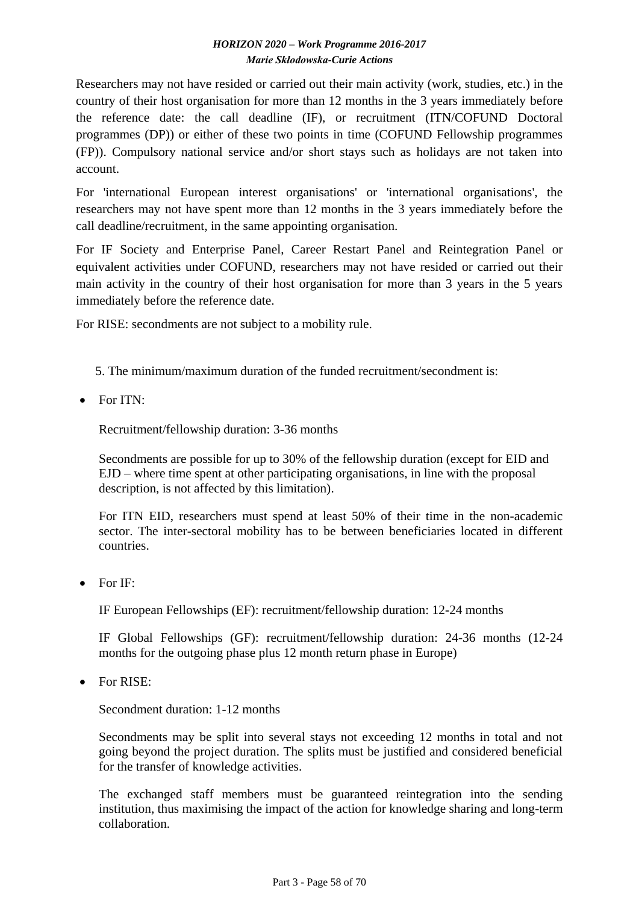Researchers may not have resided or carried out their main activity (work, studies, etc.) in the country of their host organisation for more than 12 months in the 3 years immediately before the reference date: the call deadline (IF), or recruitment (ITN/COFUND Doctoral programmes (DP)) or either of these two points in time (COFUND Fellowship programmes (FP)). Compulsory national service and/or short stays such as holidays are not taken into account.

For 'international European interest organisations' or 'international organisations', the researchers may not have spent more than 12 months in the 3 years immediately before the call deadline/recruitment, in the same appointing organisation.

For IF Society and Enterprise Panel, Career Restart Panel and Reintegration Panel or equivalent activities under COFUND, researchers may not have resided or carried out their main activity in the country of their host organisation for more than 3 years in the 5 years immediately before the reference date.

For RISE: secondments are not subject to a mobility rule.

5. The minimum/maximum duration of the funded recruitment/secondment is:

- For ITN:

  Recruitment/fellowship duration: 3-36 months

  Secondments are possible for up to 30% of the fellowship duration (except for EID and EJD – where time spent at other participating organisations, in line with the proposal description, is not affected by this limitation).

  For ITN EID, researchers must spend at least 50% of their time in the non-academic sector. The inter-sectoral mobility has to be between beneficiaries located in different countries.

- For IF:

  IF European Fellowships (EF): recruitment/fellowship duration: 12-24 months

  IF Global Fellowships (GF): recruitment/fellowship duration: 24-36 months (12-24 months for the outgoing phase plus 12 month return phase in Europe)

- For RISE:

  Secondment duration: 1-12 months

  Secondments may be split into several stays not exceeding 12 months in total and not going beyond the project duration. The splits must be justified and considered beneficial for the transfer of knowledge activities.

  The exchanged staff members must be guaranteed reintegration into the sending institution, thus maximising the impact of the action for knowledge sharing and long-term collaboration.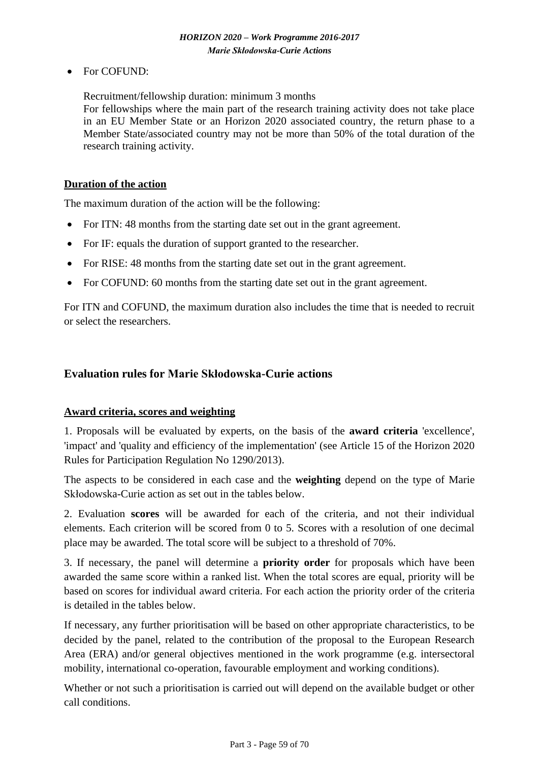- For COFUND:

  Recruitment/fellowship duration: minimum 3 months
  For fellowships where the main part of the research training activity does not take place in an EU Member State or an Horizon 2020 associated country, the return phase to a Member State/associated country may not be more than 50% of the total duration of the research training activity.

**Duration of the action**

The maximum duration of the action will be the following:

- For ITN: 48 months from the starting date set out in the grant agreement.
- For IF: equals the duration of support granted to the researcher.
- For RISE: 48 months from the starting date set out in the grant agreement.
- For COFUND: 60 months from the starting date set out in the grant agreement.

For ITN and COFUND, the maximum duration also includes the time that is needed to recruit or select the researchers.

## Evaluation rules for Marie Skłodowska-Curie actions

**Award criteria, scores and weighting**

1. Proposals will be evaluated by experts, on the basis of the **award criteria** 'excellence', 'impact' and 'quality and efficiency of the implementation' (see Article 15 of the Horizon 2020 Rules for Participation Regulation No 1290/2013).

The aspects to be considered in each case and the **weighting** depend on the type of Marie Skłodowska-Curie action as set out in the tables below.

2. Evaluation **scores** will be awarded for each of the criteria, and not their individual elements. Each criterion will be scored from 0 to 5. Scores with a resolution of one decimal place may be awarded. The total score will be subject to a threshold of 70%.

3. If necessary, the panel will determine a **priority order** for proposals which have been awarded the same score within a ranked list. When the total scores are equal, priority will be based on scores for individual award criteria. For each action the priority order of the criteria is detailed in the tables below.

If necessary, any further prioritisation will be based on other appropriate characteristics, to be decided by the panel, related to the contribution of the proposal to the European Research Area (ERA) and/or general objectives mentioned in the work programme (e.g. intersectoral mobility, international co-operation, favourable employment and working conditions).

Whether or not such a prioritisation is carried out will depend on the available budget or other call conditions.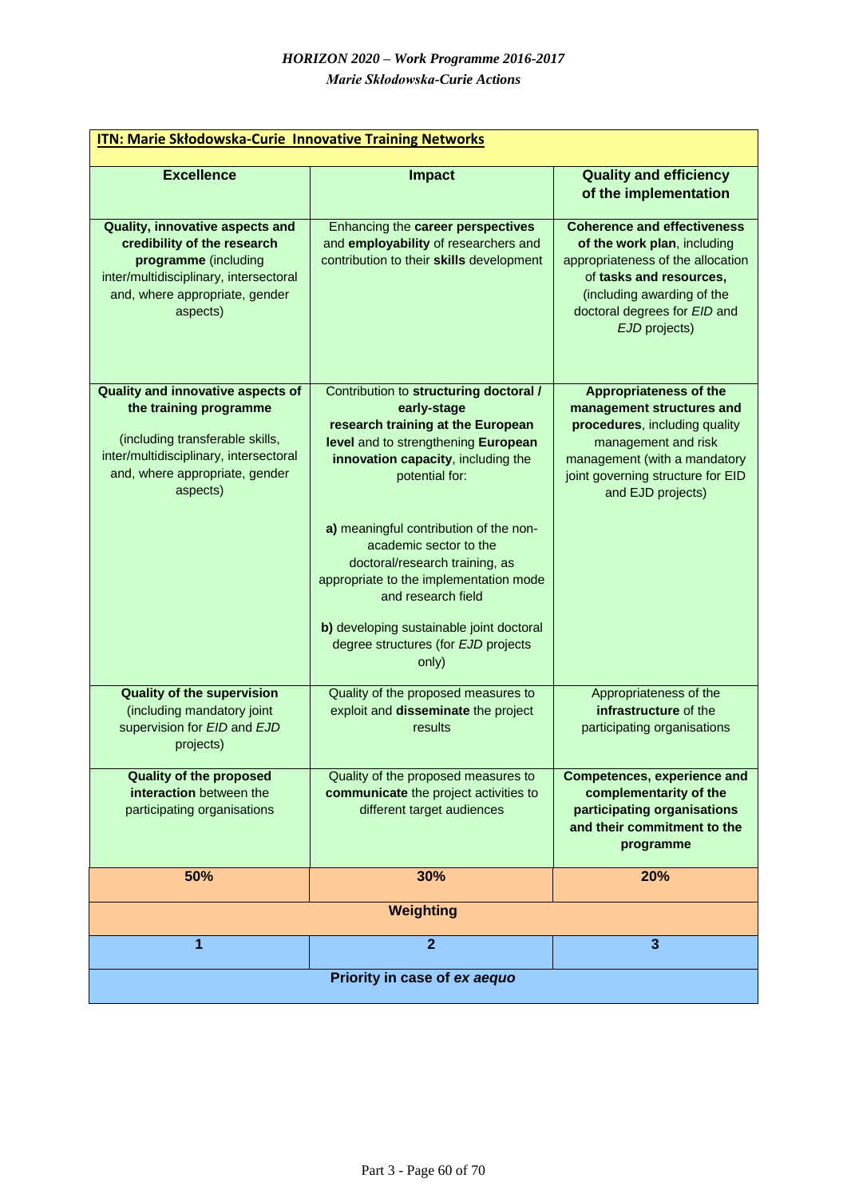| ITN: Marie Skłodowska-Curie Innovative Training Networks | | |
|---|---|---|
| **Excellence** | **Impact** | **Quality and efficiency of the implementation** |
| **Quality, innovative aspects and credibility of the research programme** (including inter/multidisciplinary, intersectoral and, where appropriate, gender aspects) | Enhancing the **career perspectives** and **employability** of researchers and contribution to their **skills** development | **Coherence and effectiveness of the work plan**, including appropriateness of the allocation of **tasks and resources,** (including awarding of the doctoral degrees for *EID* and *EJD* projects) |
| **Quality and innovative aspects of the training programme** (including transferable skills, inter/multidisciplinary, intersectoral and, where appropriate, gender aspects) | Contribution to **structuring doctoral / early-stage research training at the European level** and to strengthening **European innovation capacity**, including the potential for: **a)** meaningful contribution of the non-academic sector to the doctoral/research training, as appropriate to the implementation mode and research field **b)** developing sustainable joint doctoral degree structures (for *EJD* projects only) | **Appropriateness of the management structures and procedures**, including quality management and risk management (with a mandatory joint governing structure for EID and EJD projects) |
| **Quality of the supervision** (including mandatory joint supervision for *EID* and *EJD* projects) | Quality of the proposed measures to exploit and **disseminate** the project results | Appropriateness of the **infrastructure** of the participating organisations |
| **Quality of the proposed interaction** between the participating organisations | Quality of the proposed measures to **communicate** the project activities to different target audiences | **Competences, experience and complementarity of the participating organisations and their commitment to the programme** |
| **50%** | **30%** | **20%** |
| **Weighting** | | |
| **1** | **2** | **3** |
| **Priority in case of *ex aequo*** | | |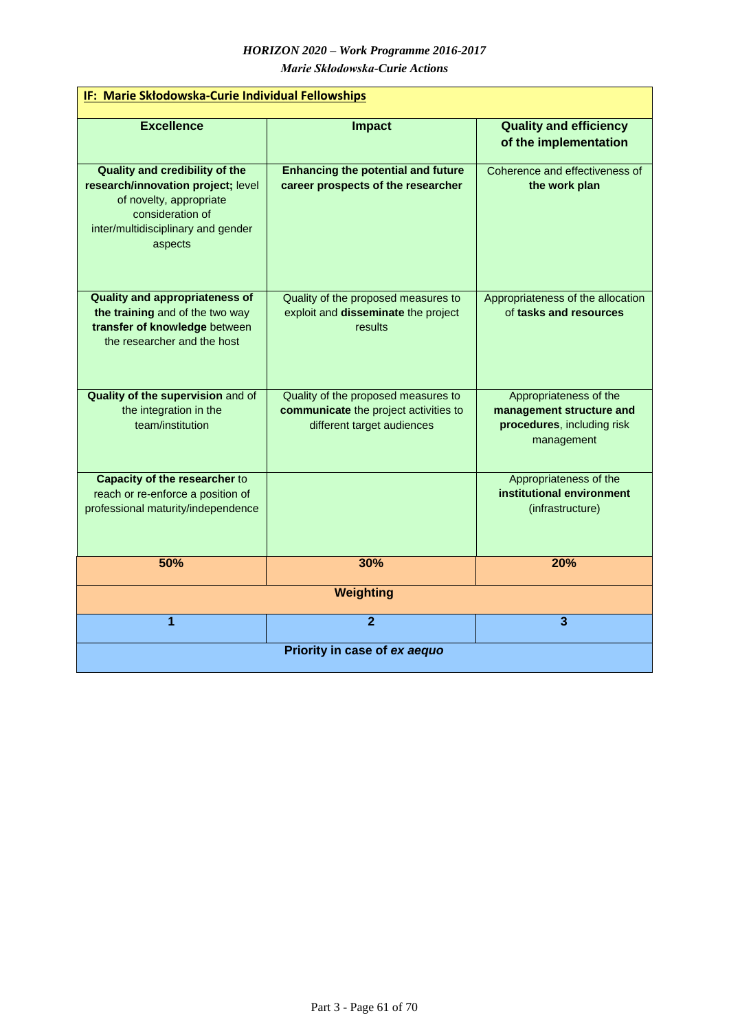**IF: Marie Skłodowska-Curie Individual Fellowships**

| Excellence | Impact | Quality and efficiency of the implementation |
|---|---|---|
| **Quality and credibility of the research/innovation project;** level of novelty, appropriate consideration of inter/multidisciplinary and gender aspects | **Enhancing the potential and future career prospects of the researcher** | Coherence and effectiveness of **the work plan** |
| **Quality and appropriateness of the training** and of the two way **transfer of knowledge** between the researcher and the host | Quality of the proposed measures to exploit and **disseminate** the project results | Appropriateness of the allocation of **tasks and resources** |
| **Quality of the supervision** and of the integration in the team/institution | Quality of the proposed measures to **communicate** the project activities to different target audiences | Appropriateness of the **management structure and procedures**, including risk management |
| **Capacity of the researcher** to reach or re-enforce a position of professional maturity/independence | | Appropriateness of the **institutional environment** (infrastructure) |
| **50%** | **30%** | **20%** |
| **Weighting** | | |
| **1** | **2** | **3** |
| **Priority in case of *ex aequo*** | | |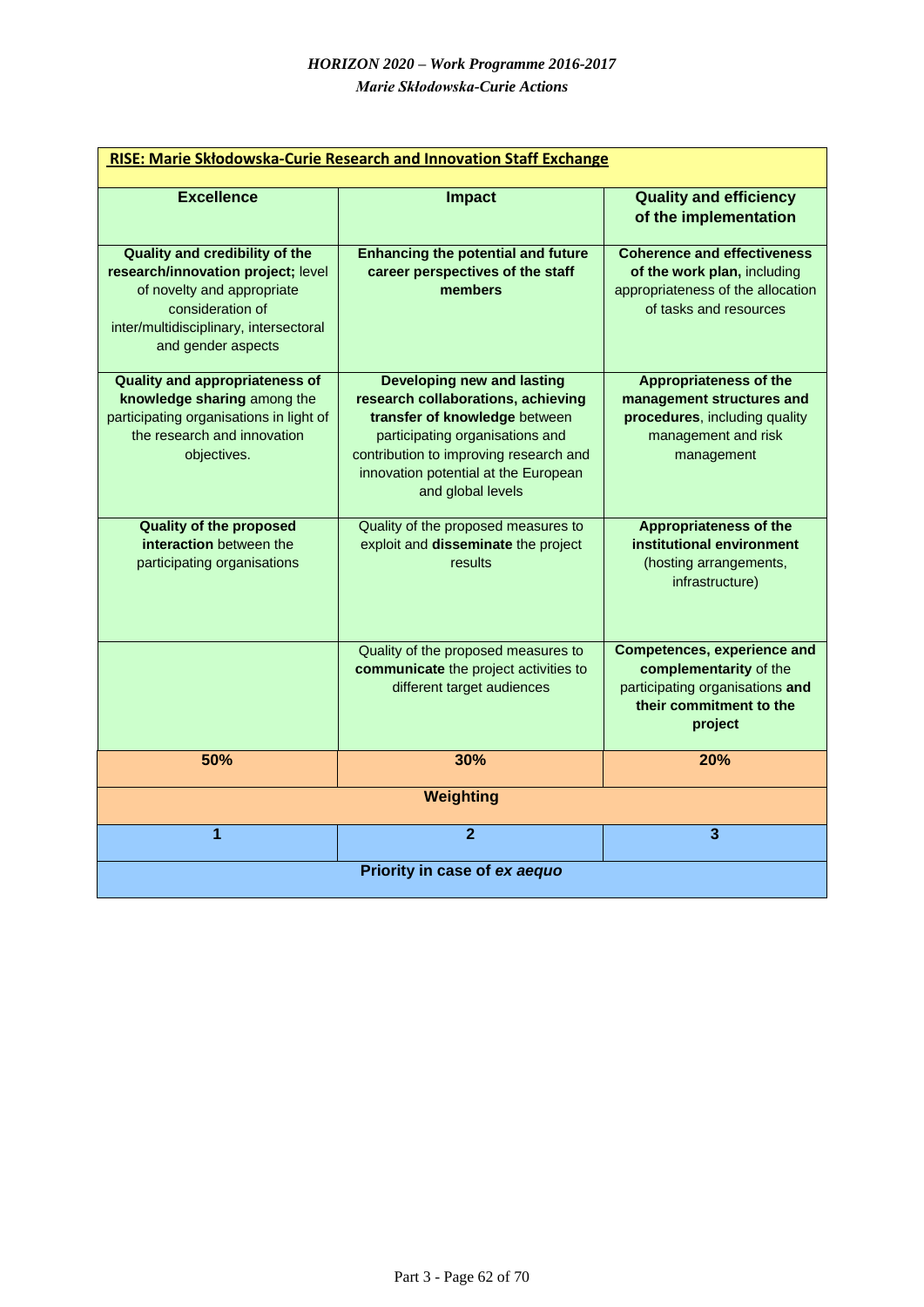| **RISE: Marie Skłodowska-Curie Research and Innovation Staff Exchange** | | |
|---|---|---|
| **Excellence** | **Impact** | **Quality and efficiency of the implementation** |
| **Quality and credibility of the research/innovation project;** level of novelty and appropriate consideration of inter/multidisciplinary, intersectoral and gender aspects | **Enhancing the potential and future career perspectives of the staff members** | **Coherence and effectiveness of the work plan,** including appropriateness of the allocation of tasks and resources |
| **Quality and appropriateness of knowledge sharing** among the participating organisations in light of the research and innovation objectives. | **Developing new and lasting research collaborations, achieving transfer of knowledge** between participating organisations and contribution to improving research and innovation potential at the European and global levels | **Appropriateness of the management structures and procedures**, including quality management and risk management |
| **Quality of the proposed interaction** between the participating organisations | Quality of the proposed measures to exploit and **disseminate** the project results | **Appropriateness of the institutional environment** (hosting arrangements, infrastructure) |
| | Quality of the proposed measures to **communicate** the project activities to different target audiences | **Competences, experience and complementarity** of the participating organisations **and their commitment to the project** |
| **50%** | **30%** | **20%** |
| **Weighting** | | |
| **1** | **2** | **3** |
| **Priority in case of *ex aequo*** | | |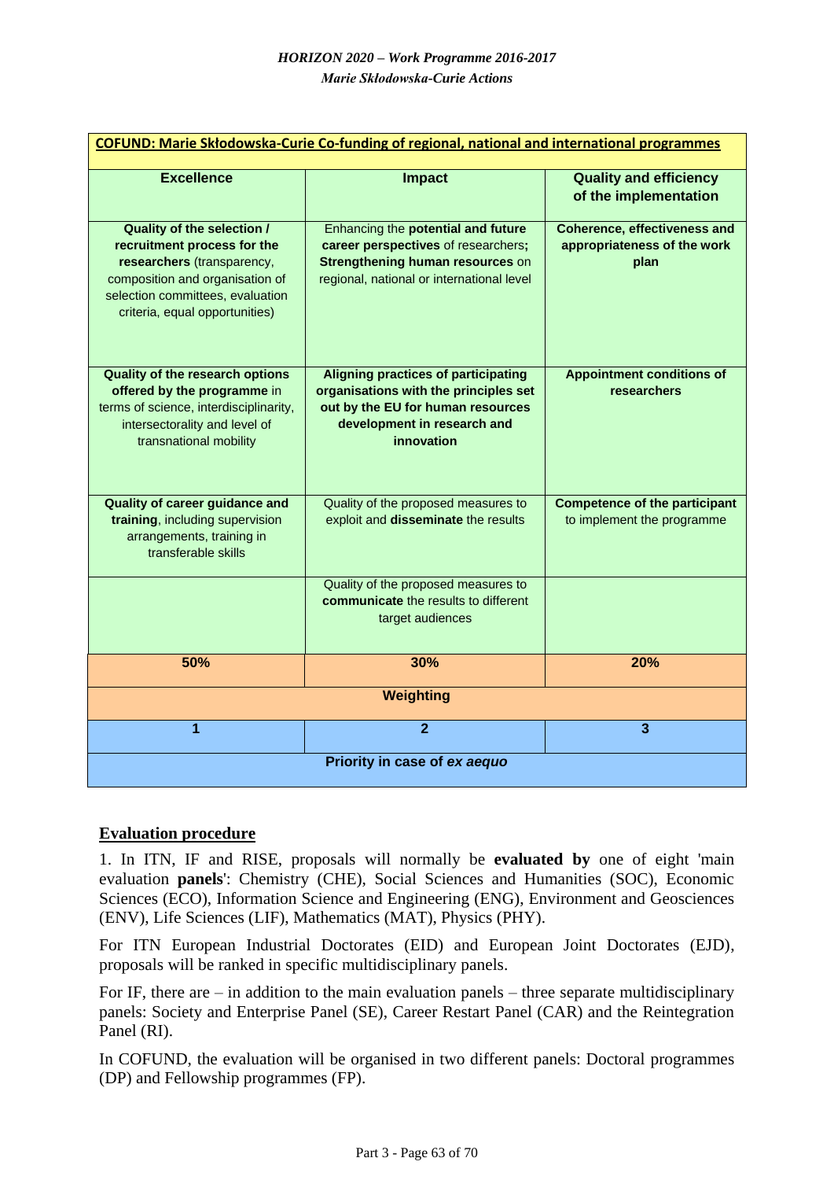| **COFUND: Marie Skłodowska-Curie Co-funding of regional, national and international programmes** | | |
|---|---|---|
| **Excellence** | **Impact** | **Quality and efficiency of the implementation** |
| **Quality of the selection / recruitment process for the researchers** (transparency, composition and organisation of selection committees, evaluation criteria, equal opportunities) | Enhancing the **potential and future career perspectives** of researchers; **Strengthening human resources** on regional, national or international level | **Coherence, effectiveness and appropriateness of the work plan** |
| **Quality of the research options offered by the programme** in terms of science, interdisciplinarity, intersectorality and level of transnational mobility | **Aligning practices of participating organisations with the principles set out by the EU for human resources development in research and innovation** | **Appointment conditions of researchers** |
| **Quality of career guidance and training**, including supervision arrangements, training in transferable skills | Quality of the proposed measures to exploit and **disseminate** the results | **Competence of the participant** to implement the programme |
| | Quality of the proposed measures to **communicate** the results to different target audiences | |
| **50%** | **30%** | **20%** |
| **Weighting** | | |
| **1** | **2** | **3** |
| **Priority in case of *ex aequo*** | | |

## Evaluation procedure

1. In ITN, IF and RISE, proposals will normally be **evaluated by** one of eight 'main evaluation **panels**': Chemistry (CHE), Social Sciences and Humanities (SOC), Economic Sciences (ECO), Information Science and Engineering (ENG), Environment and Geosciences (ENV), Life Sciences (LIF), Mathematics (MAT), Physics (PHY).

For ITN European Industrial Doctorates (EID) and European Joint Doctorates (EJD), proposals will be ranked in specific multidisciplinary panels.

For IF, there are – in addition to the main evaluation panels – three separate multidisciplinary panels: Society and Enterprise Panel (SE), Career Restart Panel (CAR) and the Reintegration Panel (RI).

In COFUND, the evaluation will be organised in two different panels: Doctoral programmes (DP) and Fellowship programmes (FP).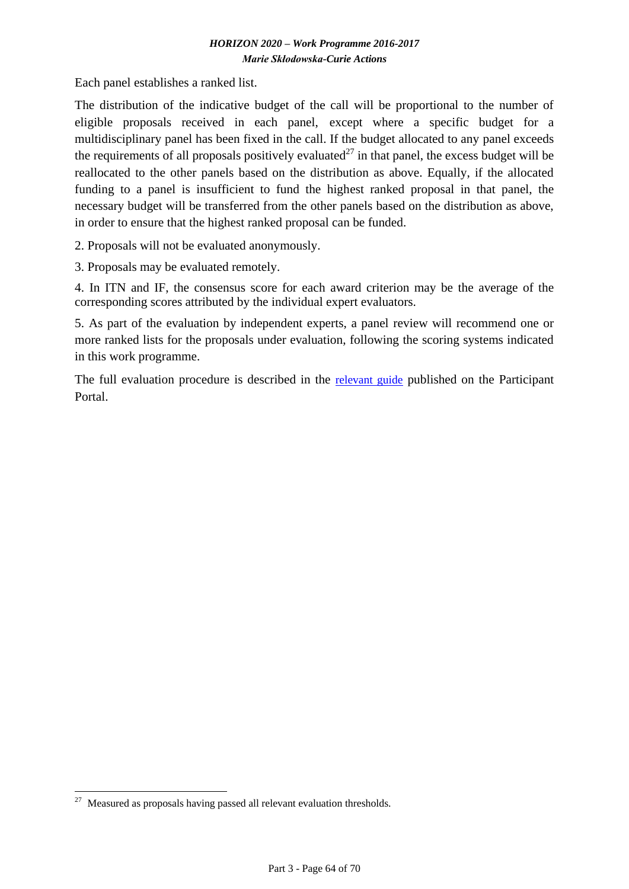Each panel establishes a ranked list.

The distribution of the indicative budget of the call will be proportional to the number of eligible proposals received in each panel, except where a specific budget for a multidisciplinary panel has been fixed in the call. If the budget allocated to any panel exceeds the requirements of all proposals positively evaluated[27] in that panel, the excess budget will be reallocated to the other panels based on the distribution as above. Equally, if the allocated funding to a panel is insufficient to fund the highest ranked proposal in that panel, the necessary budget will be transferred from the other panels based on the distribution as above, in order to ensure that the highest ranked proposal can be funded.

2. Proposals will not be evaluated anonymously.

3. Proposals may be evaluated remotely.

4. In ITN and IF, the consensus score for each award criterion may be the average of the corresponding scores attributed by the individual expert evaluators.

5. As part of the evaluation by independent experts, a panel review will recommend one or more ranked lists for the proposals under evaluation, following the scoring systems indicated in this work programme.

The full evaluation procedure is described in the relevant guide published on the Participant Portal.

[27] Measured as proposals having passed all relevant evaluation thresholds.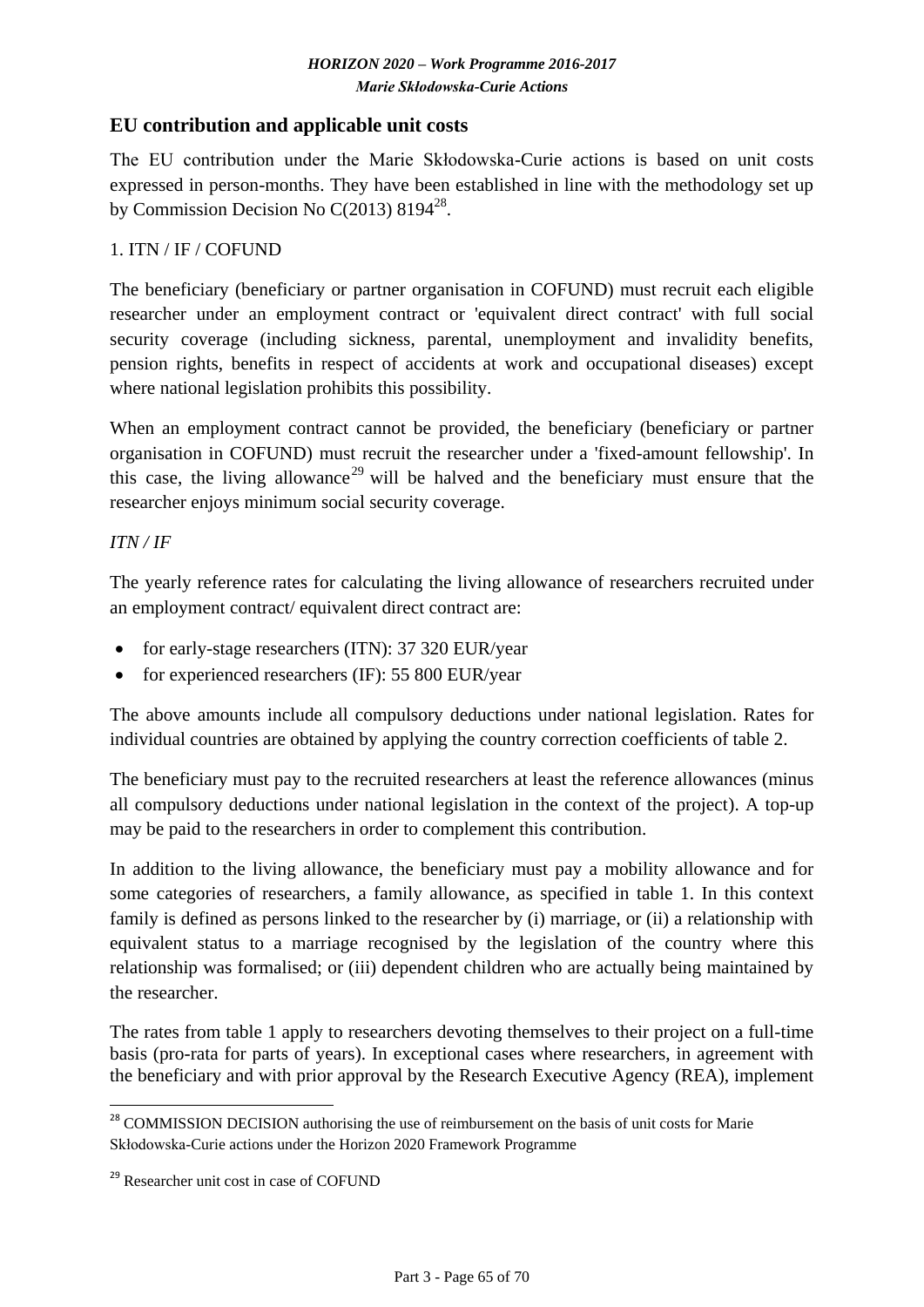## EU contribution and applicable unit costs

The EU contribution under the Marie Skłodowska-Curie actions is based on unit costs expressed in person-months. They have been established in line with the methodology set up by Commission Decision No C(2013) 8194[28].

1. ITN / IF / COFUND

The beneficiary (beneficiary or partner organisation in COFUND) must recruit each eligible researcher under an employment contract or 'equivalent direct contract' with full social security coverage (including sickness, parental, unemployment and invalidity benefits, pension rights, benefits in respect of accidents at work and occupational diseases) except where national legislation prohibits this possibility.

When an employment contract cannot be provided, the beneficiary (beneficiary or partner organisation in COFUND) must recruit the researcher under a 'fixed-amount fellowship'. In this case, the living allowance[29] will be halved and the beneficiary must ensure that the researcher enjoys minimum social security coverage.

*ITN / IF*

The yearly reference rates for calculating the living allowance of researchers recruited under an employment contract/ equivalent direct contract are:

- for early-stage researchers (ITN): 37 320 EUR/year
- for experienced researchers (IF): 55 800 EUR/year

The above amounts include all compulsory deductions under national legislation. Rates for individual countries are obtained by applying the country correction coefficients of table 2.

The beneficiary must pay to the recruited researchers at least the reference allowances (minus all compulsory deductions under national legislation in the context of the project). A top-up may be paid to the researchers in order to complement this contribution.

In addition to the living allowance, the beneficiary must pay a mobility allowance and for some categories of researchers, a family allowance, as specified in table 1. In this context family is defined as persons linked to the researcher by (i) marriage, or (ii) a relationship with equivalent status to a marriage recognised by the legislation of the country where this relationship was formalised; or (iii) dependent children who are actually being maintained by the researcher.

The rates from table 1 apply to researchers devoting themselves to their project on a full-time basis (pro-rata for parts of years). In exceptional cases where researchers, in agreement with the beneficiary and with prior approval by the Research Executive Agency (REA), implement

[28] COMMISSION DECISION authorising the use of reimbursement on the basis of unit costs for Marie Skłodowska-Curie actions under the Horizon 2020 Framework Programme

[29] Researcher unit cost in case of COFUND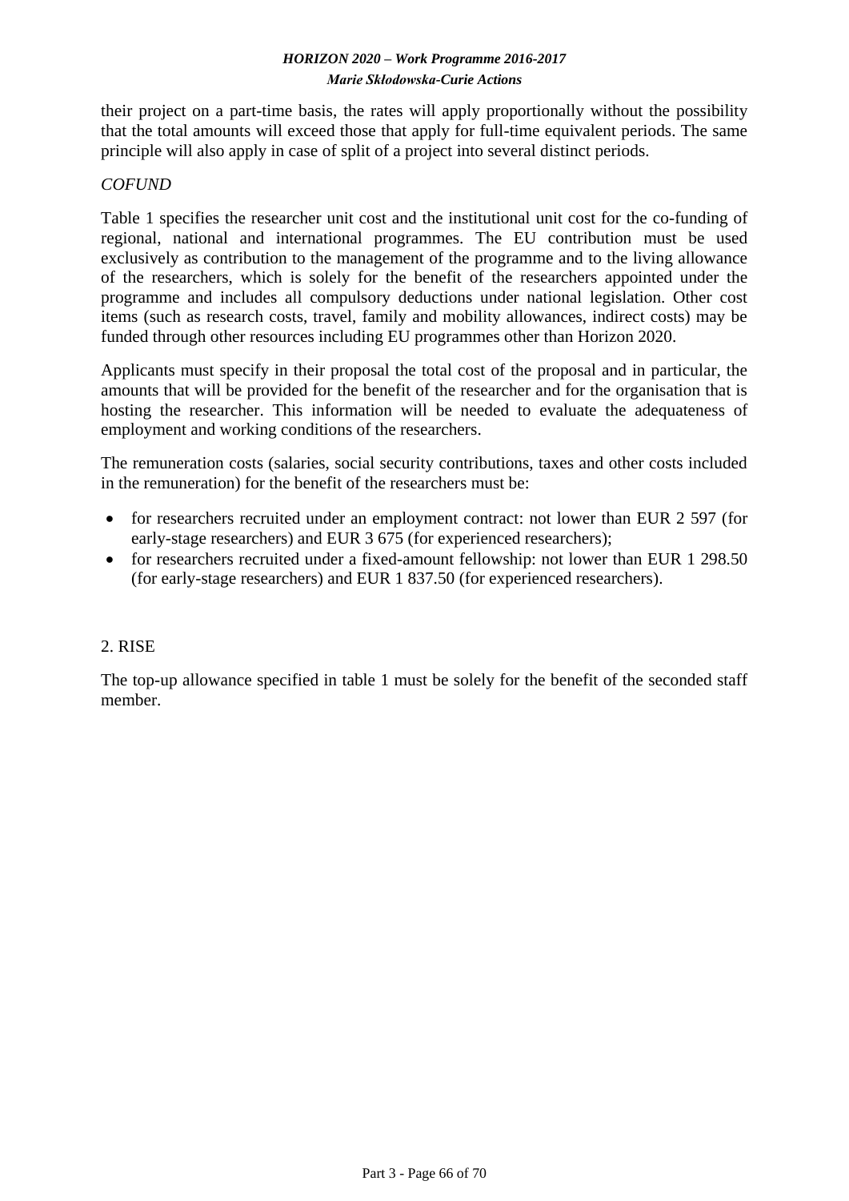their project on a part-time basis, the rates will apply proportionally without the possibility that the total amounts will exceed those that apply for full-time equivalent periods. The same principle will also apply in case of split of a project into several distinct periods.

*COFUND*

Table 1 specifies the researcher unit cost and the institutional unit cost for the co-funding of regional, national and international programmes. The EU contribution must be used exclusively as contribution to the management of the programme and to the living allowance of the researchers, which is solely for the benefit of the researchers appointed under the programme and includes all compulsory deductions under national legislation. Other cost items (such as research costs, travel, family and mobility allowances, indirect costs) may be funded through other resources including EU programmes other than Horizon 2020.

Applicants must specify in their proposal the total cost of the proposal and in particular, the amounts that will be provided for the benefit of the researcher and for the organisation that is hosting the researcher. This information will be needed to evaluate the adequateness of employment and working conditions of the researchers.

The remuneration costs (salaries, social security contributions, taxes and other costs included in the remuneration) for the benefit of the researchers must be:

- for researchers recruited under an employment contract: not lower than EUR 2 597 (for early-stage researchers) and EUR 3 675 (for experienced researchers);
- for researchers recruited under a fixed-amount fellowship: not lower than EUR 1 298.50 (for early-stage researchers) and EUR 1 837.50 (for experienced researchers).

2. RISE

The top-up allowance specified in table 1 must be solely for the benefit of the seconded staff member.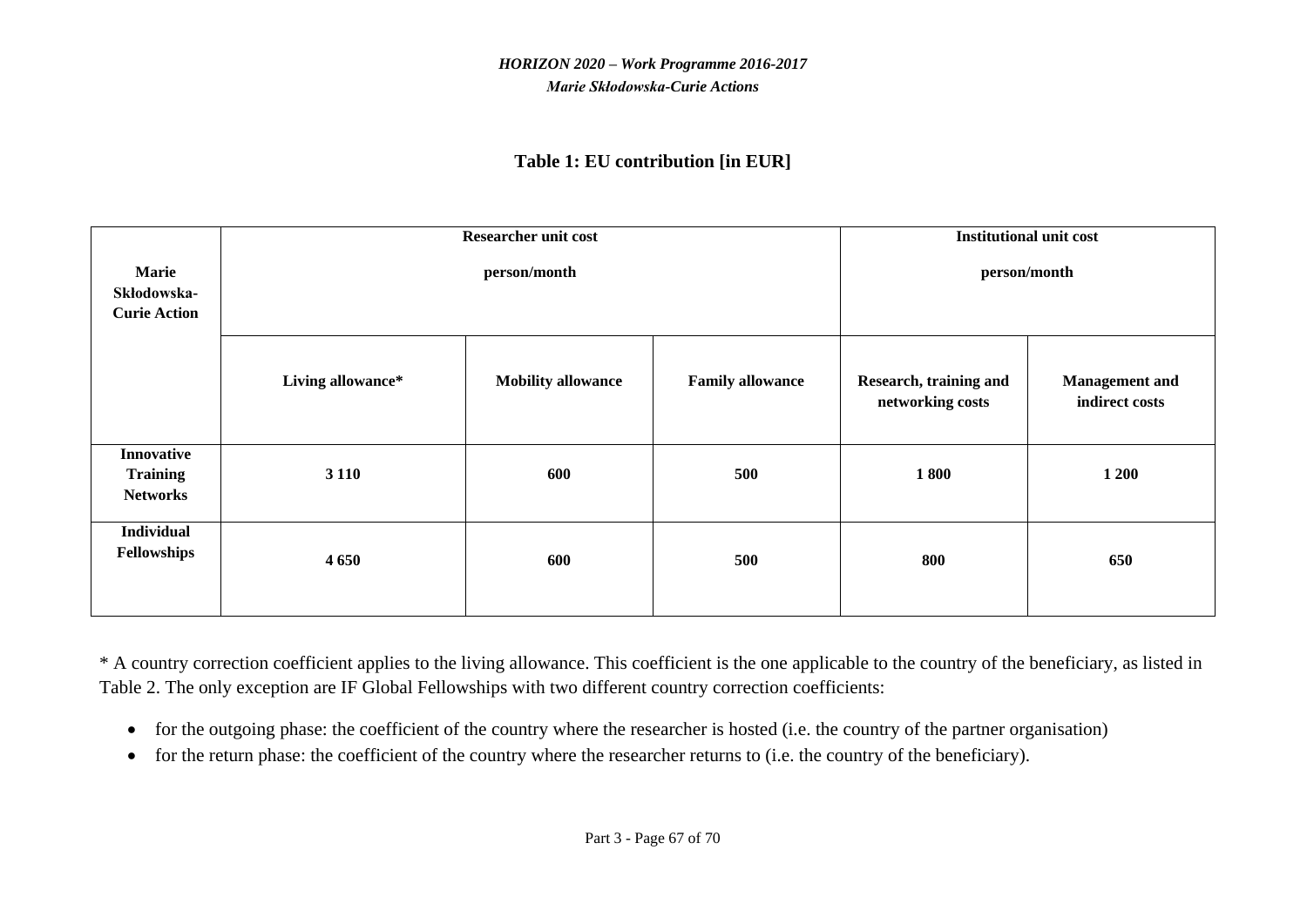**Table 1: EU contribution [in EUR]**

| Marie Skłodowska-Curie Action | Researcher unit cost person/month | | | Institutional unit cost person/month | |
|---|---|---|---|---|---|
| | Living allowance* | Mobility allowance | Family allowance | Research, training and networking costs | Management and indirect costs |
| Innovative Training Networks | 3 110 | 600 | 500 | 1 800 | 1 200 |
| Individual Fellowships | 4 650 | 600 | 500 | 800 | 650 |

* A country correction coefficient applies to the living allowance. This coefficient is the one applicable to the country of the beneficiary, as listed in Table 2. The only exception are IF Global Fellowships with two different country correction coefficients:

- for the outgoing phase: the coefficient of the country where the researcher is hosted (i.e. the country of the partner organisation)
- for the return phase: the coefficient of the country where the researcher returns to (i.e. the country of the beneficiary).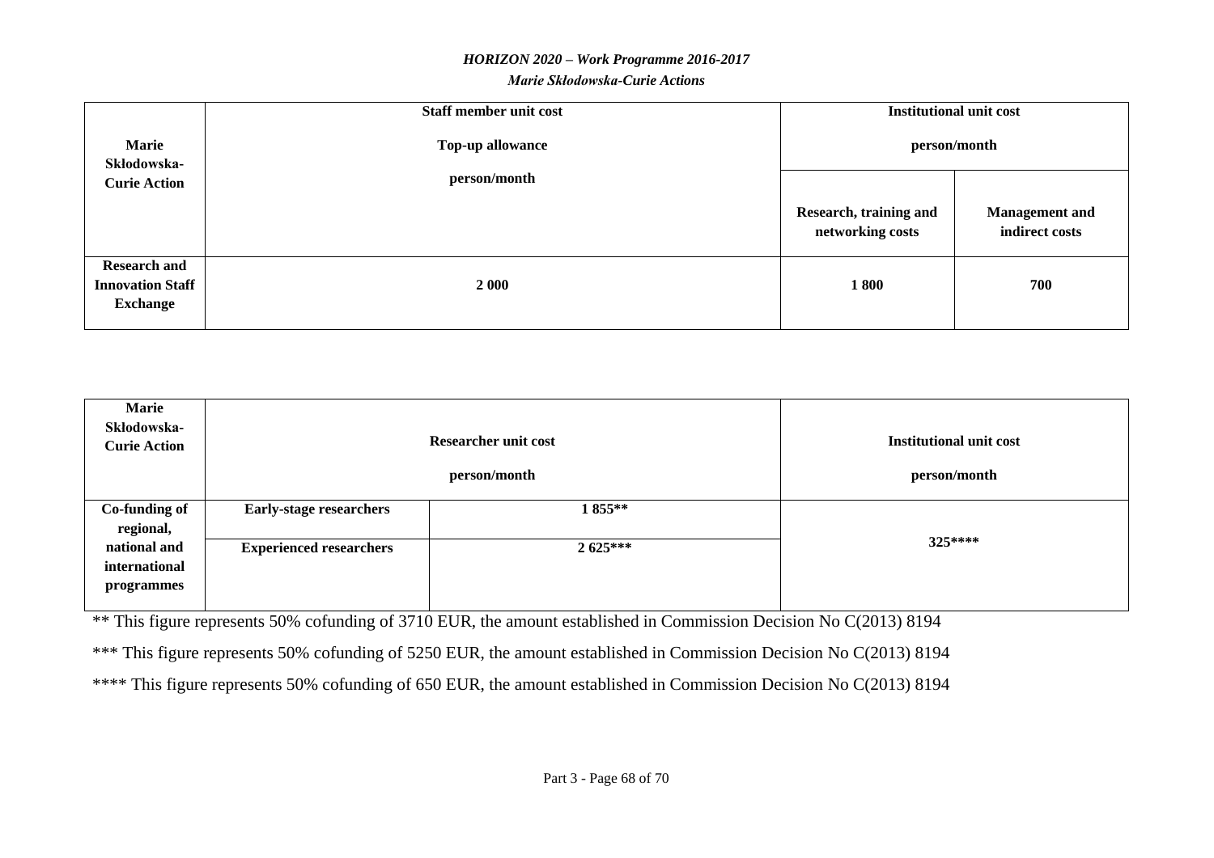| Marie Skłodowska-Curie Action | Staff member unit cost<br>Top-up allowance<br>person/month | Institutional unit cost<br>person/month | |
|---|---|---|---|
| | | Research, training and networking costs | Management and indirect costs |
| **Research and Innovation Staff Exchange** | **2 000** | **1 800** | **700** |

| Marie Skłodowska-Curie Action | Researcher unit cost<br>person/month | | Institutional unit cost<br>person/month |
|---|---|---|---|
| **Co-funding of regional, national and international programmes** | **Early-stage researchers** | **1 855**** | **325******** |
| | **Experienced researchers** | **2 625***** | |

** This figure represents 50% cofunding of 3710 EUR, the amount established in Commission Decision No C(2013) 8194

*** This figure represents 50% cofunding of 5250 EUR, the amount established in Commission Decision No C(2013) 8194

**** This figure represents 50% cofunding of 650 EUR, the amount established in Commission Decision No C(2013) 8194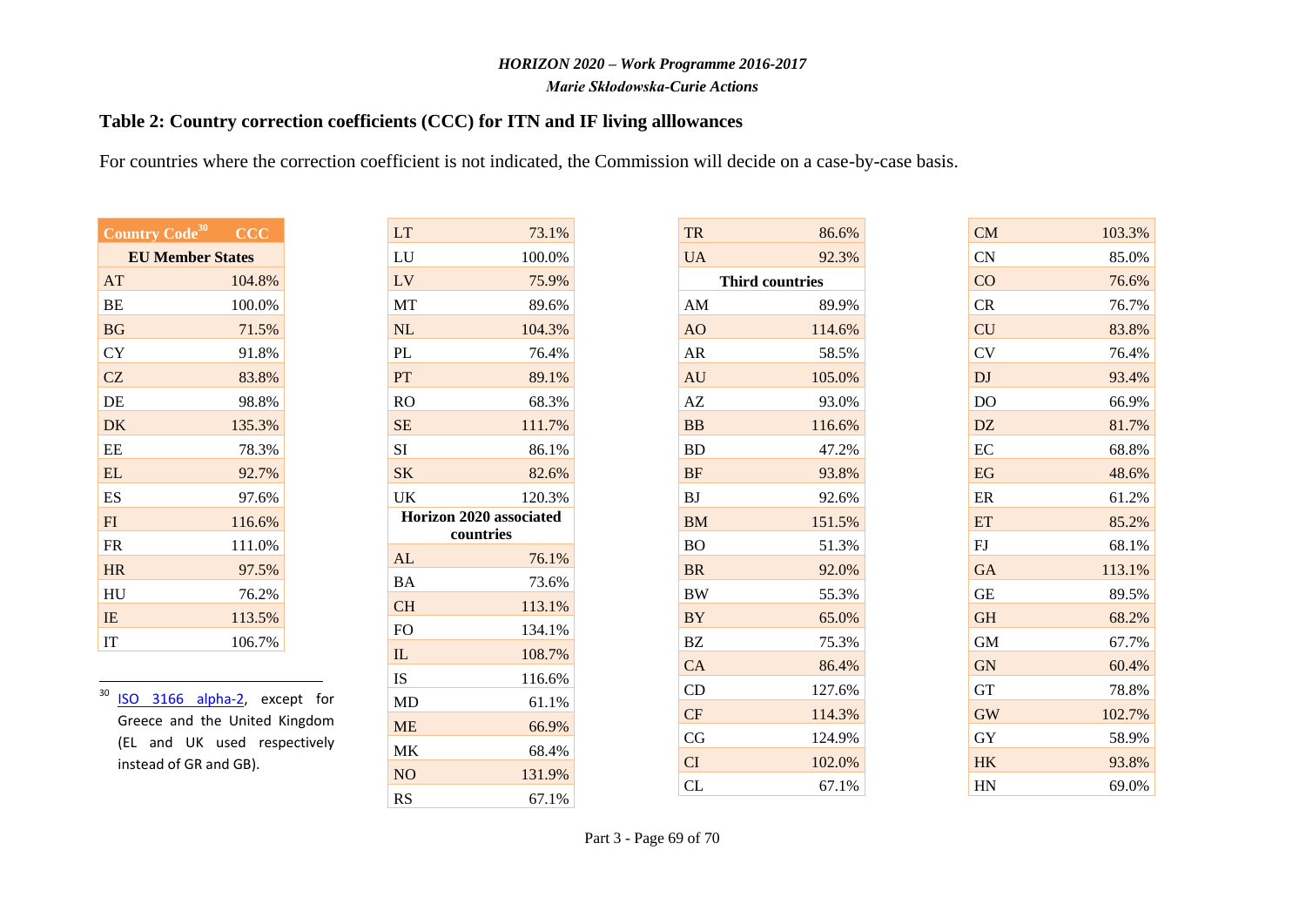**Table 2: Country correction coefficients (CCC) for ITN and IF living alllowances**

For countries where the correction coefficient is not indicated, the Commission will decide on a case-by-case basis.

| Country Code[30] | CCC |
|---|---|
| **EU Member States** | |
| AT | 104.8% |
| BE | 100.0% |
| BG | 71.5% |
| CY | 91.8% |
| CZ | 83.8% |
| DE | 98.8% |
| DK | 135.3% |
| EE | 78.3% |
| EL | 92.7% |
| ES | 97.6% |
| FI | 116.6% |
| FR | 111.0% |
| HR | 97.5% |
| HU | 76.2% |
| IE | 113.5% |
| IT | 106.7% |
| LT | 73.1% |
| LU | 100.0% |
| LV | 75.9% |
| MT | 89.6% |
| NL | 104.3% |
| PL | 76.4% |
| PT | 89.1% |
| RO | 68.3% |
| SE | 111.7% |
| SI | 86.1% |
| SK | 82.6% |
| UK | 120.3% |
| **Horizon 2020 associated countries** | |
| AL | 76.1% |
| BA | 73.6% |
| CH | 113.1% |
| FO | 134.1% |
| IL | 108.7% |
| IS | 116.6% |
| MD | 61.1% |
| ME | 66.9% |
| MK | 68.4% |
| NO | 131.9% |
| RS | 67.1% |
| TR | 86.6% |
| UA | 92.3% |
| **Third countries** | |
| AM | 89.9% |
| AO | 114.6% |
| AR | 58.5% |
| AU | 105.0% |
| AZ | 93.0% |
| BB | 116.6% |
| BD | 47.2% |
| BF | 93.8% |
| BJ | 92.6% |
| BM | 151.5% |
| BO | 51.3% |
| BR | 92.0% |
| BW | 55.3% |
| BY | 65.0% |
| BZ | 75.3% |
| CA | 86.4% |
| CD | 127.6% |
| CF | 114.3% |
| CG | 124.9% |
| CI | 102.0% |
| CL | 67.1% |
| CM | 103.3% |
| CN | 85.0% |
| CO | 76.6% |
| CR | 76.7% |
| CU | 83.8% |
| CV | 76.4% |
| DJ | 93.4% |
| DO | 66.9% |
| DZ | 81.7% |
| EC | 68.8% |
| EG | 48.6% |
| ER | 61.2% |
| ET | 85.2% |
| FJ | 68.1% |
| GA | 113.1% |
| GE | 89.5% |
| GH | 68.2% |
| GM | 67.7% |
| GN | 60.4% |
| GT | 78.8% |
| GW | 102.7% |
| GY | 58.9% |
| HK | 93.8% |
| HN | 69.0% |

[30] ISO 3166 alpha-2, except for Greece and the United Kingdom (EL and UK used respectively instead of GR and GB).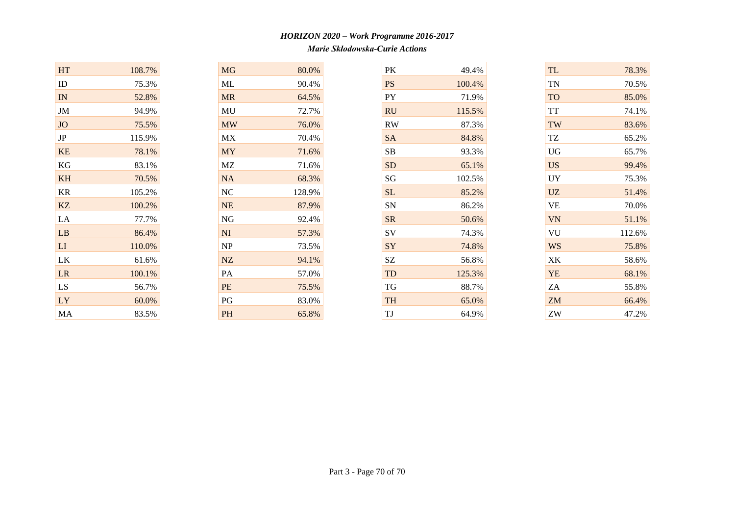| | |
|---|---|
| HT | 108.7% |
| ID | 75.3% |
| IN | 52.8% |
| JM | 94.9% |
| JO | 75.5% |
| JP | 115.9% |
| KE | 78.1% |
| KG | 83.1% |
| KH | 70.5% |
| KR | 105.2% |
| KZ | 100.2% |
| LA | 77.7% |
| LB | 86.4% |
| LI | 110.0% |
| LK | 61.6% |
| LR | 100.1% |
| LS | 56.7% |
| LY | 60.0% |
| MA | 83.5% |

| | |
|---|---|
| MG | 80.0% |
| ML | 90.4% |
| MR | 64.5% |
| MU | 72.7% |
| MW | 76.0% |
| MX | 70.4% |
| MY | 71.6% |
| MZ | 71.6% |
| NA | 68.3% |
| NC | 128.9% |
| NE | 87.9% |
| NG | 92.4% |
| NI | 57.3% |
| NP | 73.5% |
| NZ | 94.1% |
| PA | 57.0% |
| PE | 75.5% |
| PG | 83.0% |
| PH | 65.8% |

| | |
|---|---|
| PK | 49.4% |
| PS | 100.4% |
| PY | 71.9% |
| RU | 115.5% |
| RW | 87.3% |
| SA | 84.8% |
| SB | 93.3% |
| SD | 65.1% |
| SG | 102.5% |
| SL | 85.2% |
| SN | 86.2% |
| SR | 50.6% |
| SV | 74.3% |
| SY | 74.8% |
| SZ | 56.8% |
| TD | 125.3% |
| TG | 88.7% |
| TH | 65.0% |
| TJ | 64.9% |

| | |
|---|---|
| TL | 78.3% |
| TN | 70.5% |
| TO | 85.0% |
| TT | 74.1% |
| TW | 83.6% |
| TZ | 65.2% |
| UG | 65.7% |
| US | 99.4% |
| UY | 75.3% |
| UZ | 51.4% |
| VE | 70.0% |
| VN | 51.1% |
| VU | 112.6% |
| WS | 75.8% |
| XK | 58.6% |
| YE | 68.1% |
| ZA | 55.8% |
| ZM | 66.4% |
| ZW | 47.2% |